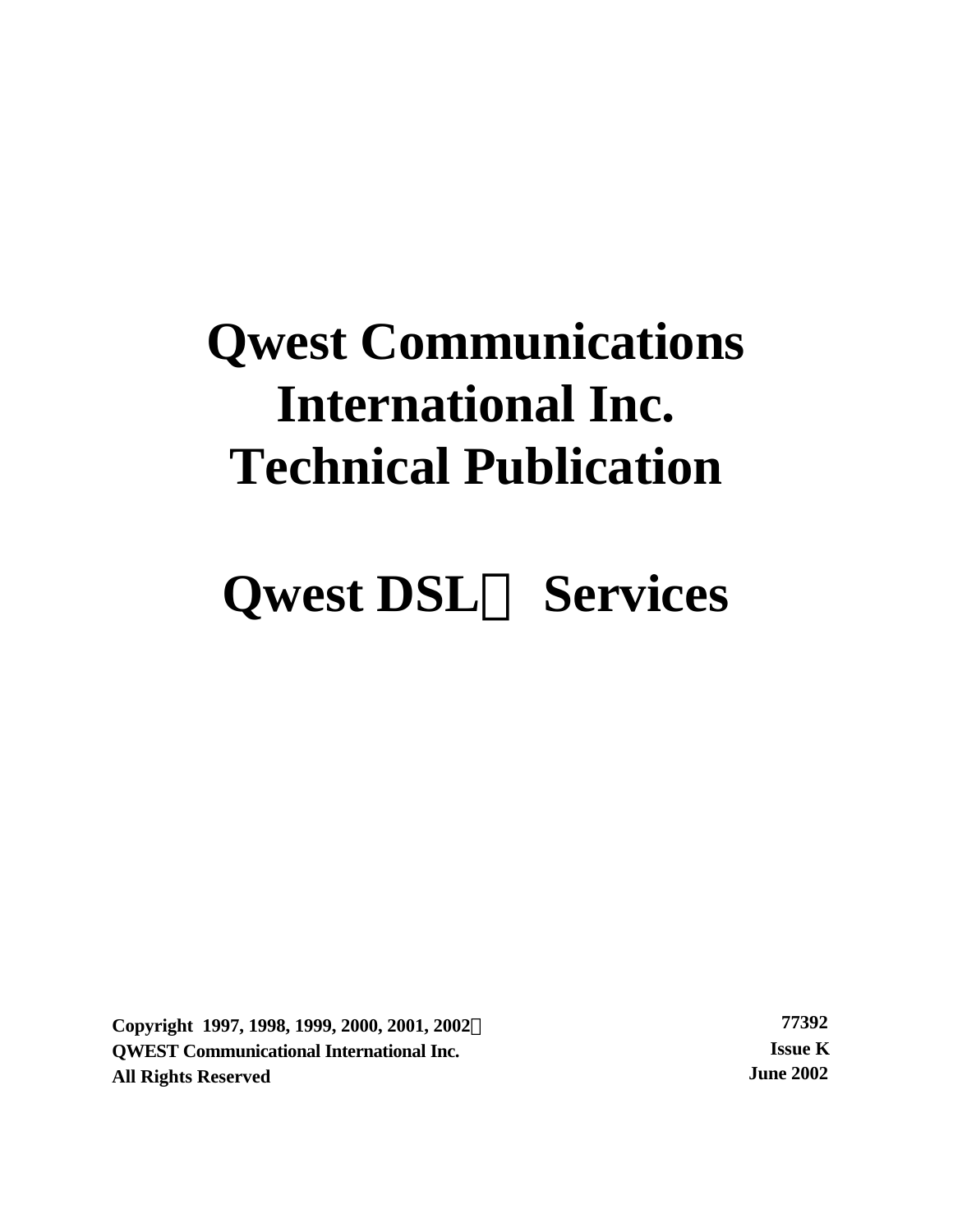# Qwest Communications International Inc. Technical Publication

# Qwest DSL Services

**Copyright 1997, 1998, 1999, 2000, 2001, 2002**
**QWEST Communicational International Inc.**
**All Rights Reserved**

**77392**
**Issue K**
**June 2002**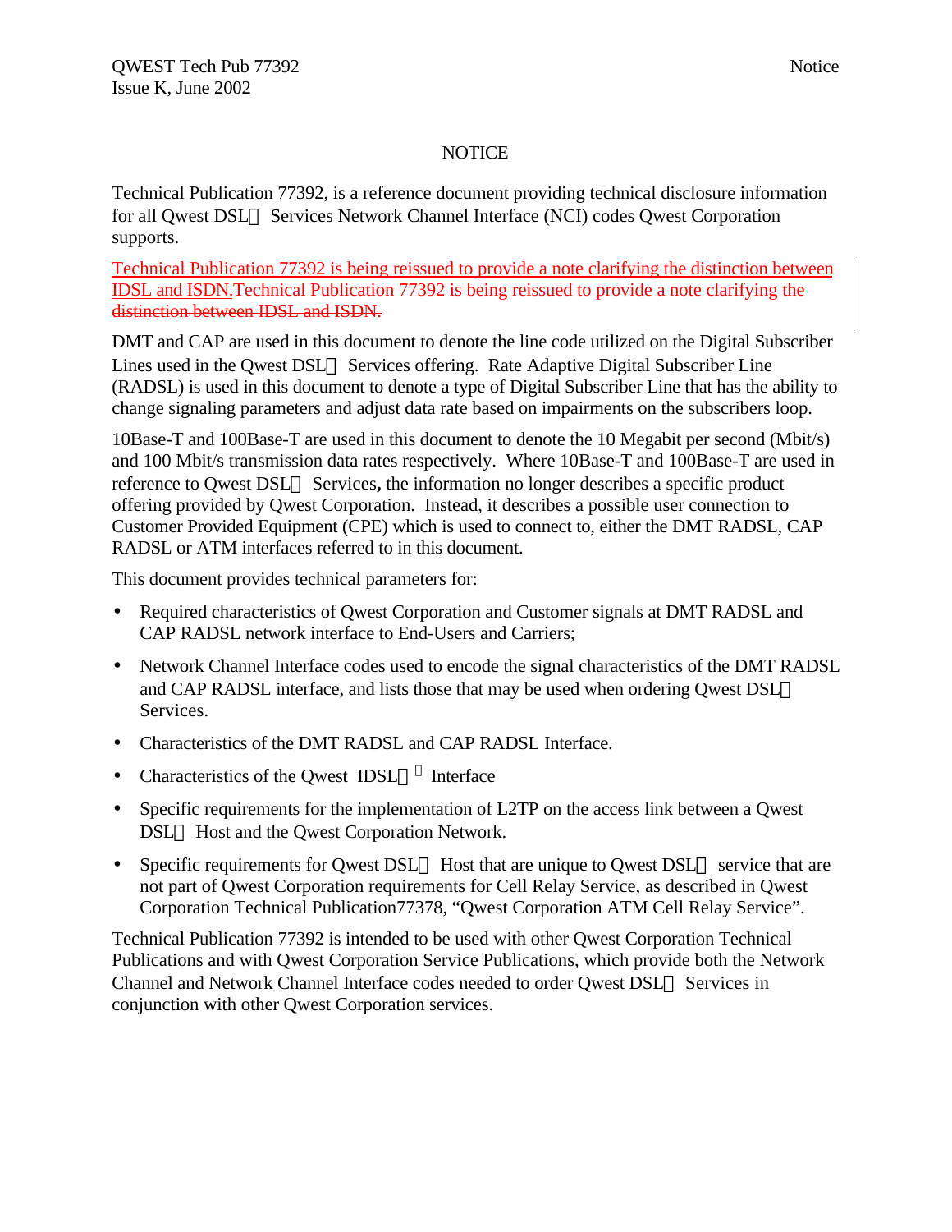# NOTICE

Technical Publication 77392, is a reference document providing technical disclosure information for all Qwest DSL Services Network Channel Interface (NCI) codes Qwest Corporation supports.

Technical Publication 77392 is being reissued to provide a note clarifying the distinction between IDSL and ISDN.~~Technical Publication 77392 is being reissued to provide a note clarifying the distinction between IDSL and ISDN.~~

DMT and CAP are used in this document to denote the line code utilized on the Digital Subscriber Lines used in the Qwest DSL Services offering. Rate Adaptive Digital Subscriber Line (RADSL) is used in this document to denote a type of Digital Subscriber Line that has the ability to change signaling parameters and adjust data rate based on impairments on the subscribers loop.

10Base-T and 100Base-T are used in this document to denote the 10 Megabit per second (Mbit/s) and 100 Mbit/s transmission data rates respectively. Where 10Base-T and 100Base-T are used in reference to Qwest DSL Services**,** the information no longer describes a specific product offering provided by Qwest Corporation. Instead, it describes a possible user connection to Customer Provided Equipment (CPE) which is used to connect to, either the DMT RADSL, CAP RADSL or ATM interfaces referred to in this document.

This document provides technical parameters for:

- Required characteristics of Qwest Corporation and Customer signals at DMT RADSL and CAP RADSL network interface to End-Users and Carriers;
- Network Channel Interface codes used to encode the signal characteristics of the DMT RADSL and CAP RADSL interface, and lists those that may be used when ordering Qwest DSL Services.
- Characteristics of the DMT RADSL and CAP RADSL Interface.
- Characteristics of the Qwest IDSL Interface
- Specific requirements for the implementation of L2TP on the access link between a Qwest DSL Host and the Qwest Corporation Network.
- Specific requirements for Qwest DSL Host that are unique to Qwest DSL service that are not part of Qwest Corporation requirements for Cell Relay Service, as described in Qwest Corporation Technical Publication77378, "Qwest Corporation ATM Cell Relay Service".

Technical Publication 77392 is intended to be used with other Qwest Corporation Technical Publications and with Qwest Corporation Service Publications, which provide both the Network Channel and Network Channel Interface codes needed to order Qwest DSL Services in conjunction with other Qwest Corporation services.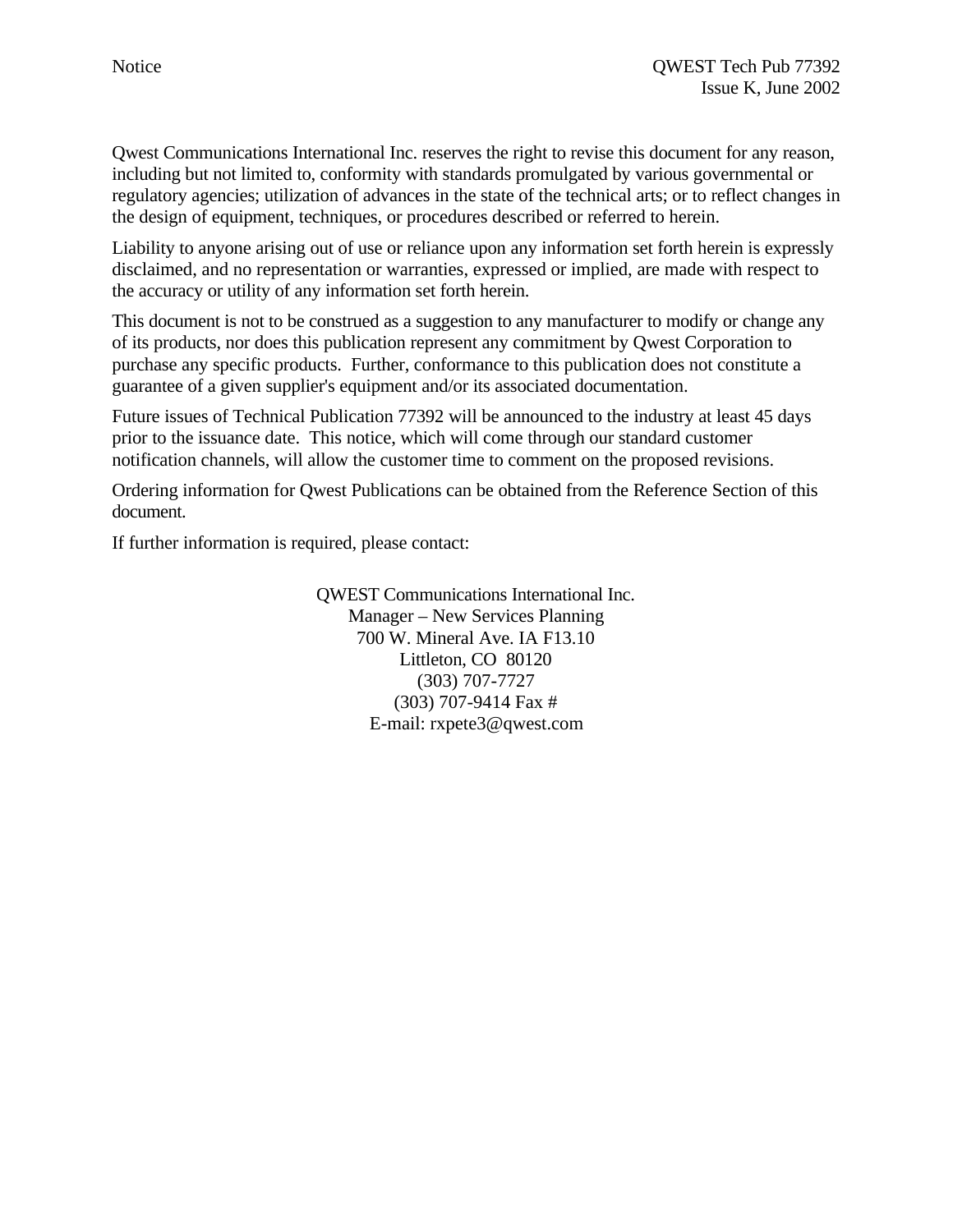Qwest Communications International Inc. reserves the right to revise this document for any reason, including but not limited to, conformity with standards promulgated by various governmental or regulatory agencies; utilization of advances in the state of the technical arts; or to reflect changes in the design of equipment, techniques, or procedures described or referred to herein.

Liability to anyone arising out of use or reliance upon any information set forth herein is expressly disclaimed, and no representation or warranties, expressed or implied, are made with respect to the accuracy or utility of any information set forth herein.

This document is not to be construed as a suggestion to any manufacturer to modify or change any of its products, nor does this publication represent any commitment by Qwest Corporation to purchase any specific products. Further, conformance to this publication does not constitute a guarantee of a given supplier's equipment and/or its associated documentation.

Future issues of Technical Publication 77392 will be announced to the industry at least 45 days prior to the issuance date. This notice, which will come through our standard customer notification channels, will allow the customer time to comment on the proposed revisions.

Ordering information for Qwest Publications can be obtained from the Reference Section of this document.

If further information is required, please contact:

QWEST Communications International Inc.
Manager – New Services Planning
700 W. Mineral Ave. IA F13.10
Littleton, CO 80120
(303) 707-7727
(303) 707-9414 Fax #
E-mail: rxpete3@qwest.com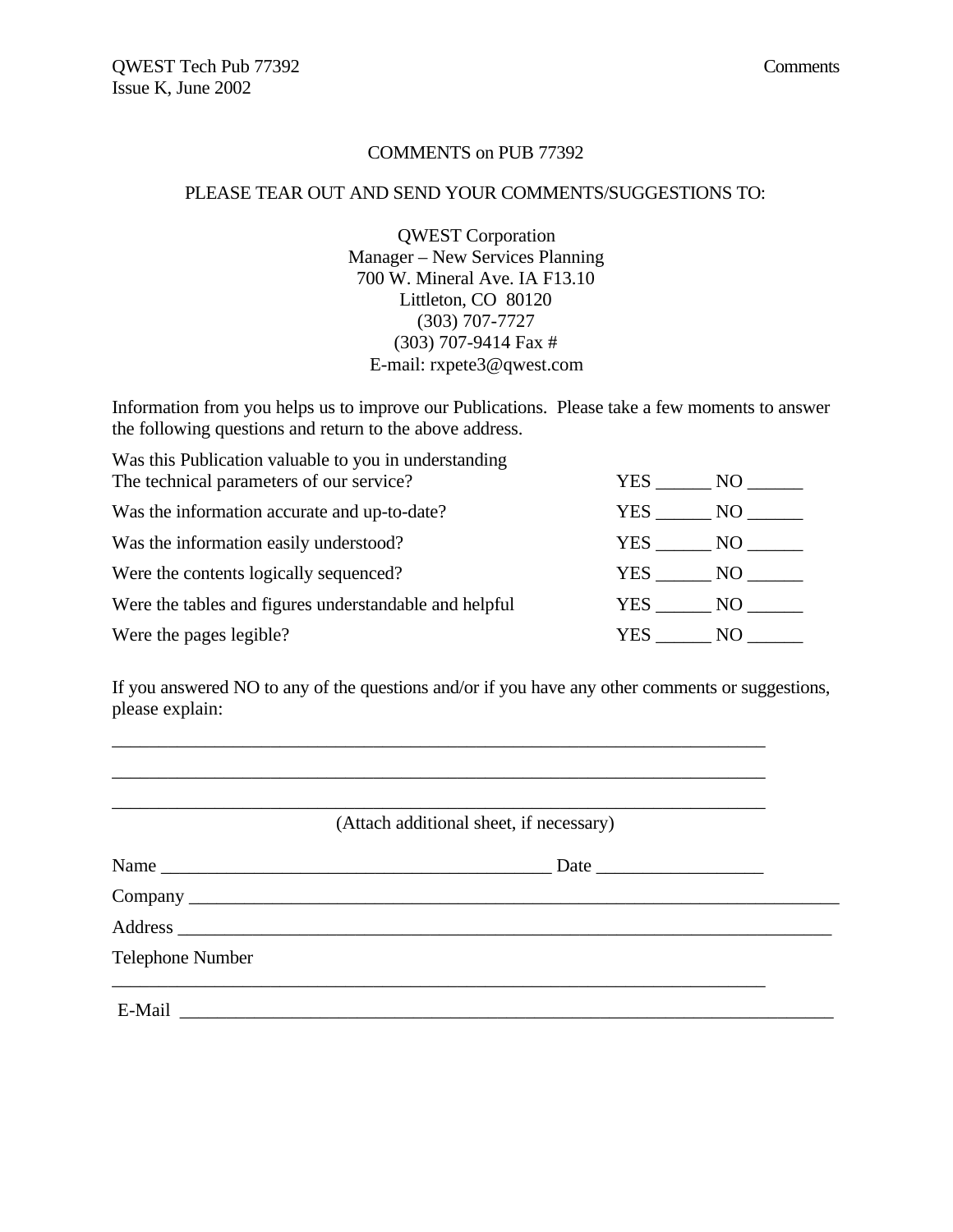COMMENTS on PUB 77392

PLEASE TEAR OUT AND SEND YOUR COMMENTS/SUGGESTIONS TO:

QWEST Corporation
Manager – New Services Planning
700 W. Mineral Ave. IA F13.10
Littleton, CO 80120
(303) 707-7727
(303) 707-9414 Fax #
E-mail: rxpete3@qwest.com

Information from you helps us to improve our Publications. Please take a few moments to answer the following questions and return to the above address.

| | |
|---|---|
| Was this Publication valuable to you in understanding The technical parameters of our service? | YES ______ NO ______ |
| Was the information accurate and up-to-date? | YES ______ NO ______ |
| Was the information easily understood? | YES ______ NO ______ |
| Were the contents logically sequenced? | YES ______ NO ______ |
| Were the tables and figures understandable and helpful | YES ______ NO ______ |
| Were the pages legible? | YES ______ NO ______ |

If you answered NO to any of the questions and/or if you have any other comments or suggestions, please explain:

______________________________________________________________________

______________________________________________________________________

______________________________________________________________________

(Attach additional sheet, if necessary)

Name ________________________________________ Date _________________

Company ______________________________________________________________

Address ______________________________________________________________

Telephone Number ______________________________________________________

E-Mail ________________________________________________________________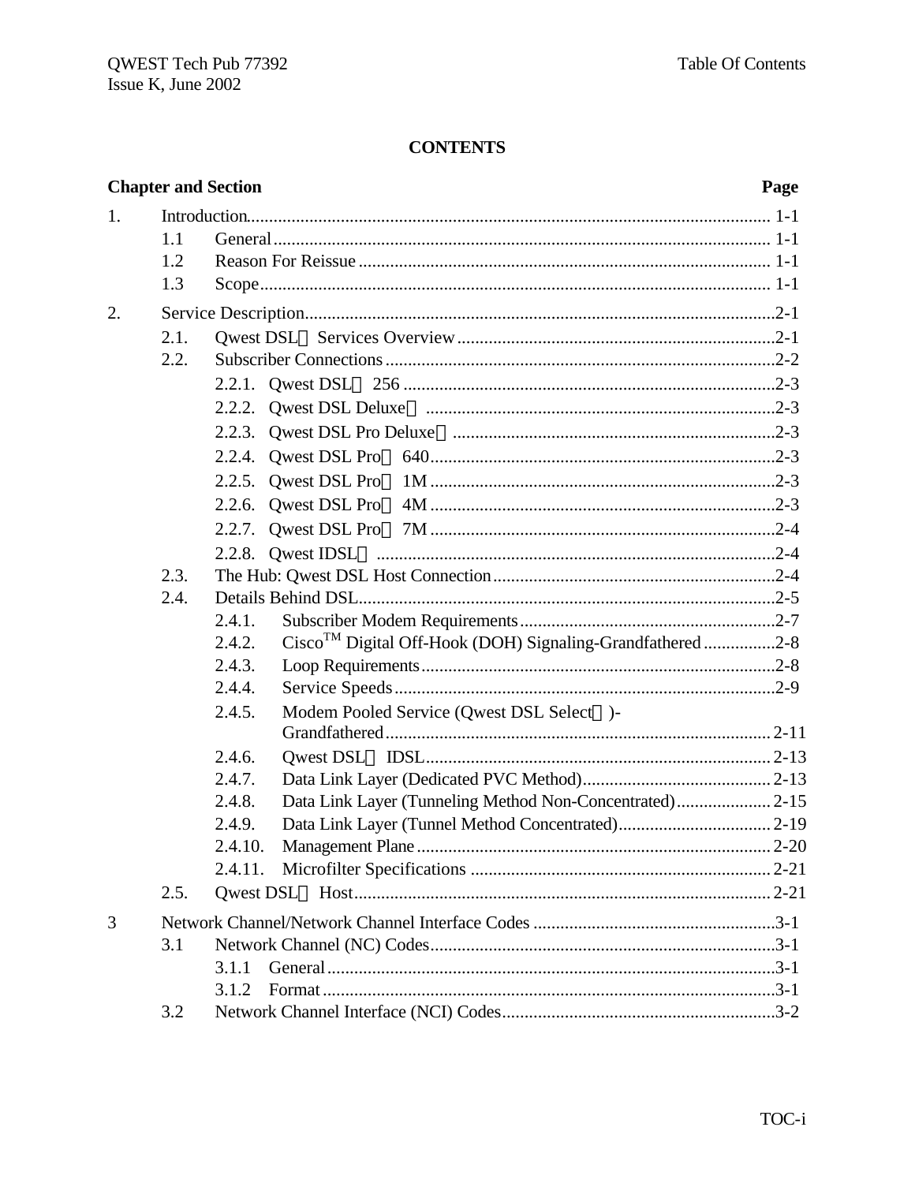# CONTENTS

| Chapter and Section | | | Page |
|---|---|---|---|
| 1. | Introduction | | 1-1 |
| | 1.1 | General | 1-1 |
| | 1.2 | Reason For Reissue | 1-1 |
| | 1.3 | Scope | 1-1 |
| 2. | Service Description | | 2-1 |
| | 2.1. | Qwest DSL Services Overview | 2-1 |
| | 2.2. | Subscriber Connections | 2-2 |
| | | 2.2.1. Qwest DSL 256 | 2-3 |
| | | 2.2.2. Qwest DSL Deluxe | 2-3 |
| | | 2.2.3. Qwest DSL Pro Deluxe | 2-3 |
| | | 2.2.4. Qwest DSL Pro 640 | 2-3 |
| | | 2.2.5. Qwest DSL Pro 1M | 2-3 |
| | | 2.2.6. Qwest DSL Pro 4M | 2-3 |
| | | 2.2.7. Qwest DSL Pro 7M | 2-4 |
| | | 2.2.8. Qwest IDSL | 2-4 |
| | 2.3. | The Hub: Qwest DSL Host Connection | 2-4 |
| | 2.4. | Details Behind DSL | 2-5 |
| | | 2.4.1. Subscriber Modem Requirements | 2-7 |
| | | 2.4.2. Cisco™ Digital Off-Hook (DOH) Signaling-Grandfathered | 2-8 |
| | | 2.4.3. Loop Requirements | 2-8 |
| | | 2.4.4. Service Speeds | 2-9 |
| | | 2.4.5. Modem Pooled Service (Qwest DSL Select)-Grandfathered | 2-11 |
| | | 2.4.6. Qwest DSL IDSL | 2-13 |
| | | 2.4.7. Data Link Layer (Dedicated PVC Method) | 2-13 |
| | | 2.4.8. Data Link Layer (Tunneling Method Non-Concentrated) | 2-15 |
| | | 2.4.9. Data Link Layer (Tunnel Method Concentrated) | 2-19 |
| | | 2.4.10. Management Plane | 2-20 |
| | | 2.4.11. Microfilter Specifications | 2-21 |
| | 2.5. | Qwest DSL Host | 2-21 |
| 3 | Network Channel/Network Channel Interface Codes | | 3-1 |
| | 3.1 | Network Channel (NC) Codes | 3-1 |
| | | 3.1.1 General | 3-1 |
| | | 3.1.2 Format | 3-1 |
| | 3.2 | Network Channel Interface (NCI) Codes | 3-2 |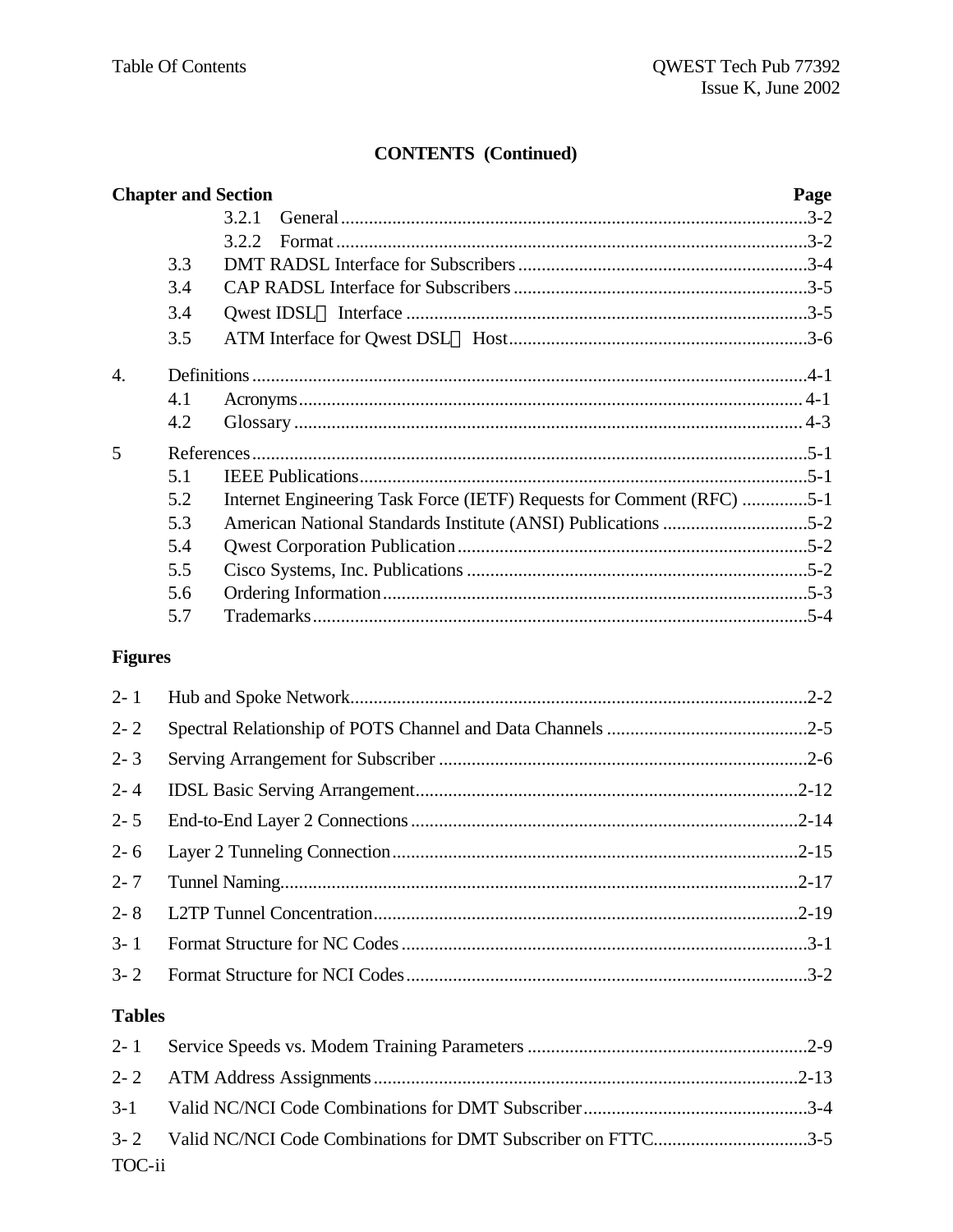**CONTENTS (Continued)**

| Chapter and Section | | Page |
|---|---|---|
| 3.2.1 | General | 3-2 |
| 3.2.2 | Format | 3-2 |
| 3.3 | DMT RADSL Interface for Subscribers | 3-4 |
| 3.4 | CAP RADSL Interface for Subscribers | 3-5 |
| 3.4 | Qwest IDSL Interface | 3-5 |
| 3.5 | ATM Interface for Qwest DSL Host | 3-6 |
| 4. | Definitions | 4-1 |
| 4.1 | Acronyms | 4-1 |
| 4.2 | Glossary | 4-3 |
| 5 | References | 5-1 |
| 5.1 | IEEE Publications | 5-1 |
| 5.2 | Internet Engineering Task Force (IETF) Requests for Comment (RFC) | 5-1 |
| 5.3 | American National Standards Institute (ANSI) Publications | 5-2 |
| 5.4 | Qwest Corporation Publication | 5-2 |
| 5.5 | Cisco Systems, Inc. Publications | 5-2 |
| 5.6 | Ordering Information | 5-3 |
| 5.7 | Trademarks | 5-4 |

**Figures**

| | | |
|---|---|---|
| 2- 1 | Hub and Spoke Network | 2-2 |
| 2- 2 | Spectral Relationship of POTS Channel and Data Channels | 2-5 |
| 2- 3 | Serving Arrangement for Subscriber | 2-6 |
| 2- 4 | IDSL Basic Serving Arrangement | 2-12 |
| 2- 5 | End-to-End Layer 2 Connections | 2-14 |
| 2- 6 | Layer 2 Tunneling Connection | 2-15 |
| 2- 7 | Tunnel Naming | 2-17 |
| 2- 8 | L2TP Tunnel Concentration | 2-19 |
| 3- 1 | Format Structure for NC Codes | 3-1 |
| 3- 2 | Format Structure for NCI Codes | 3-2 |

**Tables**

| | | |
|---|---|---|
| 2- 1 | Service Speeds vs. Modem Training Parameters | 2-9 |
| 2- 2 | ATM Address Assignments | 2-13 |
| 3-1 | Valid NC/NCI Code Combinations for DMT Subscriber | 3-4 |
| 3- 2 | Valid NC/NCI Code Combinations for DMT Subscriber on FTTC | 3-5 |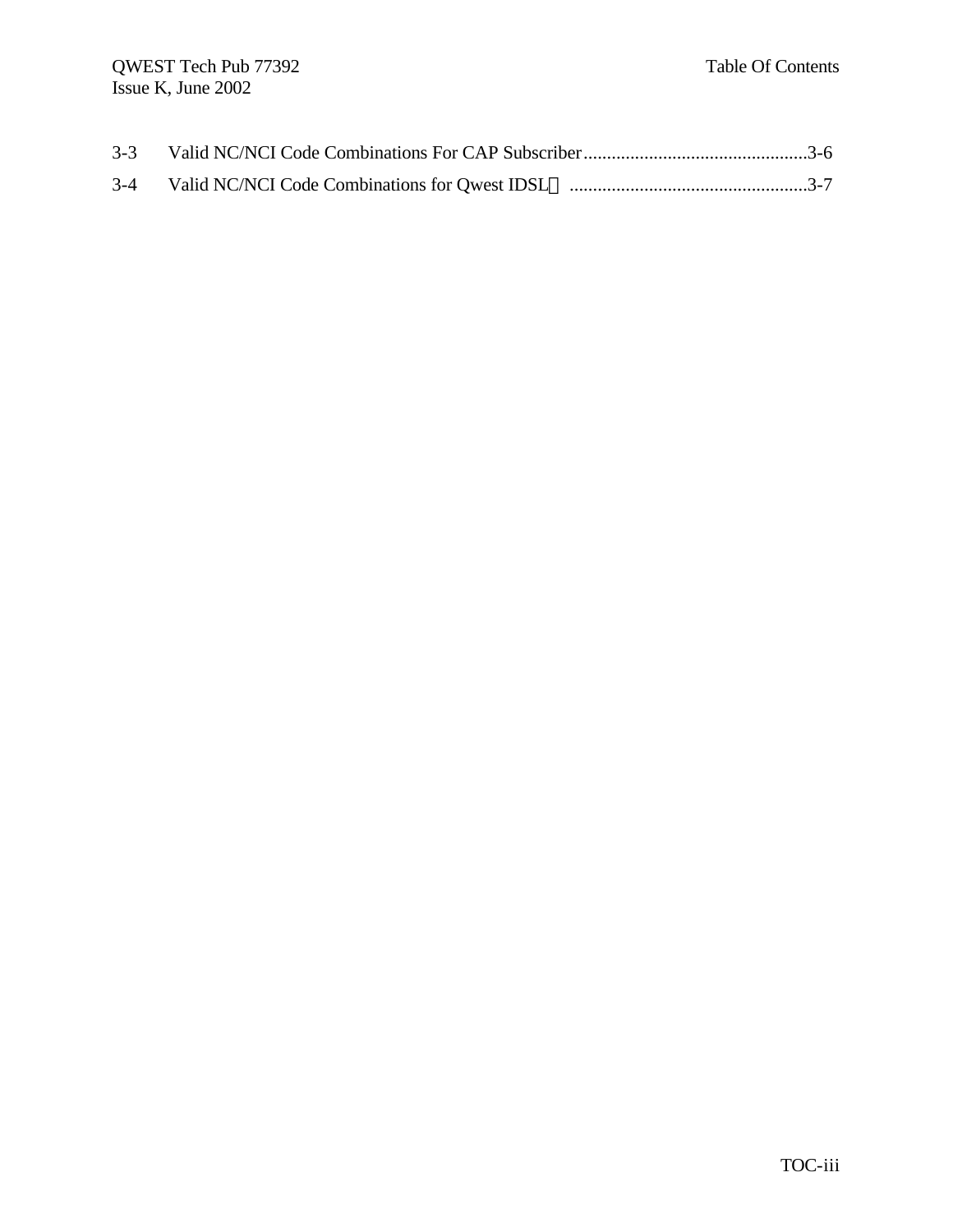3-3 Valid NC/NCI Code Combinations For CAP Subscriber................................................3-6

3-4 Valid NC/NCI Code Combinations for Qwest IDSL ...................................................3-7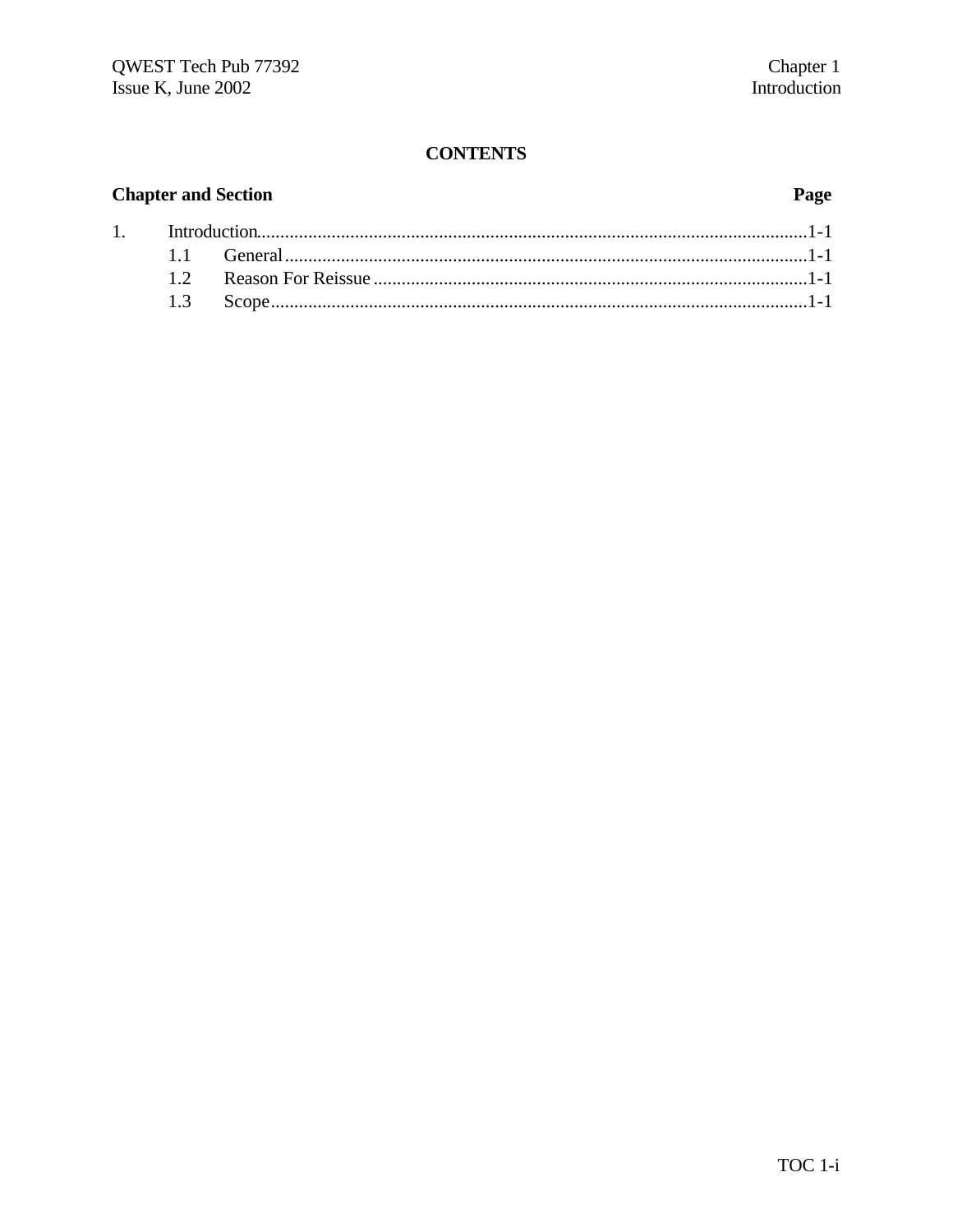## CONTENTS

| Chapter and Section | | Page |
|---|---|---|
| 1. | Introduction | 1-1 |
| | 1.1 General | 1-1 |
| | 1.2 Reason For Reissue | 1-1 |
| | 1.3 Scope | 1-1 |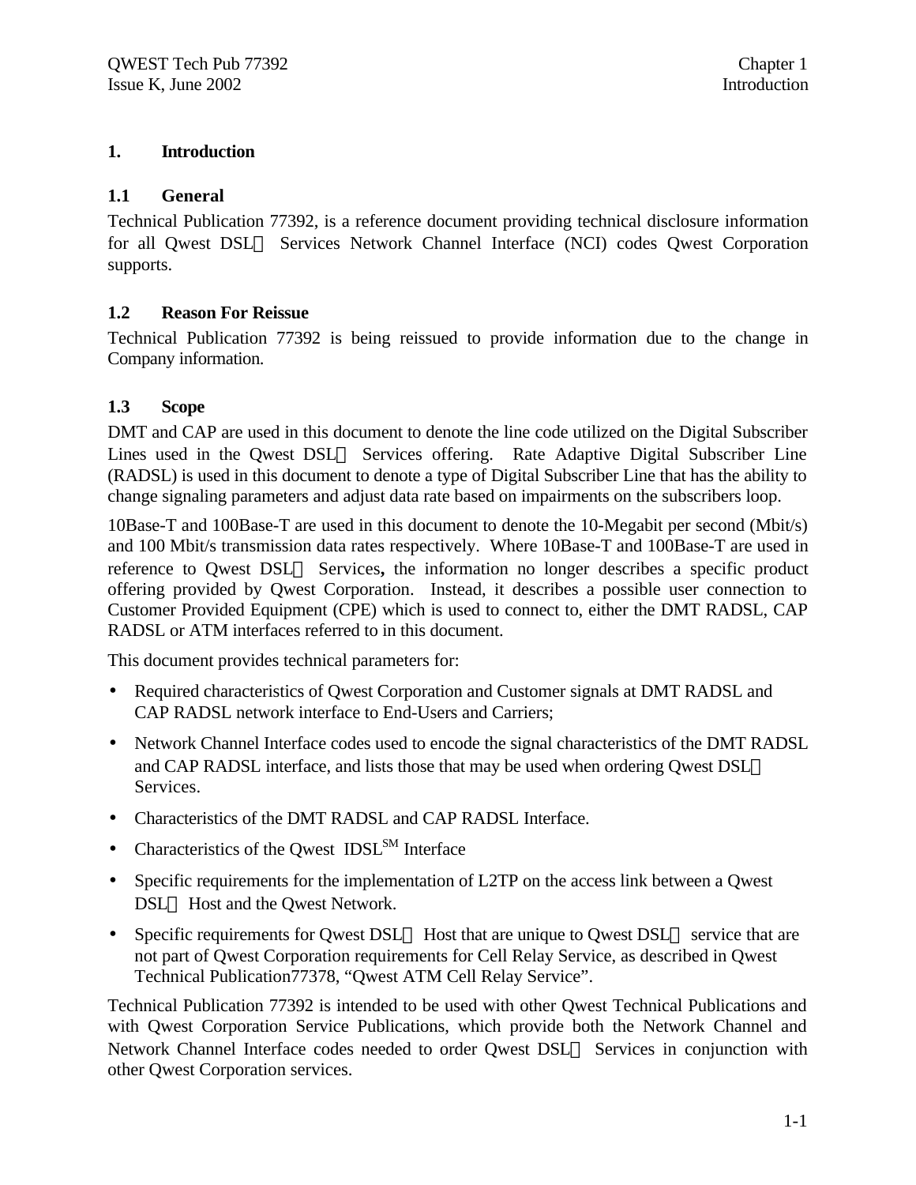# 1. Introduction

## 1.1 General

Technical Publication 77392, is a reference document providing technical disclosure information for all Qwest DSL Services Network Channel Interface (NCI) codes Qwest Corporation supports.

## 1.2 Reason For Reissue

Technical Publication 77392 is being reissued to provide information due to the change in Company information.

## 1.3 Scope

DMT and CAP are used in this document to denote the line code utilized on the Digital Subscriber Lines used in the Qwest DSL Services offering. Rate Adaptive Digital Subscriber Line (RADSL) is used in this document to denote a type of Digital Subscriber Line that has the ability to change signaling parameters and adjust data rate based on impairments on the subscribers loop.

10Base-T and 100Base-T are used in this document to denote the 10-Megabit per second (Mbit/s) and 100 Mbit/s transmission data rates respectively. Where 10Base-T and 100Base-T are used in reference to Qwest DSL Services**,** the information no longer describes a specific product offering provided by Qwest Corporation. Instead, it describes a possible user connection to Customer Provided Equipment (CPE) which is used to connect to, either the DMT RADSL, CAP RADSL or ATM interfaces referred to in this document.

This document provides technical parameters for:

- Required characteristics of Qwest Corporation and Customer signals at DMT RADSL and CAP RADSL network interface to End-Users and Carriers;
- Network Channel Interface codes used to encode the signal characteristics of the DMT RADSL and CAP RADSL interface, and lists those that may be used when ordering Qwest DSL Services.
- Characteristics of the DMT RADSL and CAP RADSL Interface.
- Characteristics of the Qwest IDSL[SM] Interface
- Specific requirements for the implementation of L2TP on the access link between a Qwest DSL Host and the Qwest Network.
- Specific requirements for Qwest DSL Host that are unique to Qwest DSL service that are not part of Qwest Corporation requirements for Cell Relay Service, as described in Qwest Technical Publication77378, "Qwest ATM Cell Relay Service".

Technical Publication 77392 is intended to be used with other Qwest Technical Publications and with Qwest Corporation Service Publications, which provide both the Network Channel and Network Channel Interface codes needed to order Qwest DSL Services in conjunction with other Qwest Corporation services.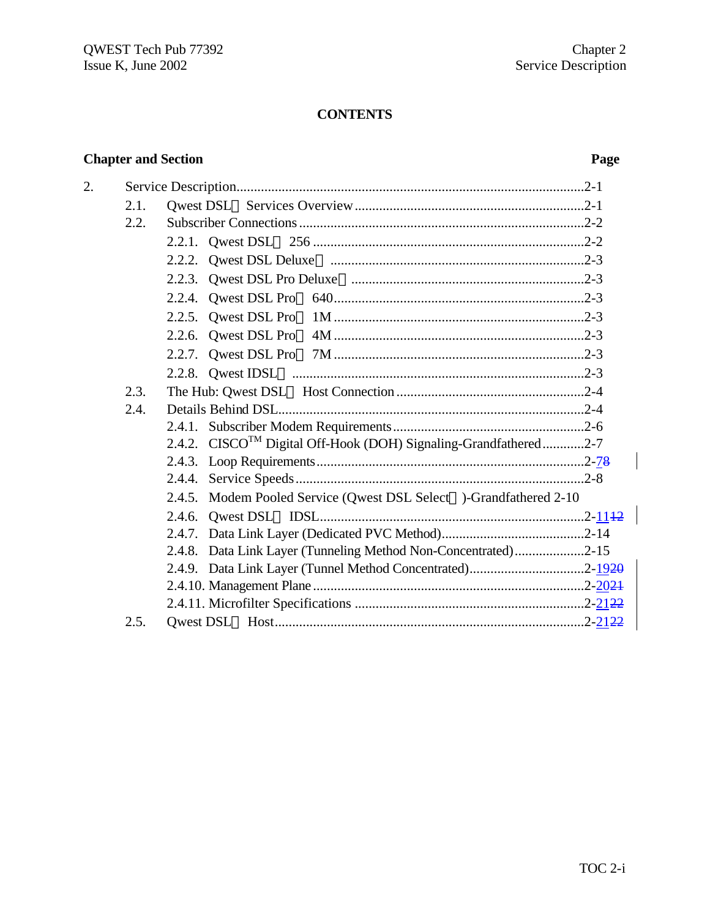# CONTENTS

**Chapter and Section** **Page**

2. Service Description....................................................................................................2-1
   - 2.1. Qwest DSL Services Overview..................................................................2-1
   - 2.2. Subscriber Connections..................................................................................2-2
     - 2.2.1. Qwest DSL 256 ..............................................................................2-2
     - 2.2.2. Qwest DSL Deluxe ........................................................................2-3
     - 2.2.3. Qwest DSL Pro Deluxe ..................................................................2-3
     - 2.2.4. Qwest DSL Pro 640......................................................................2-3
     - 2.2.5. Qwest DSL Pro 1M ......................................................................2-3
     - 2.2.6. Qwest DSL Pro 4M ......................................................................2-3
     - 2.2.7. Qwest DSL Pro 7M ......................................................................2-3
     - 2.2.8. Qwest IDSL ....................................................................................2-3
   - 2.3. The Hub: Qwest DSL Host Connection......................................................2-4
   - 2.4. Details Behind DSL........................................................................................2-4
     - 2.4.1. Subscriber Modem Requirements.......................................................2-6
     - 2.4.2. CISCO™ Digital Off-Hook (DOH) Signaling-Grandfathered............2-7
     - 2.4.3. Loop Requirements.............................................................................2-78
     - 2.4.4. Service Speeds..................................................................................2-8
     - 2.4.5. Modem Pooled Service (Qwest DSL Select )-Grandfathered 2-10
     - 2.4.6. Qwest DSL IDSL...........................................................................2-1112
     - 2.4.7. Data Link Layer (Dedicated PVC Method).........................................2-14
     - 2.4.8. Data Link Layer (Tunneling Method Non-Concentrated)....................2-15
     - 2.4.9. Data Link Layer (Tunnel Method Concentrated)................................2-1920
     - 2.4.10. Management Plane..........................................................................2-2021
     - 2.4.11. Microfilter Specifications .................................................................2-2122
   - 2.5. Qwest DSL Host.........................................................................................2-2122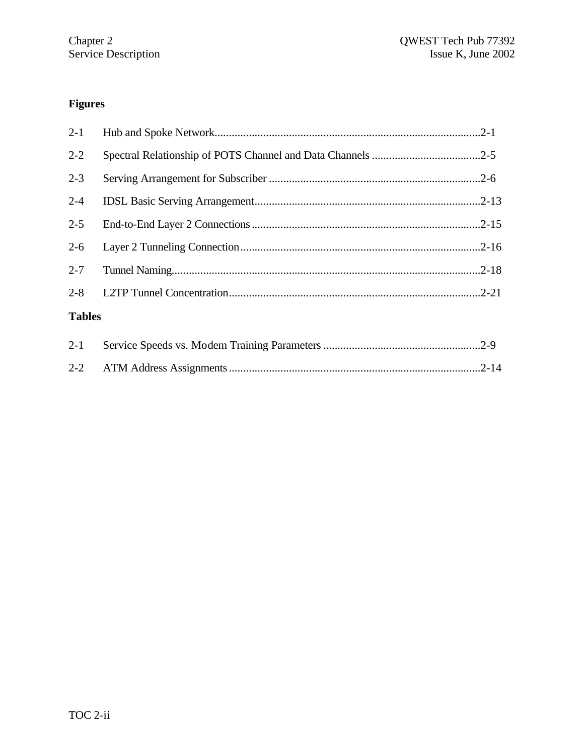## Figures

2-1 Hub and Spoke Network............................................................................................2-1

2-2 Spectral Relationship of POTS Channel and Data Channels ......................................2-5

2-3 Serving Arrangement for Subscriber .........................................................................2-6

2-4 IDSL Basic Serving Arrangement..............................................................................2-13

2-5 End-to-End Layer 2 Connections...............................................................................2-15

2-6 Layer 2 Tunneling Connection...................................................................................2-16

2-7 Tunnel Naming..........................................................................................................2-18

2-8 L2TP Tunnel Concentration.......................................................................................2-21

## Tables

2-1 Service Speeds vs. Modem Training Parameters .......................................................2-9

2-2 ATM Address Assignments.......................................................................................2-14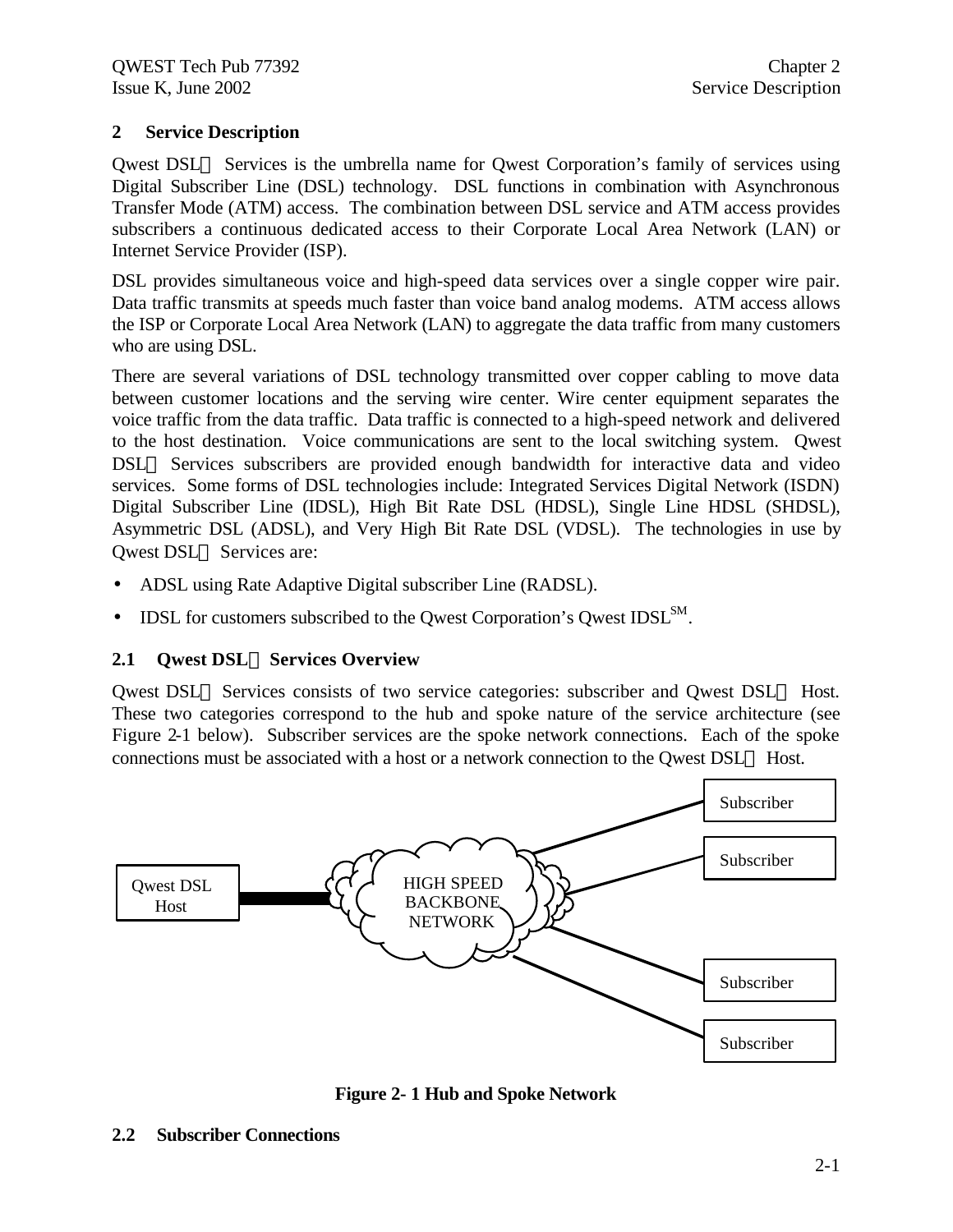## 2 Service Description

Qwest DSL℠ Services is the umbrella name for Qwest Corporation's family of services using Digital Subscriber Line (DSL) technology. DSL functions in combination with Asynchronous Transfer Mode (ATM) access. The combination between DSL service and ATM access provides subscribers a continuous dedicated access to their Corporate Local Area Network (LAN) or Internet Service Provider (ISP).

DSL provides simultaneous voice and high-speed data services over a single copper wire pair. Data traffic transmits at speeds much faster than voice band analog modems. ATM access allows the ISP or Corporate Local Area Network (LAN) to aggregate the data traffic from many customers who are using DSL.

There are several variations of DSL technology transmitted over copper cabling to move data between customer locations and the serving wire center. Wire center equipment separates the voice traffic from the data traffic. Data traffic is connected to a high-speed network and delivered to the host destination. Voice communications are sent to the local switching system. Qwest DSL℠ Services subscribers are provided enough bandwidth for interactive data and video services. Some forms of DSL technologies include: Integrated Services Digital Network (ISDN) Digital Subscriber Line (IDSL), High Bit Rate DSL (HDSL), Single Line HDSL (SHDSL), Asymmetric DSL (ADSL), and Very High Bit Rate DSL (VDSL). The technologies in use by Qwest DSL℠ Services are:

- ADSL using Rate Adaptive Digital subscriber Line (RADSL).
- IDSL for customers subscribed to the Qwest Corporation's Qwest IDSL℠.

### 2.1 Qwest DSL℠ Services Overview

Qwest DSL℠ Services consists of two service categories: subscriber and Qwest DSL℠ Host. These two categories correspond to the hub and spoke nature of the service architecture (see Figure 2-1 below). Subscriber services are the spoke network connections. Each of the spoke connections must be associated with a host or a network connection to the Qwest DSL℠ Host.

Qwest DSL Host — HIGH SPEED BACKBONE NETWORK — Subscriber, Subscriber, Subscriber, Subscriber

**Figure 2- 1 Hub and Spoke Network**

### 2.2 Subscriber Connections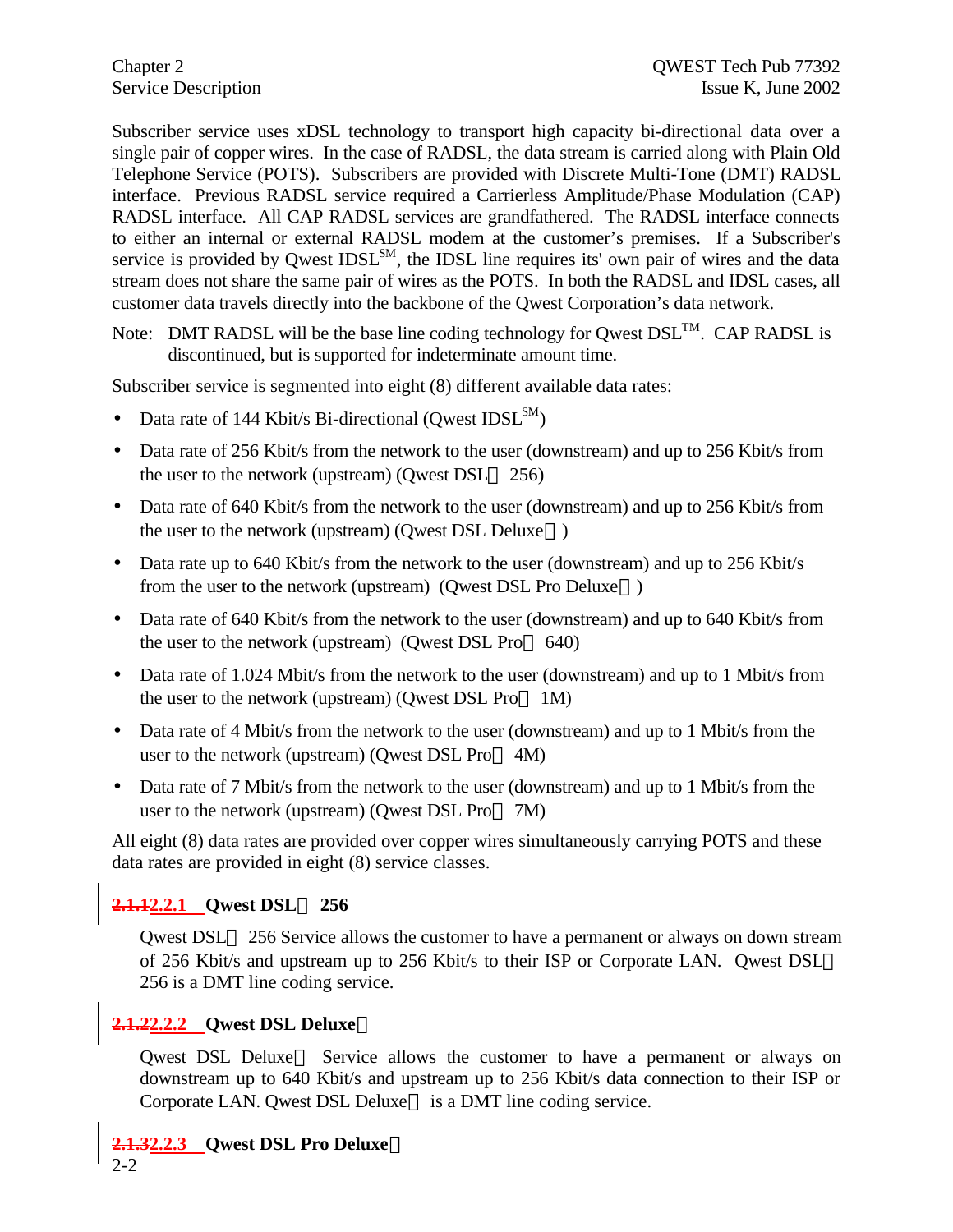Subscriber service uses xDSL technology to transport high capacity bi-directional data over a single pair of copper wires. In the case of RADSL, the data stream is carried along with Plain Old Telephone Service (POTS). Subscribers are provided with Discrete Multi-Tone (DMT) RADSL interface. Previous RADSL service required a Carrierless Amplitude/Phase Modulation (CAP) RADSL interface. All CAP RADSL services are grandfathered. The RADSL interface connects to either an internal or external RADSL modem at the customer's premises. If a Subscriber's service is provided by Qwest IDSL[SM], the IDSL line requires its' own pair of wires and the data stream does not share the same pair of wires as the POTS. In both the RADSL and IDSL cases, all customer data travels directly into the backbone of the Qwest Corporation's data network.

Note: DMT RADSL will be the base line coding technology for Qwest DSL[TM]. CAP RADSL is discontinued, but is supported for indeterminate amount time.

Subscriber service is segmented into eight (8) different available data rates:

- Data rate of 144 Kbit/s Bi-directional (Qwest IDSL[SM])
- Data rate of 256 Kbit/s from the network to the user (downstream) and up to 256 Kbit/s from the user to the network (upstream) (Qwest DSL 256)
- Data rate of 640 Kbit/s from the network to the user (downstream) and up to 256 Kbit/s from the user to the network (upstream) (Qwest DSL Deluxe)
- Data rate up to 640 Kbit/s from the network to the user (downstream) and up to 256 Kbit/s from the user to the network (upstream) (Qwest DSL Pro Deluxe)
- Data rate of 640 Kbit/s from the network to the user (downstream) and up to 640 Kbit/s from the user to the network (upstream) (Qwest DSL Pro 640)
- Data rate of 1.024 Mbit/s from the network to the user (downstream) and up to 1 Mbit/s from the user to the network (upstream) (Qwest DSL Pro 1M)
- Data rate of 4 Mbit/s from the network to the user (downstream) and up to 1 Mbit/s from the user to the network (upstream) (Qwest DSL Pro 4M)
- Data rate of 7 Mbit/s from the network to the user (downstream) and up to 1 Mbit/s from the user to the network (upstream) (Qwest DSL Pro 7M)

All eight (8) data rates are provided over copper wires simultaneously carrying POTS and these data rates are provided in eight (8) service classes.

### ~~2.1.1~~2.2.1 Qwest DSL 256

Qwest DSL 256 Service allows the customer to have a permanent or always on down stream of 256 Kbit/s and upstream up to 256 Kbit/s to their ISP or Corporate LAN. Qwest DSL 256 is a DMT line coding service.

### ~~2.1.2~~2.2.2 Qwest DSL Deluxe

Qwest DSL Deluxe Service allows the customer to have a permanent or always on downstream up to 640 Kbit/s and upstream up to 256 Kbit/s data connection to their ISP or Corporate LAN. Qwest DSL Deluxe is a DMT line coding service.

### ~~2.1.3~~2.2.3 Qwest DSL Pro Deluxe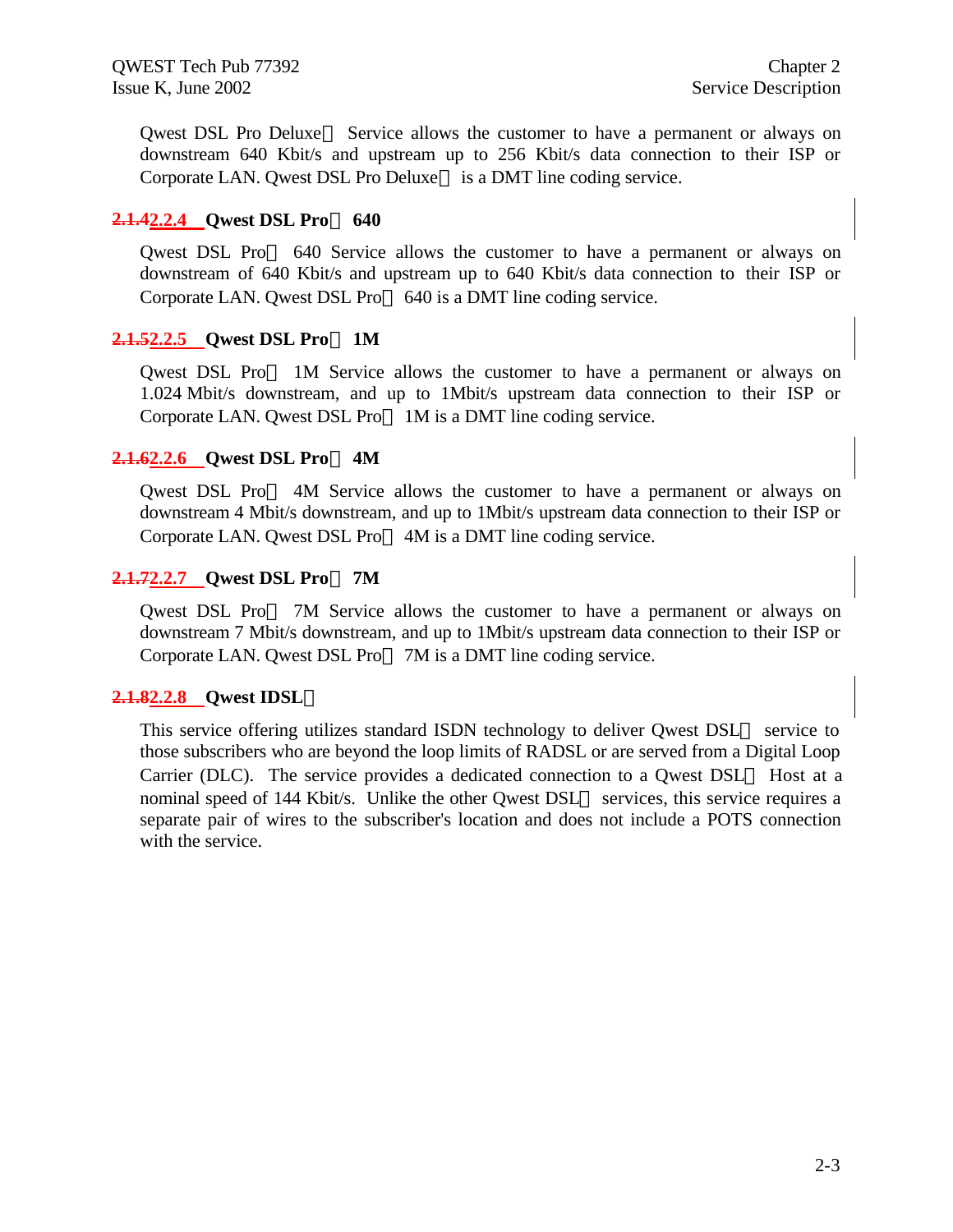Qwest DSL Pro Deluxe Service allows the customer to have a permanent or always on downstream 640 Kbit/s and upstream up to 256 Kbit/s data connection to their ISP or Corporate LAN. Qwest DSL Pro Deluxe is a DMT line coding service.

### ~~2.1.4~~2.2.4 Qwest DSL Pro 640

Qwest DSL Pro 640 Service allows the customer to have a permanent or always on downstream of 640 Kbit/s and upstream up to 640 Kbit/s data connection to their ISP or Corporate LAN. Qwest DSL Pro 640 is a DMT line coding service.

### ~~2.1.5~~2.2.5 Qwest DSL Pro 1M

Qwest DSL Pro 1M Service allows the customer to have a permanent or always on 1.024 Mbit/s downstream, and up to 1Mbit/s upstream data connection to their ISP or Corporate LAN. Qwest DSL Pro 1M is a DMT line coding service.

### ~~2.1.6~~2.2.6 Qwest DSL Pro 4M

Qwest DSL Pro 4M Service allows the customer to have a permanent or always on downstream 4 Mbit/s downstream, and up to 1Mbit/s upstream data connection to their ISP or Corporate LAN. Qwest DSL Pro 4M is a DMT line coding service.

### ~~2.1.7~~2.2.7 Qwest DSL Pro 7M

Qwest DSL Pro 7M Service allows the customer to have a permanent or always on downstream 7 Mbit/s downstream, and up to 1Mbit/s upstream data connection to their ISP or Corporate LAN. Qwest DSL Pro 7M is a DMT line coding service.

### ~~2.1.8~~2.2.8 Qwest IDSL

This service offering utilizes standard ISDN technology to deliver Qwest DSL service to those subscribers who are beyond the loop limits of RADSL or are served from a Digital Loop Carrier (DLC). The service provides a dedicated connection to a Qwest DSL Host at a nominal speed of 144 Kbit/s. Unlike the other Qwest DSL services, this service requires a separate pair of wires to the subscriber's location and does not include a POTS connection with the service.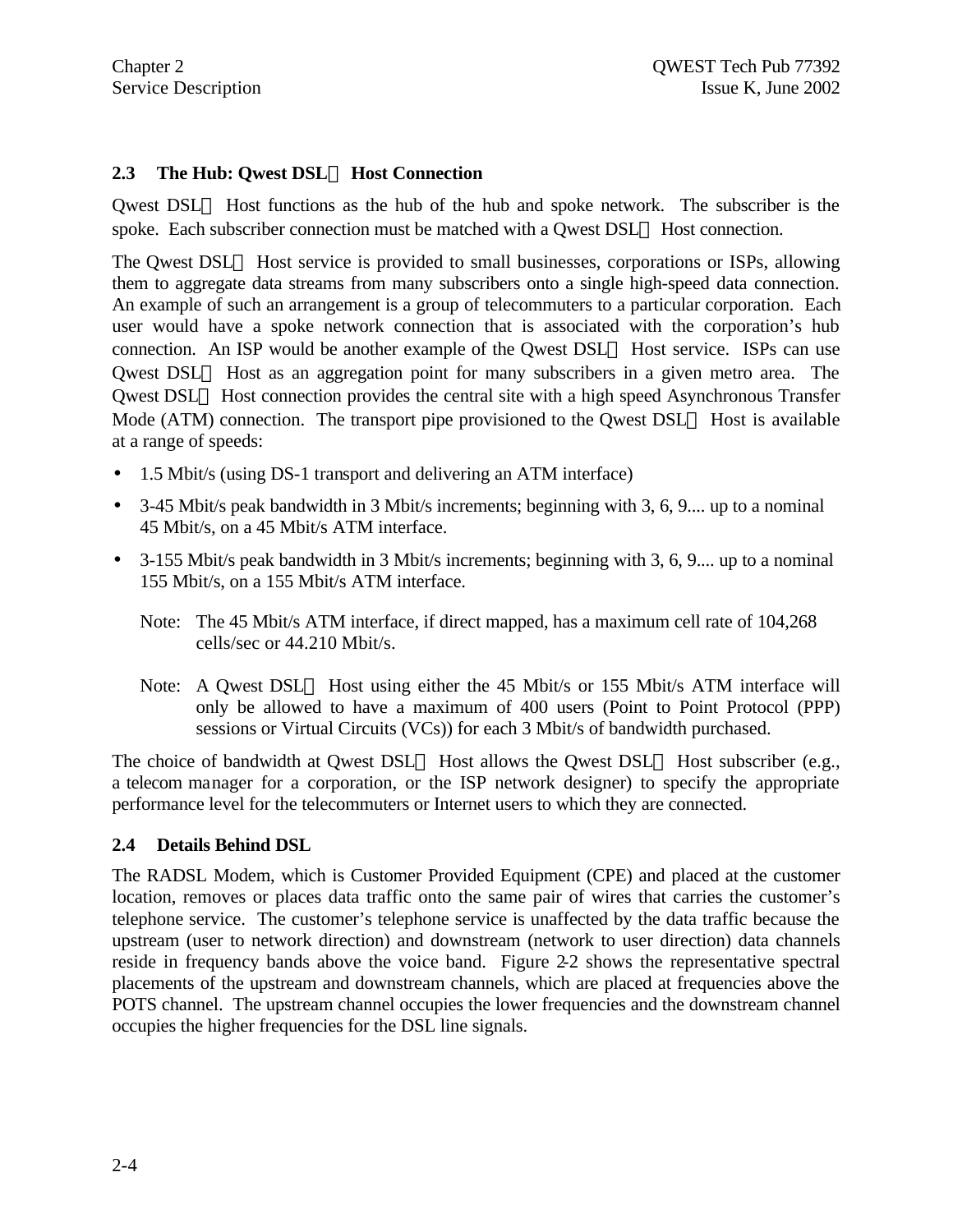## 2.3 The Hub: Qwest DSL Host Connection

Qwest DSL Host functions as the hub of the hub and spoke network. The subscriber is the spoke. Each subscriber connection must be matched with a Qwest DSL Host connection.

The Qwest DSL Host service is provided to small businesses, corporations or ISPs, allowing them to aggregate data streams from many subscribers onto a single high-speed data connection. An example of such an arrangement is a group of telecommuters to a particular corporation. Each user would have a spoke network connection that is associated with the corporation's hub connection. An ISP would be another example of the Qwest DSL Host service. ISPs can use Qwest DSL Host as an aggregation point for many subscribers in a given metro area. The Qwest DSL Host connection provides the central site with a high speed Asynchronous Transfer Mode (ATM) connection. The transport pipe provisioned to the Qwest DSL Host is available at a range of speeds:

- 1.5 Mbit/s (using DS-1 transport and delivering an ATM interface)
- 3-45 Mbit/s peak bandwidth in 3 Mbit/s increments; beginning with 3, 6, 9.... up to a nominal 45 Mbit/s, on a 45 Mbit/s ATM interface.
- 3-155 Mbit/s peak bandwidth in 3 Mbit/s increments; beginning with 3, 6, 9.... up to a nominal 155 Mbit/s, on a 155 Mbit/s ATM interface.

Note: The 45 Mbit/s ATM interface, if direct mapped, has a maximum cell rate of 104,268 cells/sec or 44.210 Mbit/s.

Note: A Qwest DSL Host using either the 45 Mbit/s or 155 Mbit/s ATM interface will only be allowed to have a maximum of 400 users (Point to Point Protocol (PPP) sessions or Virtual Circuits (VCs)) for each 3 Mbit/s of bandwidth purchased.

The choice of bandwidth at Qwest DSL Host allows the Qwest DSL Host subscriber (e.g., a telecom manager for a corporation, or the ISP network designer) to specify the appropriate performance level for the telecommuters or Internet users to which they are connected.

## 2.4 Details Behind DSL

The RADSL Modem, which is Customer Provided Equipment (CPE) and placed at the customer location, removes or places data traffic onto the same pair of wires that carries the customer's telephone service. The customer's telephone service is unaffected by the data traffic because the upstream (user to network direction) and downstream (network to user direction) data channels reside in frequency bands above the voice band. Figure 2-2 shows the representative spectral placements of the upstream and downstream channels, which are placed at frequencies above the POTS channel. The upstream channel occupies the lower frequencies and the downstream channel occupies the higher frequencies for the DSL line signals.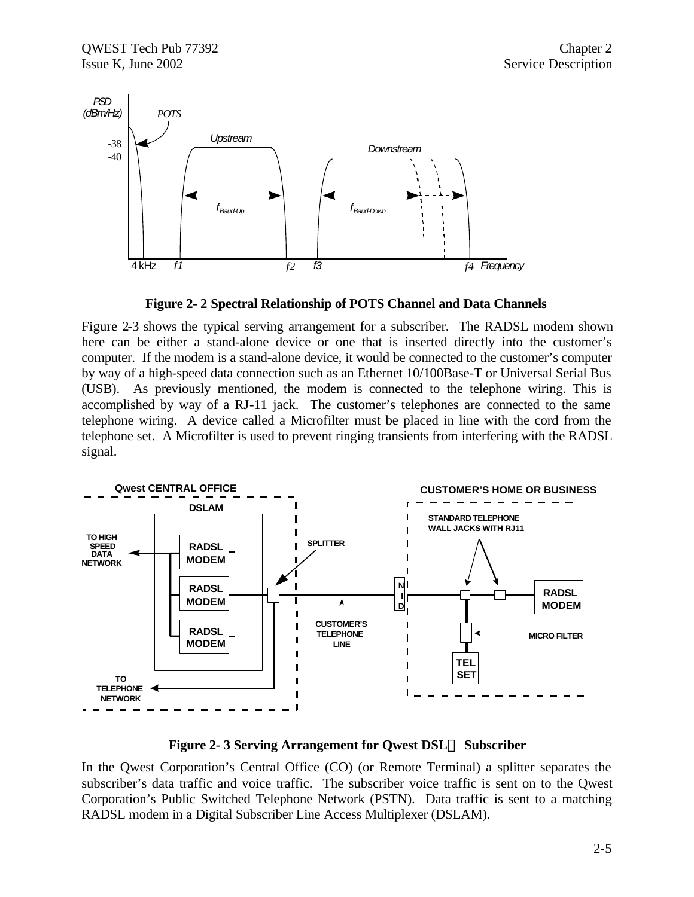**Figure 2- 2 Spectral Relationship of POTS Channel and Data Channels**

Figure 2-3 shows the typical serving arrangement for a subscriber. The RADSL modem shown here can be either a stand-alone device or one that is inserted directly into the customer's computer. If the modem is a stand-alone device, it would be connected to the customer's computer by way of a high-speed data connection such as an Ethernet 10/100Base-T or Universal Serial Bus (USB). As previously mentioned, the modem is connected to the telephone wiring. This is accomplished by way of a RJ-11 jack. The customer's telephones are connected to the same telephone wiring. A device called a Microfilter must be placed in line with the cord from the telephone set. A Microfilter is used to prevent ringing transients from interfering with the RADSL signal.

**Figure 2- 3 Serving Arrangement for Qwest DSL℠ Subscriber**

In the Qwest Corporation's Central Office (CO) (or Remote Terminal) a splitter separates the subscriber's data traffic and voice traffic. The subscriber voice traffic is sent on to the Qwest Corporation's Public Switched Telephone Network (PSTN). Data traffic is sent to a matching RADSL modem in a Digital Subscriber Line Access Multiplexer (DSLAM).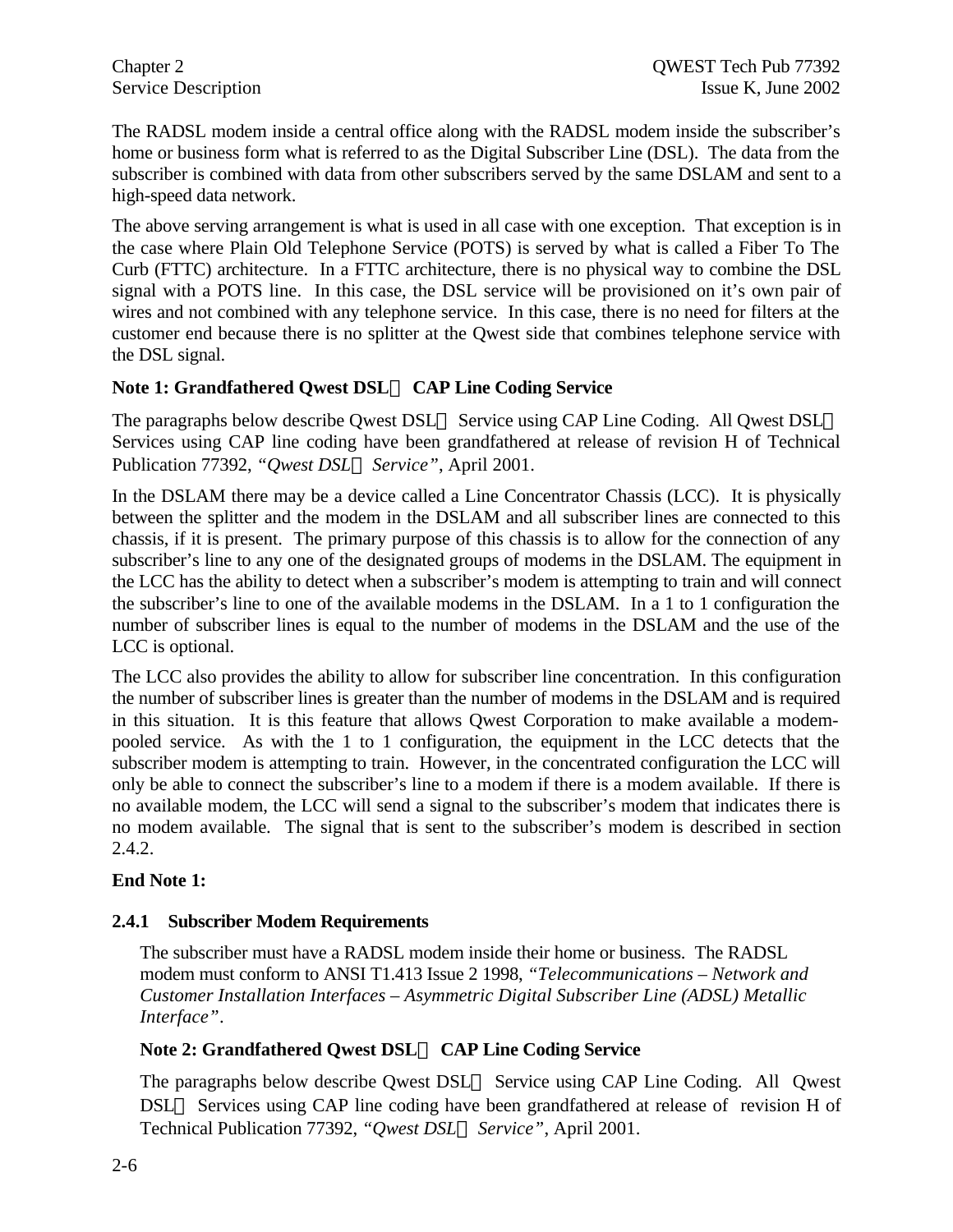The RADSL modem inside a central office along with the RADSL modem inside the subscriber's home or business form what is referred to as the Digital Subscriber Line (DSL). The data from the subscriber is combined with data from other subscribers served by the same DSLAM and sent to a high-speed data network.

The above serving arrangement is what is used in all case with one exception. That exception is in the case where Plain Old Telephone Service (POTS) is served by what is called a Fiber To The Curb (FTTC) architecture. In a FTTC architecture, there is no physical way to combine the DSL signal with a POTS line. In this case, the DSL service will be provisioned on it's own pair of wires and not combined with any telephone service. In this case, there is no need for filters at the customer end because there is no splitter at the Qwest side that combines telephone service with the DSL signal.

**Note 1: Grandfathered Qwest DSL℠ CAP Line Coding Service**

The paragraphs below describe Qwest DSL℠ Service using CAP Line Coding. All Qwest DSL℠ Services using CAP line coding have been grandfathered at release of revision H of Technical Publication 77392, *"Qwest DSL℠ Service"*, April 2001.

In the DSLAM there may be a device called a Line Concentrator Chassis (LCC). It is physically between the splitter and the modem in the DSLAM and all subscriber lines are connected to this chassis, if it is present. The primary purpose of this chassis is to allow for the connection of any subscriber's line to any one of the designated groups of modems in the DSLAM. The equipment in the LCC has the ability to detect when a subscriber's modem is attempting to train and will connect the subscriber's line to one of the available modems in the DSLAM. In a 1 to 1 configuration the number of subscriber lines is equal to the number of modems in the DSLAM and the use of the LCC is optional.

The LCC also provides the ability to allow for subscriber line concentration. In this configuration the number of subscriber lines is greater than the number of modems in the DSLAM and is required in this situation. It is this feature that allows Qwest Corporation to make available a modem-pooled service. As with the 1 to 1 configuration, the equipment in the LCC detects that the subscriber modem is attempting to train. However, in the concentrated configuration the LCC will only be able to connect the subscriber's line to a modem if there is a modem available. If there is no available modem, the LCC will send a signal to the subscriber's modem that indicates there is no modem available. The signal that is sent to the subscriber's modem is described in section 2.4.2.

**End Note 1:**

### 2.4.1 Subscriber Modem Requirements

The subscriber must have a RADSL modem inside their home or business. The RADSL modem must conform to ANSI T1.413 Issue 2 1998, *"Telecommunications – Network and Customer Installation Interfaces – Asymmetric Digital Subscriber Line (ADSL) Metallic Interface"*.

**Note 2: Grandfathered Qwest DSL℠ CAP Line Coding Service**

The paragraphs below describe Qwest DSL℠ Service using CAP Line Coding. All Qwest DSL℠ Services using CAP line coding have been grandfathered at release of revision H of Technical Publication 77392, *"Qwest DSL℠ Service"*, April 2001.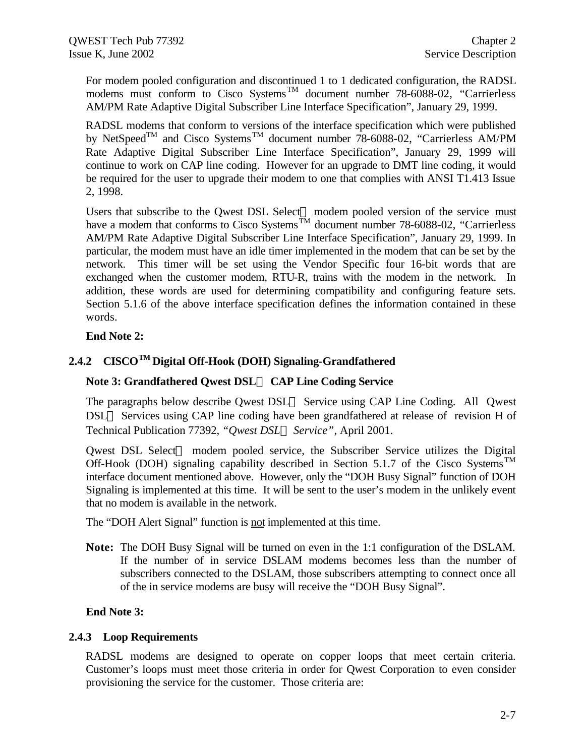For modem pooled configuration and discontinued 1 to 1 dedicated configuration, the RADSL modems must conform to Cisco Systems™ document number 78-6088-02, "Carrierless AM/PM Rate Adaptive Digital Subscriber Line Interface Specification", January 29, 1999.

RADSL modems that conform to versions of the interface specification which were published by NetSpeed™ and Cisco Systems™ document number 78-6088-02, "Carrierless AM/PM Rate Adaptive Digital Subscriber Line Interface Specification", January 29, 1999 will continue to work on CAP line coding. However for an upgrade to DMT line coding, it would be required for the user to upgrade their modem to one that complies with ANSI T1.413 Issue 2, 1998.

Users that subscribe to the Qwest DSL Select℠ modem pooled version of the service must have a modem that conforms to Cisco Systems™ document number 78-6088-02, "Carrierless AM/PM Rate Adaptive Digital Subscriber Line Interface Specification", January 29, 1999. In particular, the modem must have an idle timer implemented in the modem that can be set by the network. This timer will be set using the Vendor Specific four 16-bit words that are exchanged when the customer modem, RTU-R, trains with the modem in the network. In addition, these words are used for determining compatibility and configuring feature sets. Section 5.1.6 of the above interface specification defines the information contained in these words.

**End Note 2:**

### 2.4.2 CISCO™ Digital Off-Hook (DOH) Signaling-Grandfathered

**Note 3: Grandfathered Qwest DSL℠ CAP Line Coding Service**

The paragraphs below describe Qwest DSL℠ Service using CAP Line Coding. All Qwest DSL℠ Services using CAP line coding have been grandfathered at release of revision H of Technical Publication 77392, *"Qwest DSL℠ Service"*, April 2001.

Qwest DSL Select℠ modem pooled service, the Subscriber Service utilizes the Digital Off-Hook (DOH) signaling capability described in Section 5.1.7 of the Cisco Systems™ interface document mentioned above. However, only the "DOH Busy Signal" function of DOH Signaling is implemented at this time. It will be sent to the user's modem in the unlikely event that no modem is available in the network.

The "DOH Alert Signal" function is not implemented at this time.

**Note:** The DOH Busy Signal will be turned on even in the 1:1 configuration of the DSLAM. If the number of in service DSLAM modems becomes less than the number of subscribers connected to the DSLAM, those subscribers attempting to connect once all of the in service modems are busy will receive the "DOH Busy Signal".

**End Note 3:**

### 2.4.3 Loop Requirements

RADSL modems are designed to operate on copper loops that meet certain criteria. Customer's loops must meet those criteria in order for Qwest Corporation to even consider provisioning the service for the customer. Those criteria are: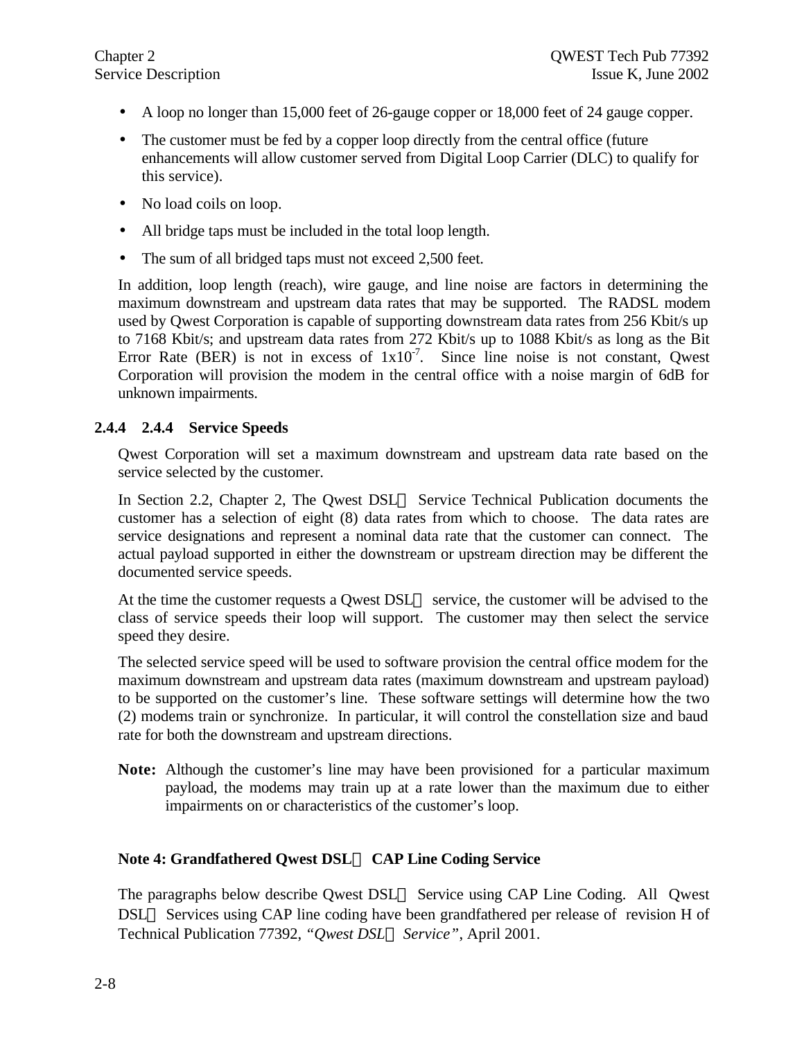- A loop no longer than 15,000 feet of 26-gauge copper or 18,000 feet of 24 gauge copper.
- The customer must be fed by a copper loop directly from the central office (future enhancements will allow customer served from Digital Loop Carrier (DLC) to qualify for this service).
- No load coils on loop.
- All bridge taps must be included in the total loop length.
- The sum of all bridged taps must not exceed 2,500 feet.

In addition, loop length (reach), wire gauge, and line noise are factors in determining the maximum downstream and upstream data rates that may be supported. The RADSL modem used by Qwest Corporation is capable of supporting downstream data rates from 256 Kbit/s up to 7168 Kbit/s; and upstream data rates from 272 Kbit/s up to 1088 Kbit/s as long as the Bit Error Rate (BER) is not in excess of $1x10^{-7}$. Since line noise is not constant, Qwest Corporation will provision the modem in the central office with a noise margin of 6dB for unknown impairments.

### 2.4.4 2.4.4 Service Speeds

Qwest Corporation will set a maximum downstream and upstream data rate based on the service selected by the customer.

In Section 2.2, Chapter 2, The Qwest DSL℠ Service Technical Publication documents the customer has a selection of eight (8) data rates from which to choose. The data rates are service designations and represent a nominal data rate that the customer can connect. The actual payload supported in either the downstream or upstream direction may be different the documented service speeds.

At the time the customer requests a Qwest DSL℠ service, the customer will be advised to the class of service speeds their loop will support. The customer may then select the service speed they desire.

The selected service speed will be used to software provision the central office modem for the maximum downstream and upstream data rates (maximum downstream and upstream payload) to be supported on the customer's line. These software settings will determine how the two (2) modems train or synchronize. In particular, it will control the constellation size and baud rate for both the downstream and upstream directions.

**Note:** Although the customer's line may have been provisioned for a particular maximum payload, the modems may train up at a rate lower than the maximum due to either impairments on or characteristics of the customer's loop.

**Note 4: Grandfathered Qwest DSL℠ CAP Line Coding Service**

The paragraphs below describe Qwest DSL℠ Service using CAP Line Coding. All Qwest DSL℠ Services using CAP line coding have been grandfathered per release of revision H of Technical Publication 77392, *"Qwest DSL℠ Service"*, April 2001.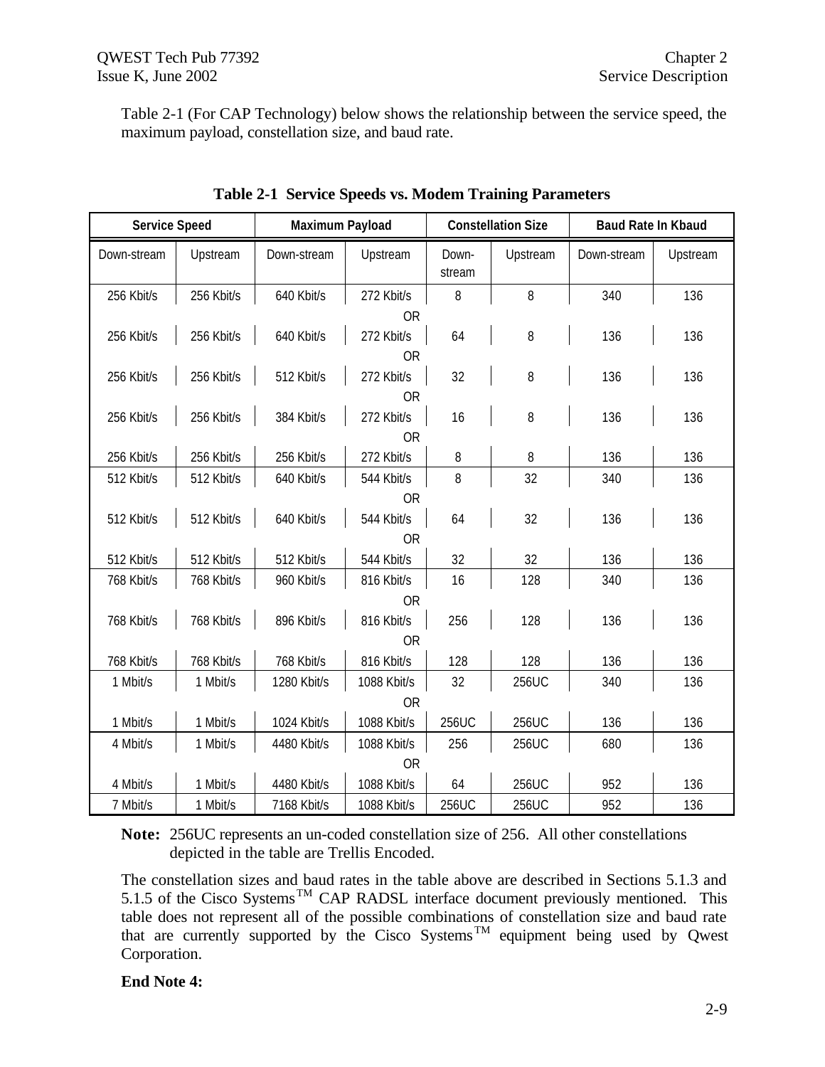Table 2-1 (For CAP Technology) below shows the relationship between the service speed, the maximum payload, constellation size, and baud rate.

**Table 2-1 Service Speeds vs. Modem Training Parameters**

| Service Speed | | Maximum Payload | | Constellation Size | | Baud Rate In Kbaud | |
|---|---|---|---|---|---|---|---|
| Down-stream | Upstream | Down-stream | Upstream | Down-stream | Upstream | Down-stream | Upstream |
| 256 Kbit/s | 256 Kbit/s | 640 Kbit/s | 272 Kbit/s | 8 | 8 | 340 | 136 |
| OR | | | | | | | |
| 256 Kbit/s | 256 Kbit/s | 640 Kbit/s | 272 Kbit/s | 64 | 8 | 136 | 136 |
| OR | | | | | | | |
| 256 Kbit/s | 256 Kbit/s | 512 Kbit/s | 272 Kbit/s | 32 | 8 | 136 | 136 |
| OR | | | | | | | |
| 256 Kbit/s | 256 Kbit/s | 384 Kbit/s | 272 Kbit/s | 16 | 8 | 136 | 136 |
| OR | | | | | | | |
| 256 Kbit/s | 256 Kbit/s | 256 Kbit/s | 272 Kbit/s | 8 | 8 | 136 | 136 |
| 512 Kbit/s | 512 Kbit/s | 640 Kbit/s | 544 Kbit/s | 8 | 32 | 340 | 136 |
| OR | | | | | | | |
| 512 Kbit/s | 512 Kbit/s | 640 Kbit/s | 544 Kbit/s | 64 | 32 | 136 | 136 |
| OR | | | | | | | |
| 512 Kbit/s | 512 Kbit/s | 512 Kbit/s | 544 Kbit/s | 32 | 32 | 136 | 136 |
| 768 Kbit/s | 768 Kbit/s | 960 Kbit/s | 816 Kbit/s | 16 | 128 | 340 | 136 |
| OR | | | | | | | |
| 768 Kbit/s | 768 Kbit/s | 896 Kbit/s | 816 Kbit/s | 256 | 128 | 136 | 136 |
| OR | | | | | | | |
| 768 Kbit/s | 768 Kbit/s | 768 Kbit/s | 816 Kbit/s | 128 | 128 | 136 | 136 |
| 1 Mbit/s | 1 Mbit/s | 1280 Kbit/s | 1088 Kbit/s | 32 | 256UC | 340 | 136 |
| OR | | | | | | | |
| 1 Mbit/s | 1 Mbit/s | 1024 Kbit/s | 1088 Kbit/s | 256UC | 256UC | 136 | 136 |
| 4 Mbit/s | 1 Mbit/s | 4480 Kbit/s | 1088 Kbit/s | 256 | 256UC | 680 | 136 |
| OR | | | | | | | |
| 4 Mbit/s | 1 Mbit/s | 4480 Kbit/s | 1088 Kbit/s | 64 | 256UC | 952 | 136 |
| 7 Mbit/s | 1 Mbit/s | 7168 Kbit/s | 1088 Kbit/s | 256UC | 256UC | 952 | 136 |

**Note:** 256UC represents an un-coded constellation size of 256. All other constellations depicted in the table are Trellis Encoded.

The constellation sizes and baud rates in the table above are described in Sections 5.1.3 and 5.1.5 of the Cisco Systems™ CAP RADSL interface document previously mentioned. This table does not represent all of the possible combinations of constellation size and baud rate that are currently supported by the Cisco Systems™ equipment being used by Qwest Corporation.

**End Note 4:**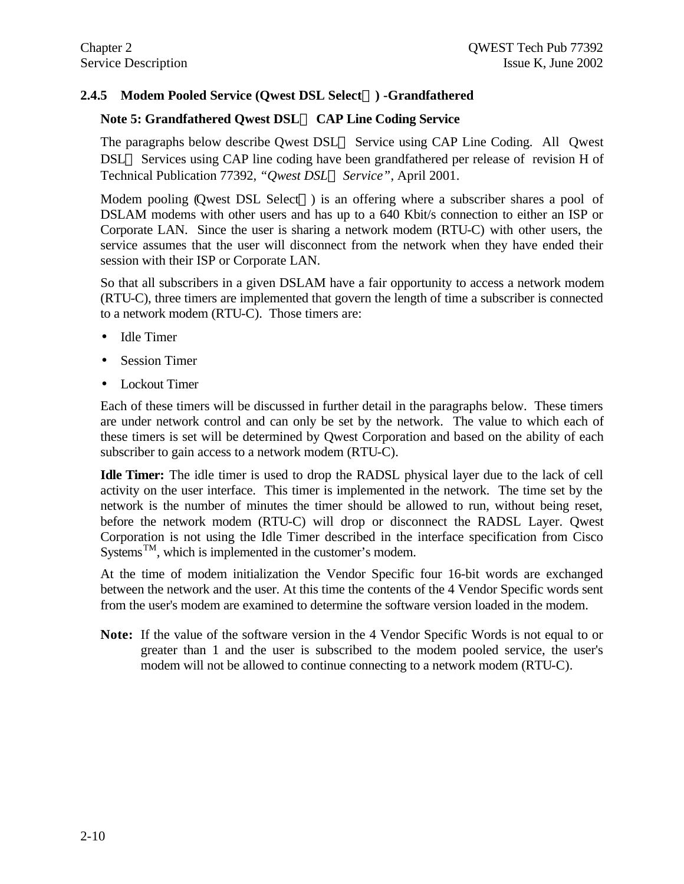### 2.4.5 Modem Pooled Service (Qwest DSL Select) -Grandfathered

**Note 5: Grandfathered Qwest DSL CAP Line Coding Service**

The paragraphs below describe Qwest DSL Service using CAP Line Coding. All Qwest DSL Services using CAP line coding have been grandfathered per release of revision H of Technical Publication 77392, *"Qwest DSL Service"*, April 2001.

Modem pooling (Qwest DSL Select) is an offering where a subscriber shares a pool of DSLAM modems with other users and has up to a 640 Kbit/s connection to either an ISP or Corporate LAN. Since the user is sharing a network modem (RTU-C) with other users, the service assumes that the user will disconnect from the network when they have ended their session with their ISP or Corporate LAN.

So that all subscribers in a given DSLAM have a fair opportunity to access a network modem (RTU-C), three timers are implemented that govern the length of time a subscriber is connected to a network modem (RTU-C). Those timers are:

- Idle Timer
- Session Timer
- Lockout Timer

Each of these timers will be discussed in further detail in the paragraphs below. These timers are under network control and can only be set by the network. The value to which each of these timers is set will be determined by Qwest Corporation and based on the ability of each subscriber to gain access to a network modem (RTU-C).

**Idle Timer:** The idle timer is used to drop the RADSL physical layer due to the lack of cell activity on the user interface. This timer is implemented in the network. The time set by the network is the number of minutes the timer should be allowed to run, without being reset, before the network modem (RTU-C) will drop or disconnect the RADSL Layer. Qwest Corporation is not using the Idle Timer described in the interface specification from Cisco Systems™, which is implemented in the customer's modem.

At the time of modem initialization the Vendor Specific four 16-bit words are exchanged between the network and the user. At this time the contents of the 4 Vendor Specific words sent from the user's modem are examined to determine the software version loaded in the modem.

**Note:** If the value of the software version in the 4 Vendor Specific Words is not equal to or greater than 1 and the user is subscribed to the modem pooled service, the user's modem will not be allowed to continue connecting to a network modem (RTU-C).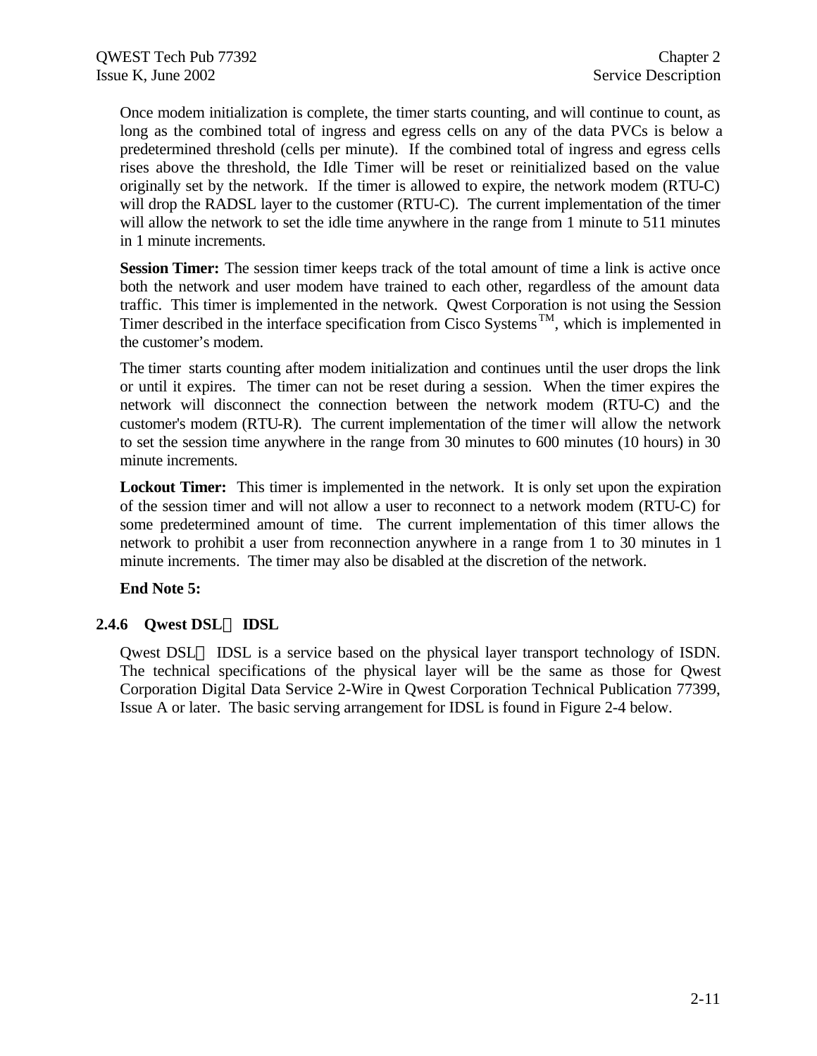Once modem initialization is complete, the timer starts counting, and will continue to count, as long as the combined total of ingress and egress cells on any of the data PVCs is below a predetermined threshold (cells per minute). If the combined total of ingress and egress cells rises above the threshold, the Idle Timer will be reset or reinitialized based on the value originally set by the network. If the timer is allowed to expire, the network modem (RTU-C) will drop the RADSL layer to the customer (RTU-C). The current implementation of the timer will allow the network to set the idle time anywhere in the range from 1 minute to 511 minutes in 1 minute increments.

**Session Timer:** The session timer keeps track of the total amount of time a link is active once both the network and user modem have trained to each other, regardless of the amount data traffic. This timer is implemented in the network. Qwest Corporation is not using the Session Timer described in the interface specification from Cisco Systems™, which is implemented in the customer's modem.

The timer starts counting after modem initialization and continues until the user drops the link or until it expires. The timer can not be reset during a session. When the timer expires the network will disconnect the connection between the network modem (RTU-C) and the customer's modem (RTU-R). The current implementation of the timer will allow the network to set the session time anywhere in the range from 30 minutes to 600 minutes (10 hours) in 30 minute increments.

**Lockout Timer:** This timer is implemented in the network. It is only set upon the expiration of the session timer and will not allow a user to reconnect to a network modem (RTU-C) for some predetermined amount of time. The current implementation of this timer allows the network to prohibit a user from reconnection anywhere in a range from 1 to 30 minutes in 1 minute increments. The timer may also be disabled at the discretion of the network.

**End Note 5:**

### 2.4.6 Qwest DSL℠ IDSL

Qwest DSL℠ IDSL is a service based on the physical layer transport technology of ISDN. The technical specifications of the physical layer will be the same as those for Qwest Corporation Digital Data Service 2-Wire in Qwest Corporation Technical Publication 77399, Issue A or later. The basic serving arrangement for IDSL is found in Figure 2-4 below.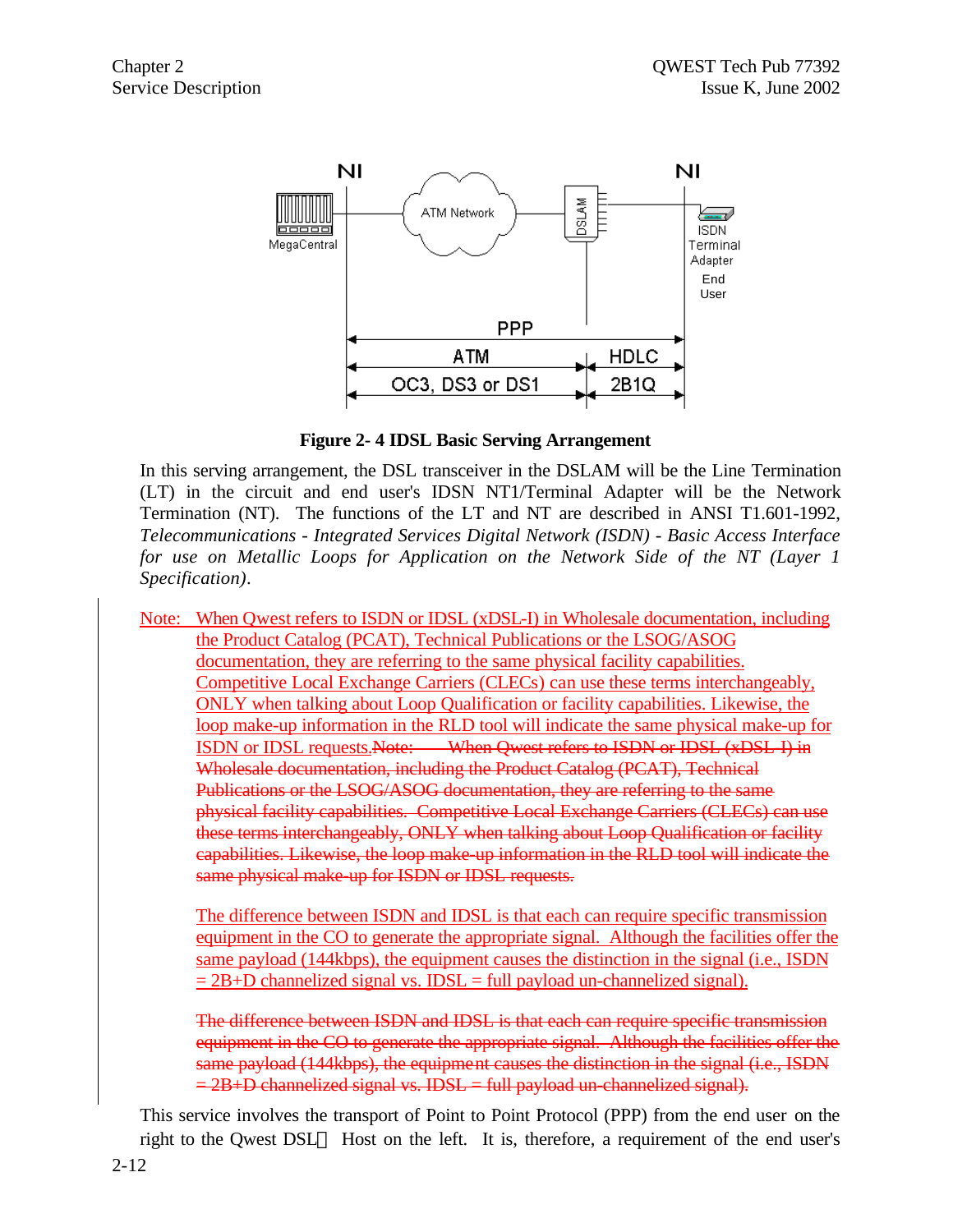Figure 2- 4 IDSL Basic Serving Arrangement

In this serving arrangement, the DSL transceiver in the DSLAM will be the Line Termination (LT) in the circuit and end user's IDSN NT1/Terminal Adapter will be the Network Termination (NT). The functions of the LT and NT are described in ANSI T1.601-1992, *Telecommunications - Integrated Services Digital Network (ISDN) - Basic Access Interface for use on Metallic Loops for Application on the Network Side of the NT (Layer 1 Specification)*.

Note: When Qwest refers to ISDN or IDSL (xDSL-I) in Wholesale documentation, including the Product Catalog (PCAT), Technical Publications or the LSOG/ASOG documentation, they are referring to the same physical facility capabilities. Competitive Local Exchange Carriers (CLECs) can use these terms interchangeably, ONLY when talking about Loop Qualification or facility capabilities. Likewise, the loop make-up information in the RLD tool will indicate the same physical make-up for ISDN or IDSL requests.~~Note: When Qwest refers to ISDN or IDSL (xDSL-I) in Wholesale documentation, including the Product Catalog (PCAT), Technical Publications or the LSOG/ASOG documentation, they are referring to the same physical facility capabilities. Competitive Local Exchange Carriers (CLECs) can use these terms interchangeably, ONLY when talking about Loop Qualification or facility capabilities. Likewise, the loop make-up information in the RLD tool will indicate the same physical make-up for ISDN or IDSL requests.~~

The difference between ISDN and IDSL is that each can require specific transmission equipment in the CO to generate the appropriate signal. Although the facilities offer the same payload (144kbps), the equipment causes the distinction in the signal (i.e., ISDN = 2B+D channelized signal vs. IDSL = full payload un-channelized signal).

~~The difference between ISDN and IDSL is that each can require specific transmission equipment in the CO to generate the appropriate signal. Although the facilities offer the same payload (144kbps), the equipment causes the distinction in the signal (i.e., ISDN = 2B+D channelized signal vs. IDSL = full payload un-channelized signal).~~

This service involves the transport of Point to Point Protocol (PPP) from the end user on the right to the Qwest DSL Host on the left. It is, therefore, a requirement of the end user's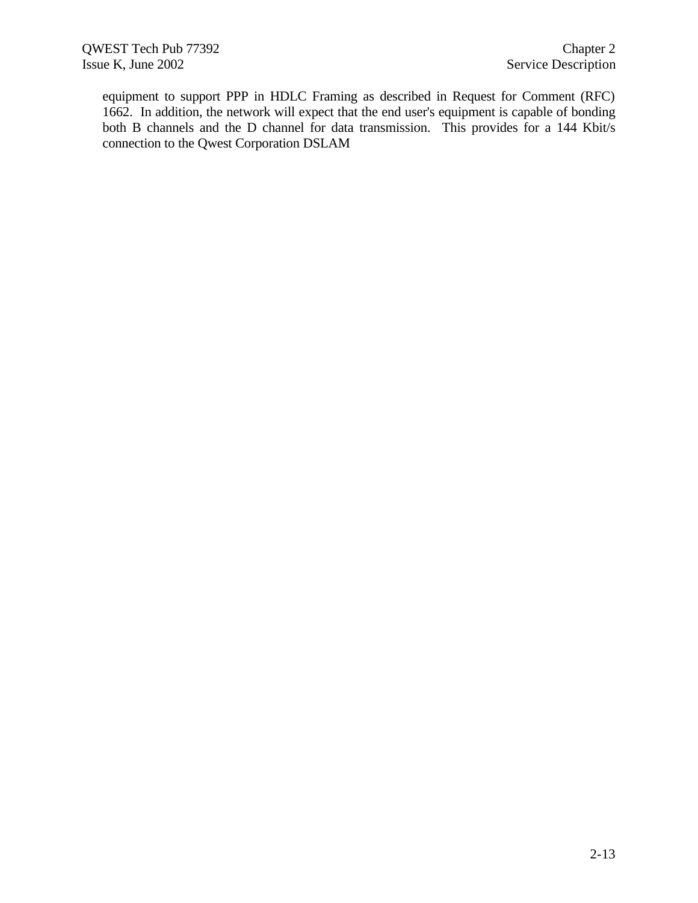equipment to support PPP in HDLC Framing as described in Request for Comment (RFC) 1662. In addition, the network will expect that the end user's equipment is capable of bonding both B channels and the D channel for data transmission. This provides for a 144 Kbit/s connection to the Qwest Corporation DSLAM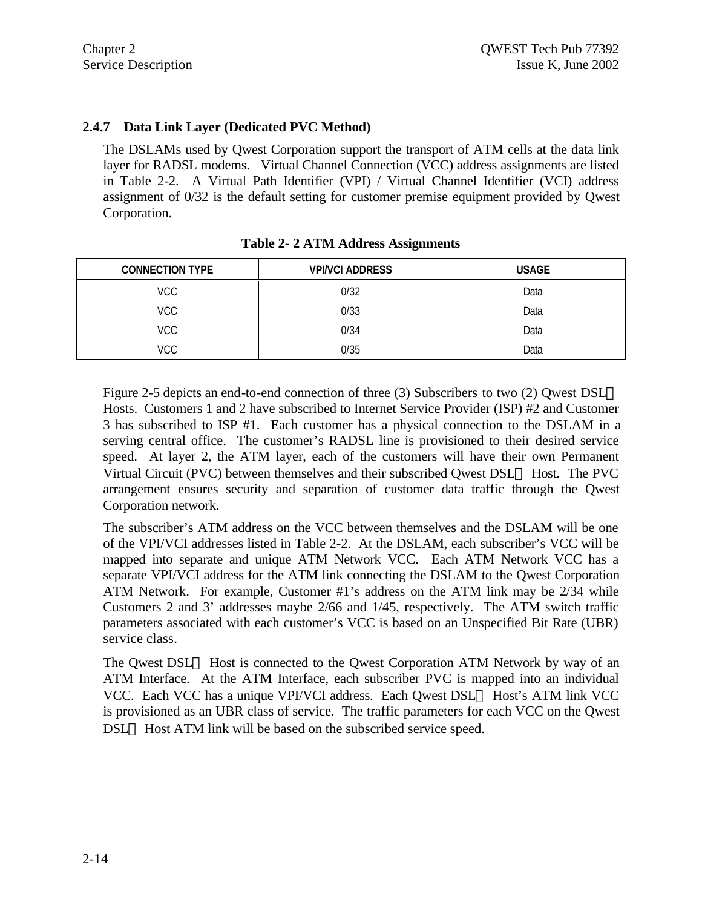### 2.4.7 Data Link Layer (Dedicated PVC Method)

The DSLAMs used by Qwest Corporation support the transport of ATM cells at the data link layer for RADSL modems. Virtual Channel Connection (VCC) address assignments are listed in Table 2-2. A Virtual Path Identifier (VPI) / Virtual Channel Identifier (VCI) address assignment of 0/32 is the default setting for customer premise equipment provided by Qwest Corporation.

**Table 2- 2 ATM Address Assignments**

| CONNECTION TYPE | VPI/VCI ADDRESS | USAGE |
|---|---|---|
| VCC | 0/32 | Data |
| VCC | 0/33 | Data |
| VCC | 0/34 | Data |
| VCC | 0/35 | Data |

Figure 2-5 depicts an end-to-end connection of three (3) Subscribers to two (2) Qwest DSL℠ Hosts. Customers 1 and 2 have subscribed to Internet Service Provider (ISP) #2 and Customer 3 has subscribed to ISP #1. Each customer has a physical connection to the DSLAM in a serving central office. The customer's RADSL line is provisioned to their desired service speed. At layer 2, the ATM layer, each of the customers will have their own Permanent Virtual Circuit (PVC) between themselves and their subscribed Qwest DSL℠ Host. The PVC arrangement ensures security and separation of customer data traffic through the Qwest Corporation network.

The subscriber's ATM address on the VCC between themselves and the DSLAM will be one of the VPI/VCI addresses listed in Table 2-2. At the DSLAM, each subscriber's VCC will be mapped into separate and unique ATM Network VCC. Each ATM Network VCC has a separate VPI/VCI address for the ATM link connecting the DSLAM to the Qwest Corporation ATM Network. For example, Customer #1's address on the ATM link may be 2/34 while Customers 2 and 3' addresses maybe 2/66 and 1/45, respectively. The ATM switch traffic parameters associated with each customer's VCC is based on an Unspecified Bit Rate (UBR) service class.

The Qwest DSL℠ Host is connected to the Qwest Corporation ATM Network by way of an ATM Interface. At the ATM Interface, each subscriber PVC is mapped into an individual VCC. Each VCC has a unique VPI/VCI address. Each Qwest DSL℠ Host's ATM link VCC is provisioned as an UBR class of service. The traffic parameters for each VCC on the Qwest DSL℠ Host ATM link will be based on the subscribed service speed.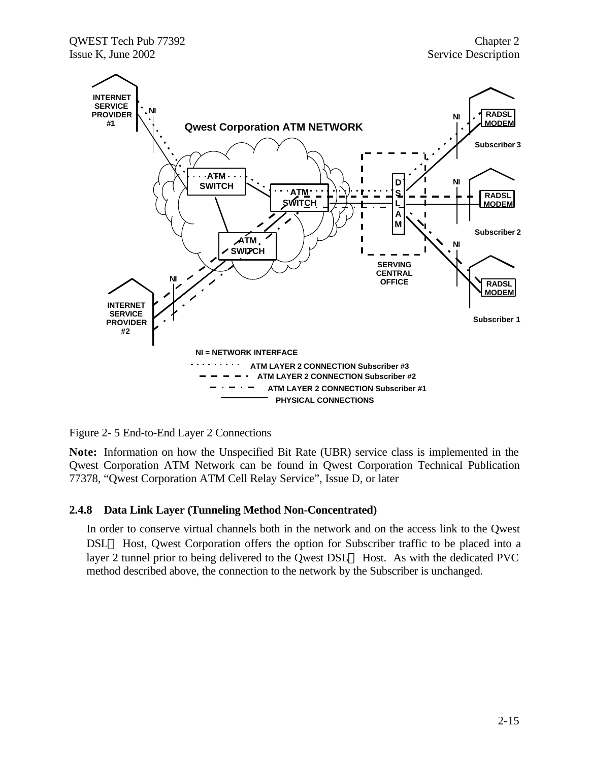Figure 2- 5 End-to-End Layer 2 Connections

**Note:** Information on how the Unspecified Bit Rate (UBR) service class is implemented in the Qwest Corporation ATM Network can be found in Qwest Corporation Technical Publication 77378, "Qwest Corporation ATM Cell Relay Service", Issue D, or later

### 2.4.8 Data Link Layer (Tunneling Method Non-Concentrated)

In order to conserve virtual channels both in the network and on the access link to the Qwest DSL℠ Host, Qwest Corporation offers the option for Subscriber traffic to be placed into a layer 2 tunnel prior to being delivered to the Qwest DSL℠ Host. As with the dedicated PVC method described above, the connection to the network by the Subscriber is unchanged.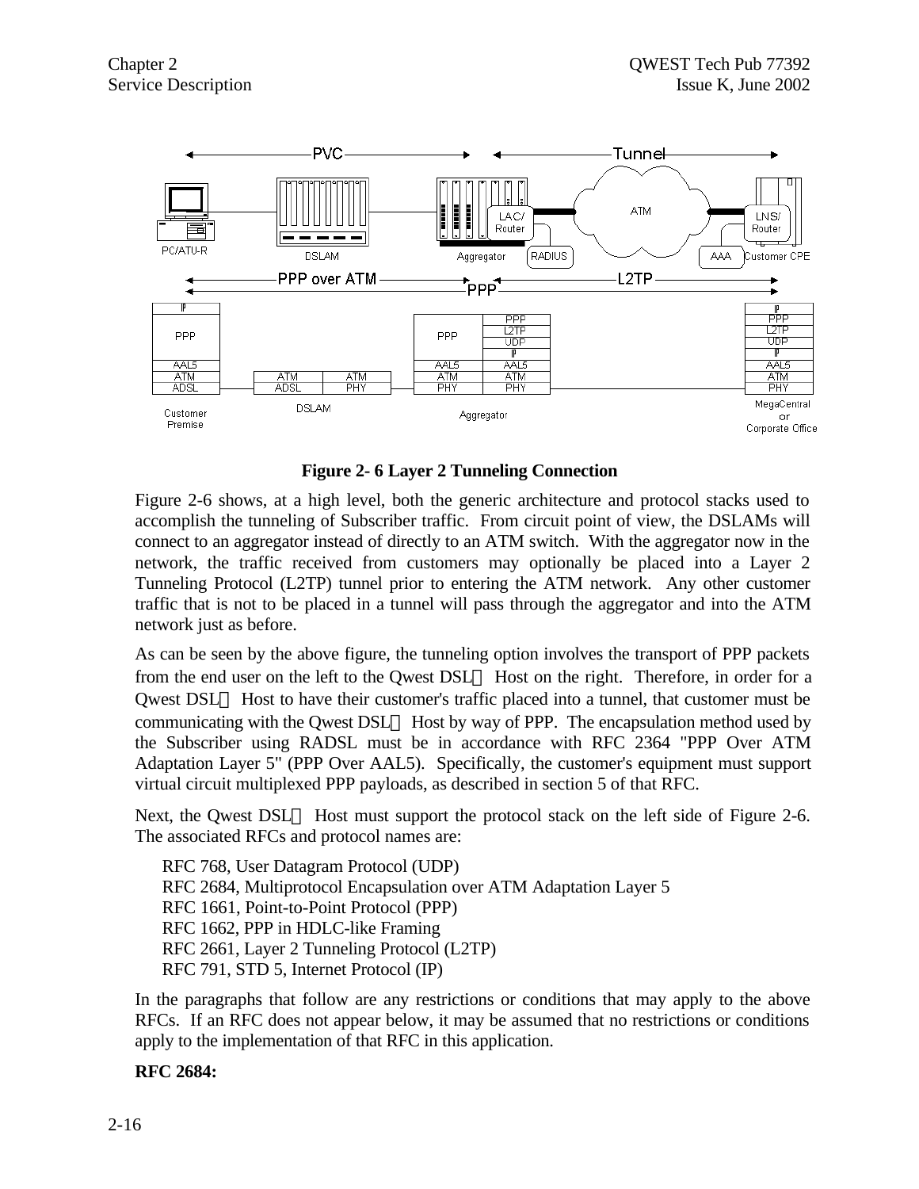**Figure 2- 6 Layer 2 Tunneling Connection**

Figure 2-6 shows, at a high level, both the generic architecture and protocol stacks used to accomplish the tunneling of Subscriber traffic. From circuit point of view, the DSLAMs will connect to an aggregator instead of directly to an ATM switch. With the aggregator now in the network, the traffic received from customers may optionally be placed into a Layer 2 Tunneling Protocol (L2TP) tunnel prior to entering the ATM network. Any other customer traffic that is not to be placed in a tunnel will pass through the aggregator and into the ATM network just as before.

As can be seen by the above figure, the tunneling option involves the transport of PPP packets from the end user on the left to the Qwest DSL℠ Host on the right. Therefore, in order for a Qwest DSL℠ Host to have their customer's traffic placed into a tunnel, that customer must be communicating with the Qwest DSL℠ Host by way of PPP. The encapsulation method used by the Subscriber using RADSL must be in accordance with RFC 2364 "PPP Over ATM Adaptation Layer 5" (PPP Over AAL5). Specifically, the customer's equipment must support virtual circuit multiplexed PPP payloads, as described in section 5 of that RFC.

Next, the Qwest DSL℠ Host must support the protocol stack on the left side of Figure 2-6. The associated RFCs and protocol names are:

RFC 768, User Datagram Protocol (UDP)
RFC 2684, Multiprotocol Encapsulation over ATM Adaptation Layer 5
RFC 1661, Point-to-Point Protocol (PPP)
RFC 1662, PPP in HDLC-like Framing
RFC 2661, Layer 2 Tunneling Protocol (L2TP)
RFC 791, STD 5, Internet Protocol (IP)

In the paragraphs that follow are any restrictions or conditions that may apply to the above RFCs. If an RFC does not appear below, it may be assumed that no restrictions or conditions apply to the implementation of that RFC in this application.

**RFC 2684:**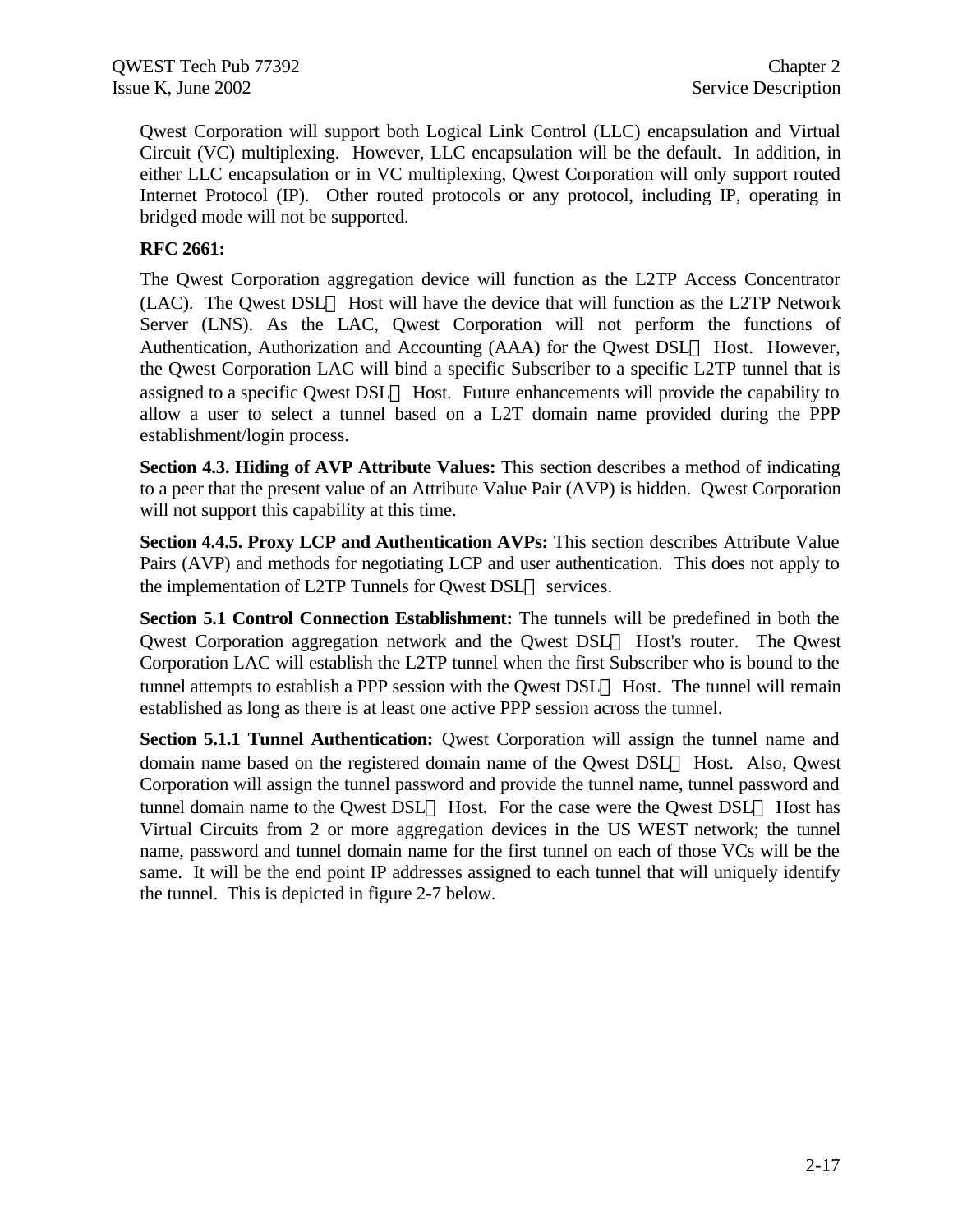Qwest Corporation will support both Logical Link Control (LLC) encapsulation and Virtual Circuit (VC) multiplexing. However, LLC encapsulation will be the default. In addition, in either LLC encapsulation or in VC multiplexing, Qwest Corporation will only support routed Internet Protocol (IP). Other routed protocols or any protocol, including IP, operating in bridged mode will not be supported.

**RFC 2661:**

The Qwest Corporation aggregation device will function as the L2TP Access Concentrator (LAC). The Qwest DSL℠ Host will have the device that will function as the L2TP Network Server (LNS). As the LAC, Qwest Corporation will not perform the functions of Authentication, Authorization and Accounting (AAA) for the Qwest DSL℠ Host. However, the Qwest Corporation LAC will bind a specific Subscriber to a specific L2TP tunnel that is assigned to a specific Qwest DSL℠ Host. Future enhancements will provide the capability to allow a user to select a tunnel based on a L2T domain name provided during the PPP establishment/login process.

**Section 4.3. Hiding of AVP Attribute Values:** This section describes a method of indicating to a peer that the present value of an Attribute Value Pair (AVP) is hidden. Qwest Corporation will not support this capability at this time.

**Section 4.4.5. Proxy LCP and Authentication AVPs:** This section describes Attribute Value Pairs (AVP) and methods for negotiating LCP and user authentication. This does not apply to the implementation of L2TP Tunnels for Qwest DSL℠ services.

**Section 5.1 Control Connection Establishment:** The tunnels will be predefined in both the Qwest Corporation aggregation network and the Qwest DSL℠ Host's router. The Qwest Corporation LAC will establish the L2TP tunnel when the first Subscriber who is bound to the tunnel attempts to establish a PPP session with the Qwest DSL℠ Host. The tunnel will remain established as long as there is at least one active PPP session across the tunnel.

**Section 5.1.1 Tunnel Authentication:** Qwest Corporation will assign the tunnel name and domain name based on the registered domain name of the Qwest DSL℠ Host. Also, Qwest Corporation will assign the tunnel password and provide the tunnel name, tunnel password and tunnel domain name to the Qwest DSL℠ Host. For the case were the Qwest DSL℠ Host has Virtual Circuits from 2 or more aggregation devices in the US WEST network; the tunnel name, password and tunnel domain name for the first tunnel on each of those VCs will be the same. It will be the end point IP addresses assigned to each tunnel that will uniquely identify the tunnel. This is depicted in figure 2-7 below.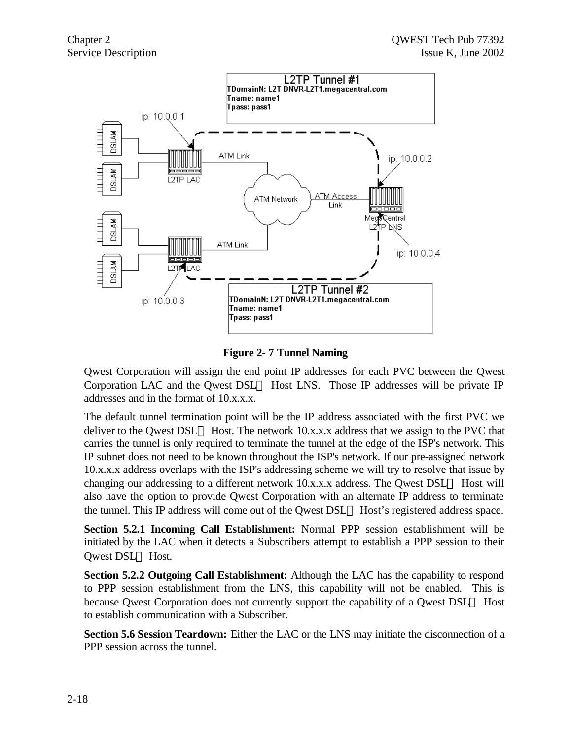**Figure 2- 7 Tunnel Naming**

Qwest Corporation will assign the end point IP addresses for each PVC between the Qwest Corporation LAC and the Qwest DSL℠ Host LNS. Those IP addresses will be private IP addresses and in the format of 10.x.x.x.

The default tunnel termination point will be the IP address associated with the first PVC we deliver to the Qwest DSL℠ Host. The network 10.x.x.x address that we assign to the PVC that carries the tunnel is only required to terminate the tunnel at the edge of the ISP's network. This IP subnet does not need to be known throughout the ISP's network. If our pre-assigned network 10.x.x.x address overlaps with the ISP's addressing scheme we will try to resolve that issue by changing our addressing to a different network 10.x.x.x address. The Qwest DSL℠ Host will also have the option to provide Qwest Corporation with an alternate IP address to terminate the tunnel. This IP address will come out of the Qwest DSL℠ Host's registered address space.

**Section 5.2.1 Incoming Call Establishment:** Normal PPP session establishment will be initiated by the LAC when it detects a Subscribers attempt to establish a PPP session to their Qwest DSL℠ Host.

**Section 5.2.2 Outgoing Call Establishment:** Although the LAC has the capability to respond to PPP session establishment from the LNS, this capability will not be enabled. This is because Qwest Corporation does not currently support the capability of a Qwest DSL℠ Host to establish communication with a Subscriber.

**Section 5.6 Session Teardown:** Either the LAC or the LNS may initiate the disconnection of a PPP session across the tunnel.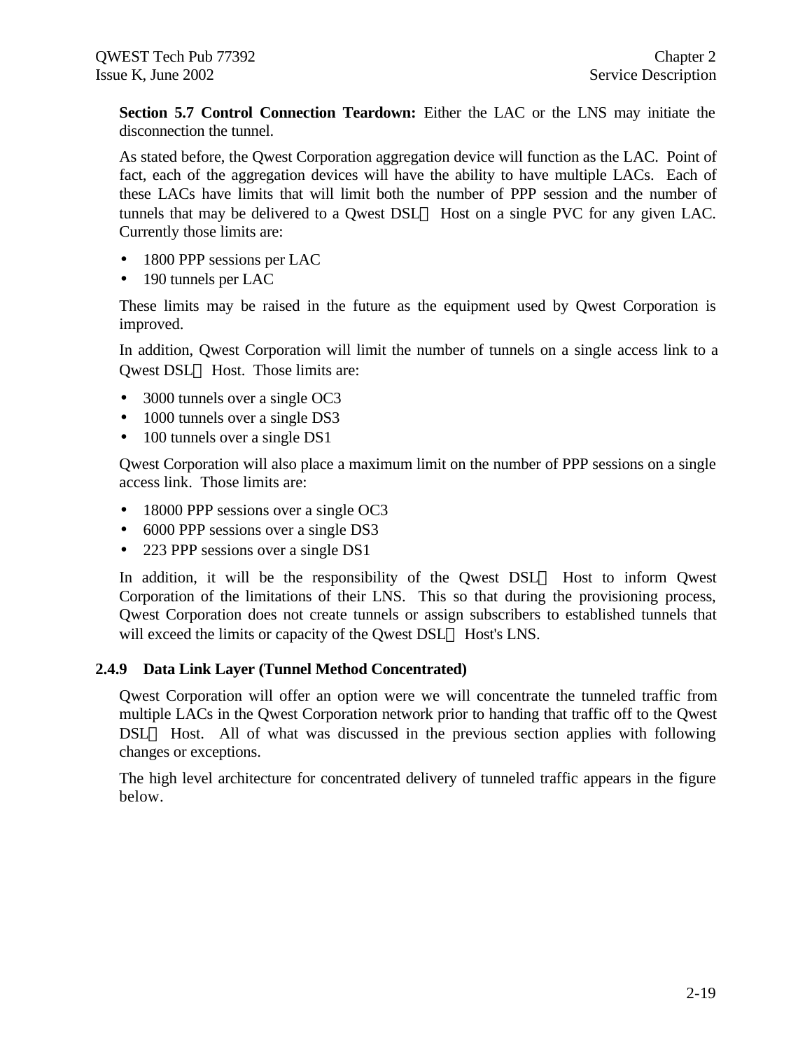**Section 5.7 Control Connection Teardown:** Either the LAC or the LNS may initiate the disconnection the tunnel.

As stated before, the Qwest Corporation aggregation device will function as the LAC. Point of fact, each of the aggregation devices will have the ability to have multiple LACs. Each of these LACs have limits that will limit both the number of PPP session and the number of tunnels that may be delivered to a Qwest DSL Host on a single PVC for any given LAC. Currently those limits are:

- 1800 PPP sessions per LAC
- 190 tunnels per LAC

These limits may be raised in the future as the equipment used by Qwest Corporation is improved.

In addition, Qwest Corporation will limit the number of tunnels on a single access link to a Qwest DSL Host. Those limits are:

- 3000 tunnels over a single OC3
- 1000 tunnels over a single DS3
- 100 tunnels over a single DS1

Qwest Corporation will also place a maximum limit on the number of PPP sessions on a single access link. Those limits are:

- 18000 PPP sessions over a single OC3
- 6000 PPP sessions over a single DS3
- 223 PPP sessions over a single DS1

In addition, it will be the responsibility of the Qwest DSL Host to inform Qwest Corporation of the limitations of their LNS. This so that during the provisioning process, Qwest Corporation does not create tunnels or assign subscribers to established tunnels that will exceed the limits or capacity of the Qwest DSL Host's LNS.

### 2.4.9 Data Link Layer (Tunnel Method Concentrated)

Qwest Corporation will offer an option were we will concentrate the tunneled traffic from multiple LACs in the Qwest Corporation network prior to handing that traffic off to the Qwest DSL Host. All of what was discussed in the previous section applies with following changes or exceptions.

The high level architecture for concentrated delivery of tunneled traffic appears in the figure below.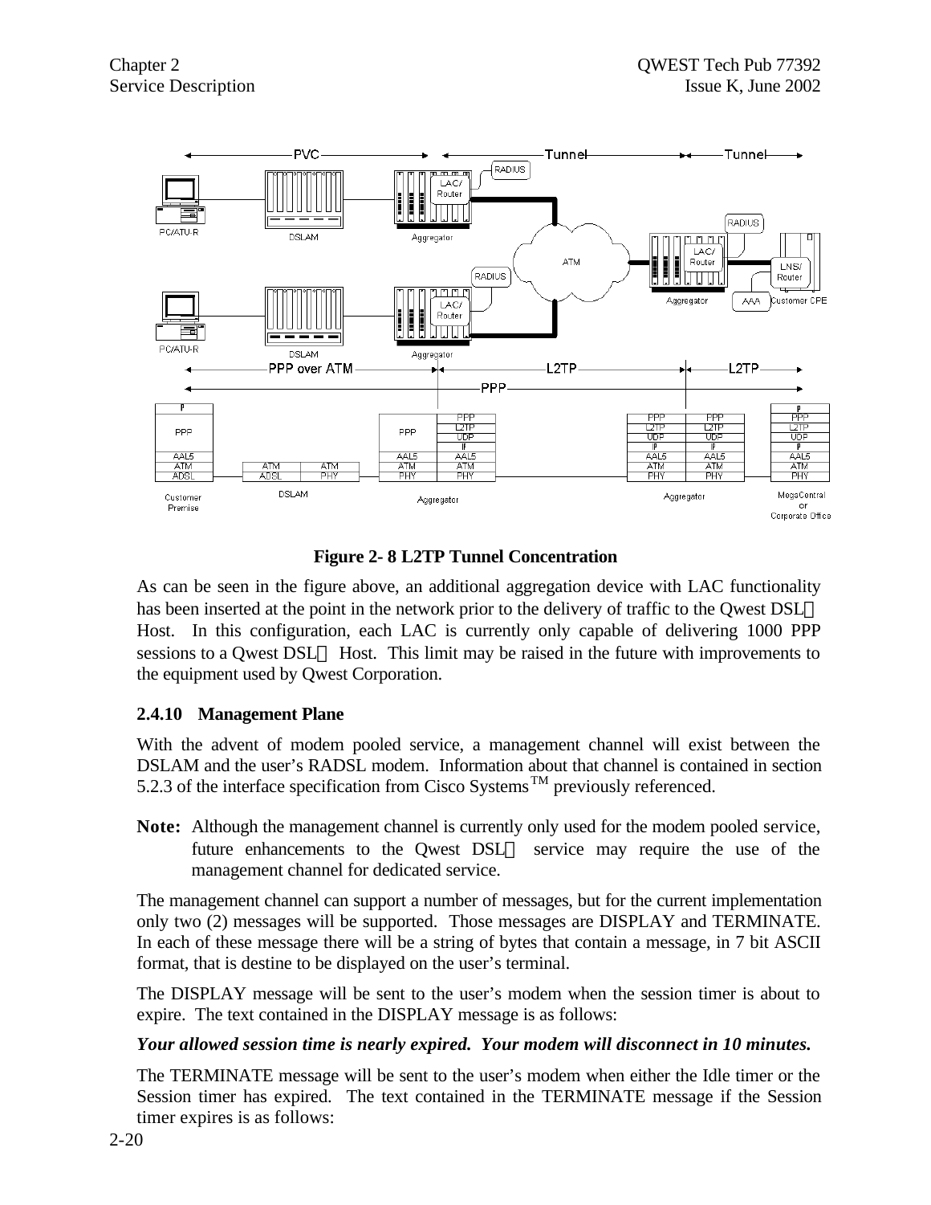**Figure 2- 8 L2TP Tunnel Concentration**

As can be seen in the figure above, an additional aggregation device with LAC functionality has been inserted at the point in the network prior to the delivery of traffic to the Qwest DSL Host. In this configuration, each LAC is currently only capable of delivering 1000 PPP sessions to a Qwest DSL Host. This limit may be raised in the future with improvements to the equipment used by Qwest Corporation.

### 2.4.10 Management Plane

With the advent of modem pooled service, a management channel will exist between the DSLAM and the user's RADSL modem. Information about that channel is contained in section 5.2.3 of the interface specification from Cisco Systems™ previously referenced.

**Note:** Although the management channel is currently only used for the modem pooled service, future enhancements to the Qwest DSL service may require the use of the management channel for dedicated service.

The management channel can support a number of messages, but for the current implementation only two (2) messages will be supported. Those messages are DISPLAY and TERMINATE. In each of these message there will be a string of bytes that contain a message, in 7 bit ASCII format, that is destine to be displayed on the user's terminal.

The DISPLAY message will be sent to the user's modem when the session timer is about to expire. The text contained in the DISPLAY message is as follows:

***Your allowed session time is nearly expired. Your modem will disconnect in 10 minutes.***

The TERMINATE message will be sent to the user's modem when either the Idle timer or the Session timer has expired. The text contained in the TERMINATE message if the Session timer expires is as follows: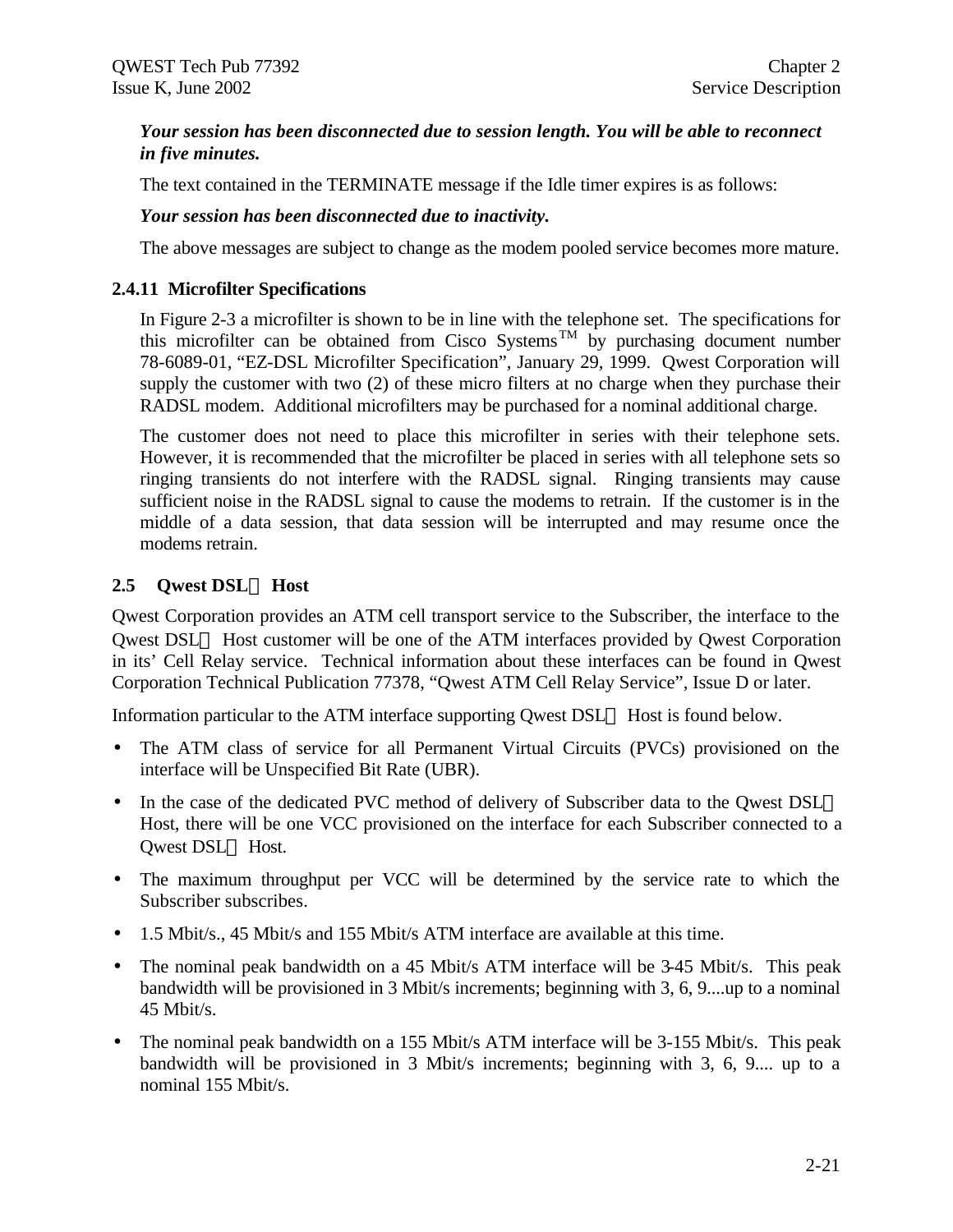***Your session has been disconnected due to session length. You will be able to reconnect in five minutes.***

The text contained in the TERMINATE message if the Idle timer expires is as follows:

***Your session has been disconnected due to inactivity.***

The above messages are subject to change as the modem pooled service becomes more mature.

### 2.4.11 Microfilter Specifications

In Figure 2-3 a microfilter is shown to be in line with the telephone set. The specifications for this microfilter can be obtained from Cisco Systems™ by purchasing document number 78-6089-01, "EZ-DSL Microfilter Specification", January 29, 1999. Qwest Corporation will supply the customer with two (2) of these micro filters at no charge when they purchase their RADSL modem. Additional microfilters may be purchased for a nominal additional charge.

The customer does not need to place this microfilter in series with their telephone sets. However, it is recommended that the microfilter be placed in series with all telephone sets so ringing transients do not interfere with the RADSL signal. Ringing transients may cause sufficient noise in the RADSL signal to cause the modems to retrain. If the customer is in the middle of a data session, that data session will be interrupted and may resume once the modems retrain.

## 2.5 Qwest DSL℠ Host

Qwest Corporation provides an ATM cell transport service to the Subscriber, the interface to the Qwest DSL℠ Host customer will be one of the ATM interfaces provided by Qwest Corporation in its' Cell Relay service. Technical information about these interfaces can be found in Qwest Corporation Technical Publication 77378, "Qwest ATM Cell Relay Service", Issue D or later.

Information particular to the ATM interface supporting Qwest DSL℠ Host is found below.

- The ATM class of service for all Permanent Virtual Circuits (PVCs) provisioned on the interface will be Unspecified Bit Rate (UBR).
- In the case of the dedicated PVC method of delivery of Subscriber data to the Qwest DSL℠ Host, there will be one VCC provisioned on the interface for each Subscriber connected to a Qwest DSL℠ Host.
- The maximum throughput per VCC will be determined by the service rate to which the Subscriber subscribes.
- 1.5 Mbit/s., 45 Mbit/s and 155 Mbit/s ATM interface are available at this time.
- The nominal peak bandwidth on a 45 Mbit/s ATM interface will be 3-45 Mbit/s. This peak bandwidth will be provisioned in 3 Mbit/s increments; beginning with 3, 6, 9....up to a nominal 45 Mbit/s.
- The nominal peak bandwidth on a 155 Mbit/s ATM interface will be 3-155 Mbit/s. This peak bandwidth will be provisioned in 3 Mbit/s increments; beginning with 3, 6, 9.... up to a nominal 155 Mbit/s.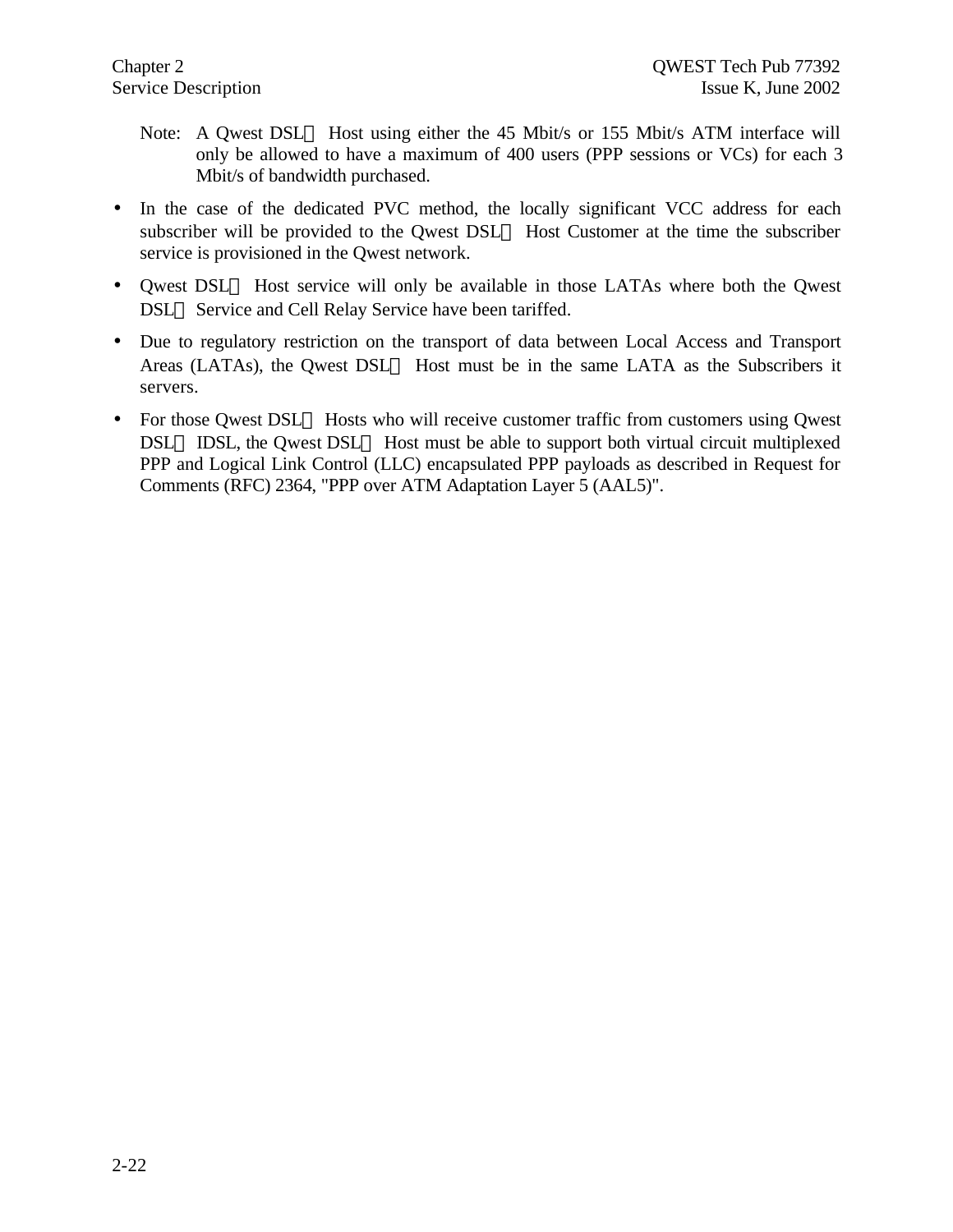Note: A Qwest DSL Host using either the 45 Mbit/s or 155 Mbit/s ATM interface will only be allowed to have a maximum of 400 users (PPP sessions or VCs) for each 3 Mbit/s of bandwidth purchased.

- In the case of the dedicated PVC method, the locally significant VCC address for each subscriber will be provided to the Qwest DSL Host Customer at the time the subscriber service is provisioned in the Qwest network.
- Qwest DSL Host service will only be available in those LATAs where both the Qwest DSL Service and Cell Relay Service have been tariffed.
- Due to regulatory restriction on the transport of data between Local Access and Transport Areas (LATAs), the Qwest DSL Host must be in the same LATA as the Subscribers it servers.
- For those Qwest DSL Hosts who will receive customer traffic from customers using Qwest DSL IDSL, the Qwest DSL Host must be able to support both virtual circuit multiplexed PPP and Logical Link Control (LLC) encapsulated PPP payloads as described in Request for Comments (RFC) 2364, "PPP over ATM Adaptation Layer 5 (AAL5)".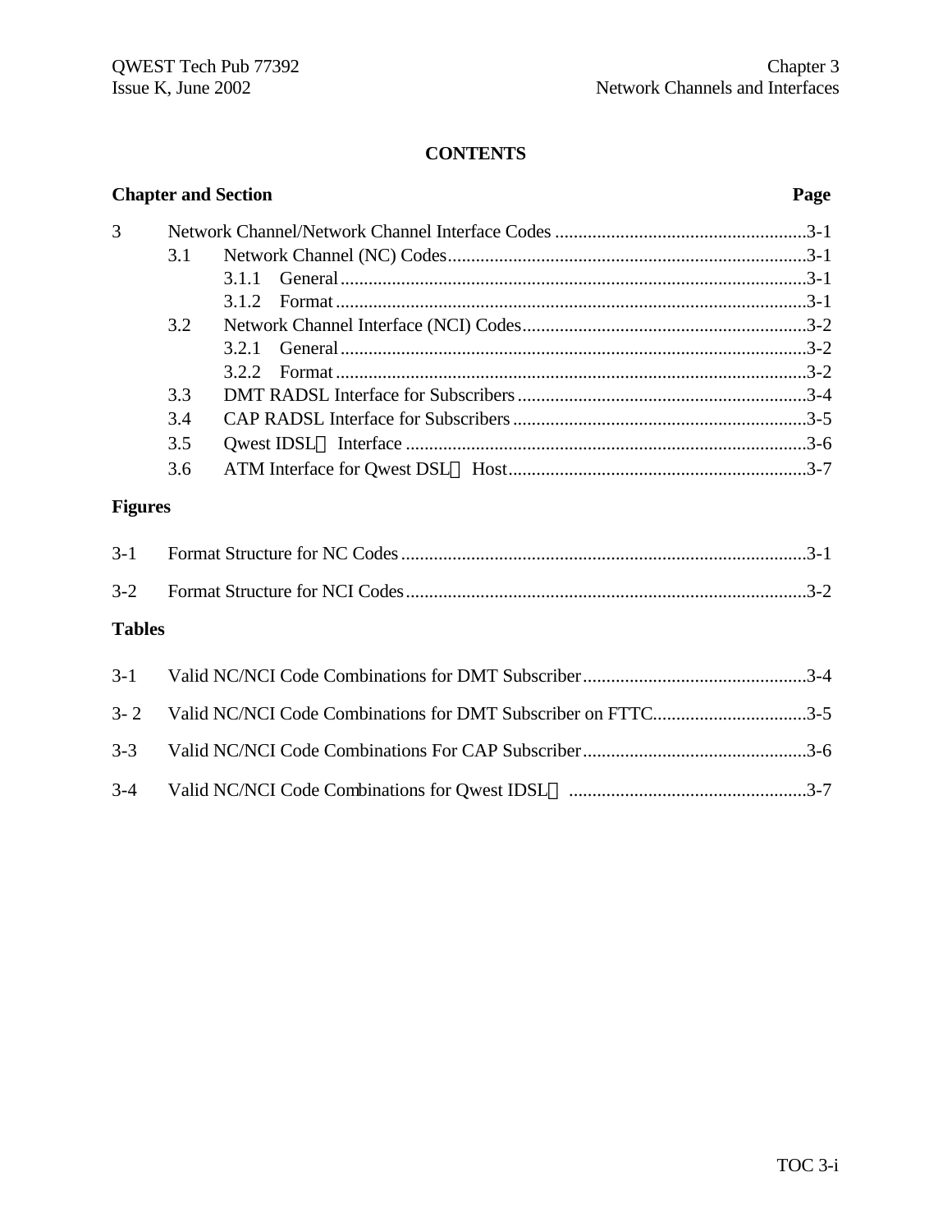# CONTENTS

| Chapter and Section | | | Page |
|---|---|---|---|
| 3 | Network Channel/Network Channel Interface Codes | | 3-1 |
| | 3.1 | Network Channel (NC) Codes | 3-1 |
| | | 3.1.1 General | 3-1 |
| | | 3.1.2 Format | 3-1 |
| | 3.2 | Network Channel Interface (NCI) Codes | 3-2 |
| | | 3.2.1 General | 3-2 |
| | | 3.2.2 Format | 3-2 |
| | 3.3 | DMT RADSL Interface for Subscribers | 3-4 |
| | 3.4 | CAP RADSL Interface for Subscribers | 3-5 |
| | 3.5 | Qwest IDSL Interface | 3-6 |
| | 3.6 | ATM Interface for Qwest DSL Host | 3-7 |

## Figures

| | | |
|---|---|---|
| 3-1 | Format Structure for NC Codes | 3-1 |
| 3-2 | Format Structure for NCI Codes | 3-2 |

## Tables

| | | |
|---|---|---|
| 3-1 | Valid NC/NCI Code Combinations for DMT Subscriber | 3-4 |
| 3- 2 | Valid NC/NCI Code Combinations for DMT Subscriber on FTTC | 3-5 |
| 3-3 | Valid NC/NCI Code Combinations For CAP Subscriber | 3-6 |
| 3-4 | Valid NC/NCI Code Combinations for Qwest IDSL | 3-7 |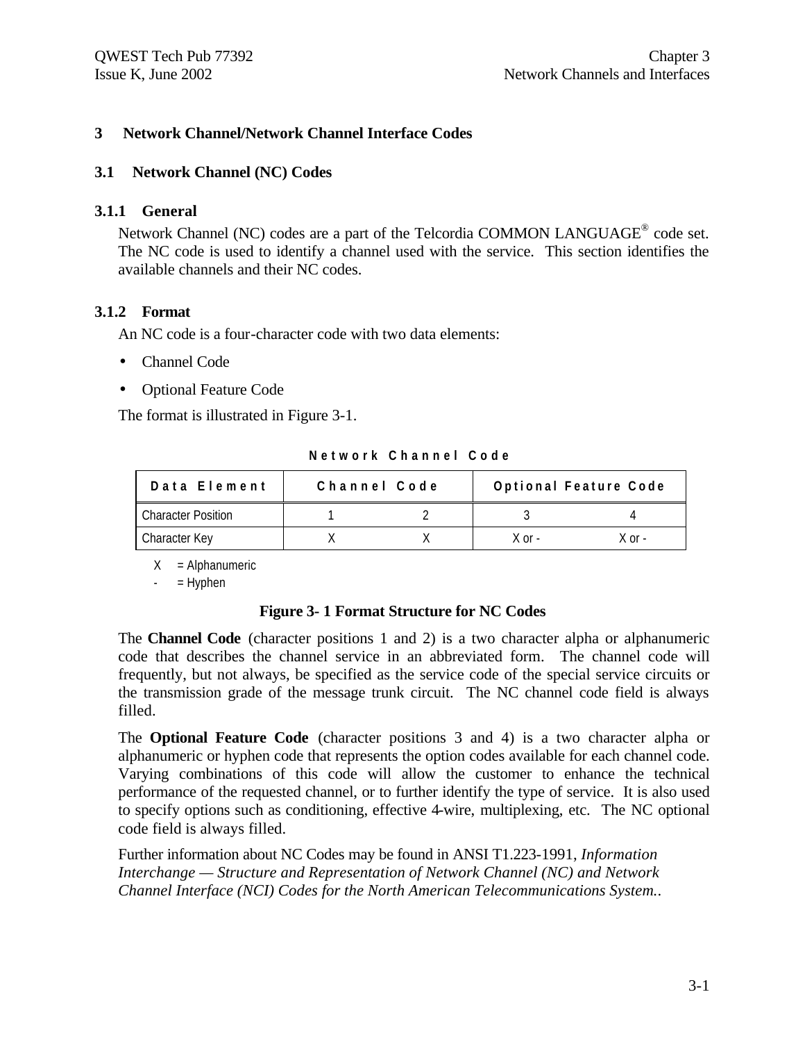# 3 Network Channel/Network Channel Interface Codes

## 3.1 Network Channel (NC) Codes

### 3.1.1 General

Network Channel (NC) codes are a part of the Telcordia COMMON LANGUAGE® code set. The NC code is used to identify a channel used with the service. This section identifies the available channels and their NC codes.

### 3.1.2 Format

An NC code is a four-character code with two data elements:

- Channel Code
- Optional Feature Code

The format is illustrated in Figure 3-1.

**Network Channel Code**

| Data Element | Channel Code | | Optional Feature Code | |
|---|---|---|---|---|
| Character Position | 1 | 2 | 3 | 4 |
| Character Key | X | X | X or - | X or - |

X = Alphanumeric

- = Hyphen

**Figure 3- 1 Format Structure for NC Codes**

The **Channel Code** (character positions 1 and 2) is a two character alpha or alphanumeric code that describes the channel service in an abbreviated form. The channel code will frequently, but not always, be specified as the service code of the special service circuits or the transmission grade of the message trunk circuit. The NC channel code field is always filled.

The **Optional Feature Code** (character positions 3 and 4) is a two character alpha or alphanumeric or hyphen code that represents the option codes available for each channel code. Varying combinations of this code will allow the customer to enhance the technical performance of the requested channel, or to further identify the type of service. It is also used to specify options such as conditioning, effective 4-wire, multiplexing, etc. The NC optional code field is always filled.

Further information about NC Codes may be found in ANSI T1.223-1991, *Information Interchange — Structure and Representation of Network Channel (NC) and Network Channel Interface (NCI) Codes for the North American Telecommunications System.*.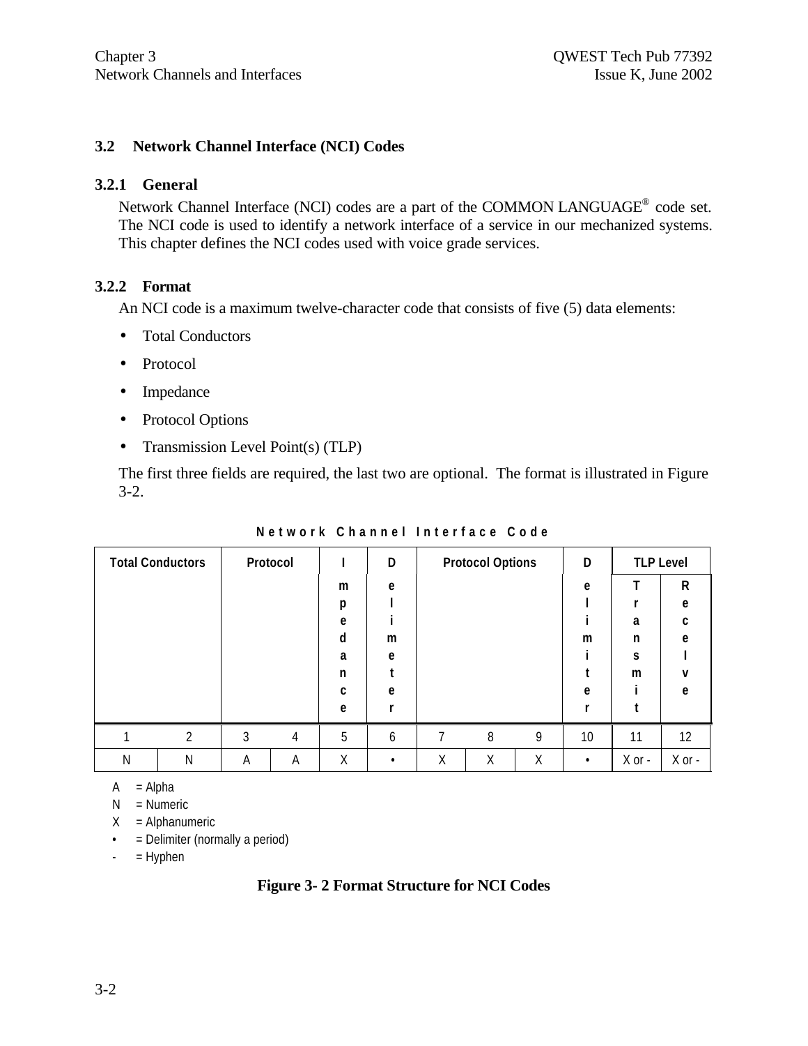## 3.2 Network Channel Interface (NCI) Codes

### 3.2.1 General

Network Channel Interface (NCI) codes are a part of the COMMON LANGUAGE® code set. The NCI code is used to identify a network interface of a service in our mechanized systems. This chapter defines the NCI codes used with voice grade services.

### 3.2.2 Format

An NCI code is a maximum twelve-character code that consists of five (5) data elements:

- Total Conductors
- Protocol
- Impedance
- Protocol Options
- Transmission Level Point(s) (TLP)

The first three fields are required, the last two are optional. The format is illustrated in Figure 3-2.

**Network Channel Interface Code**

| Total Conductors | | Protocol | | Impedance | Delimeter | Protocol Options | | | Delimiter | TLP Level | |
|---|---|---|---|---|---|---|---|---|---|---|---|
| | | | | | | | | | | Transmit | Receive |
| 1 | 2 | 3 | 4 | 5 | 6 | 7 | 8 | 9 | 10 | 11 | 12 |
| N | N | A | A | X | • | X | X | X | • | X or - | X or - |

A = Alpha
N = Numeric
X = Alphanumeric
• = Delimiter (normally a period)
\- = Hyphen

**Figure 3- 2 Format Structure for NCI Codes**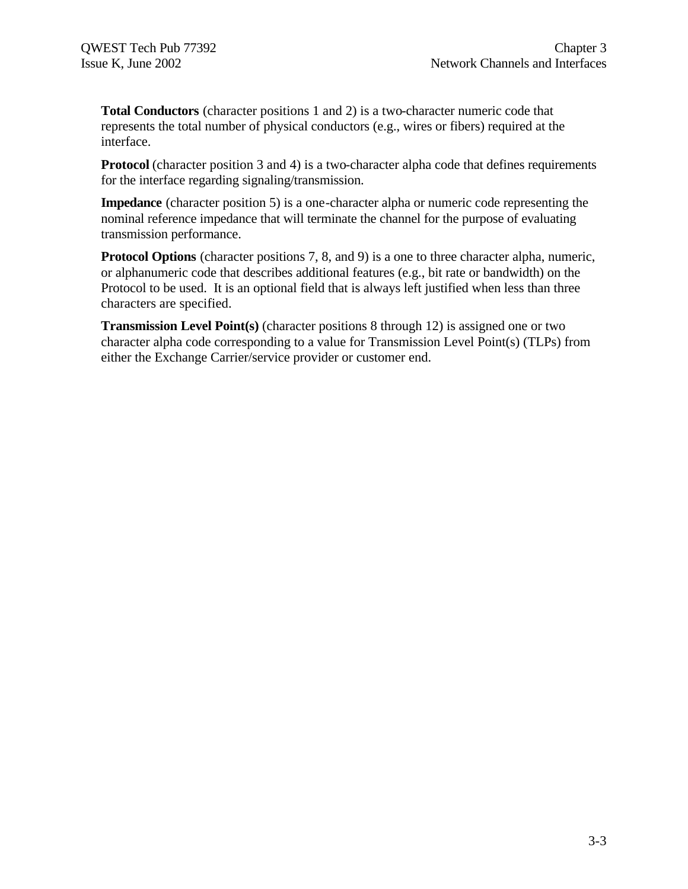**Total Conductors** (character positions 1 and 2) is a two-character numeric code that represents the total number of physical conductors (e.g., wires or fibers) required at the interface.

**Protocol** (character position 3 and 4) is a two-character alpha code that defines requirements for the interface regarding signaling/transmission.

**Impedance** (character position 5) is a one-character alpha or numeric code representing the nominal reference impedance that will terminate the channel for the purpose of evaluating transmission performance.

**Protocol Options** (character positions 7, 8, and 9) is a one to three character alpha, numeric, or alphanumeric code that describes additional features (e.g., bit rate or bandwidth) on the Protocol to be used. It is an optional field that is always left justified when less than three characters are specified.

**Transmission Level Point(s)** (character positions 8 through 12) is assigned one or two character alpha code corresponding to a value for Transmission Level Point(s) (TLPs) from either the Exchange Carrier/service provider or customer end.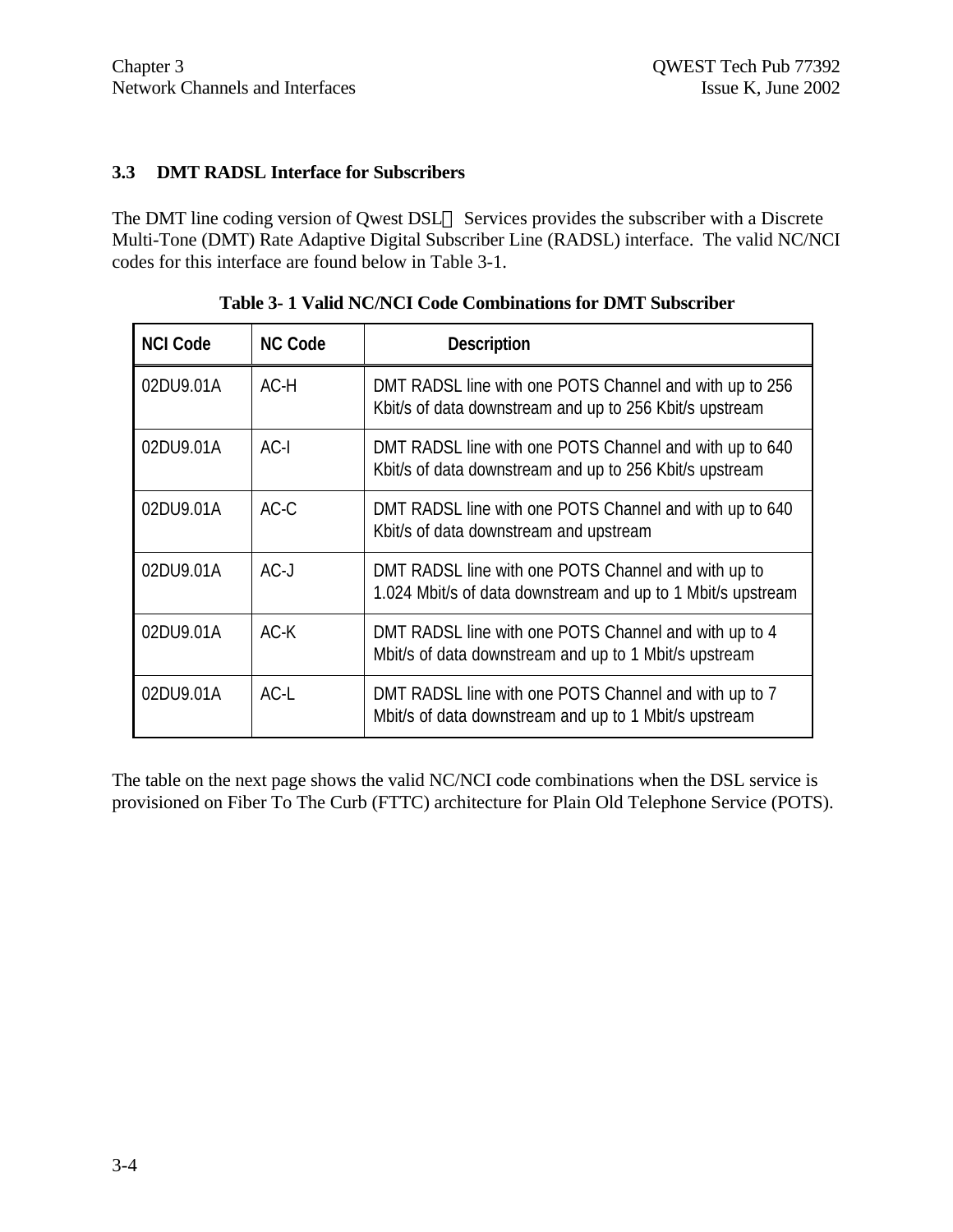## 3.3 DMT RADSL Interface for Subscribers

The DMT line coding version of Qwest DSL℠ Services provides the subscriber with a Discrete Multi-Tone (DMT) Rate Adaptive Digital Subscriber Line (RADSL) interface. The valid NC/NCI codes for this interface are found below in Table 3-1.

**Table 3- 1 Valid NC/NCI Code Combinations for DMT Subscriber**

| NCI Code | NC Code | Description |
|---|---|---|
| 02DU9.01A | AC-H | DMT RADSL line with one POTS Channel and with up to 256 Kbit/s of data downstream and up to 256 Kbit/s upstream |
| 02DU9.01A | AC-I | DMT RADSL line with one POTS Channel and with up to 640 Kbit/s of data downstream and up to 256 Kbit/s upstream |
| 02DU9.01A | AC-C | DMT RADSL line with one POTS Channel and with up to 640 Kbit/s of data downstream and upstream |
| 02DU9.01A | AC-J | DMT RADSL line with one POTS Channel and with up to 1.024 Mbit/s of data downstream and up to 1 Mbit/s upstream |
| 02DU9.01A | AC-K | DMT RADSL line with one POTS Channel and with up to 4 Mbit/s of data downstream and up to 1 Mbit/s upstream |
| 02DU9.01A | AC-L | DMT RADSL line with one POTS Channel and with up to 7 Mbit/s of data downstream and up to 1 Mbit/s upstream |

The table on the next page shows the valid NC/NCI code combinations when the DSL service is provisioned on Fiber To The Curb (FTTC) architecture for Plain Old Telephone Service (POTS).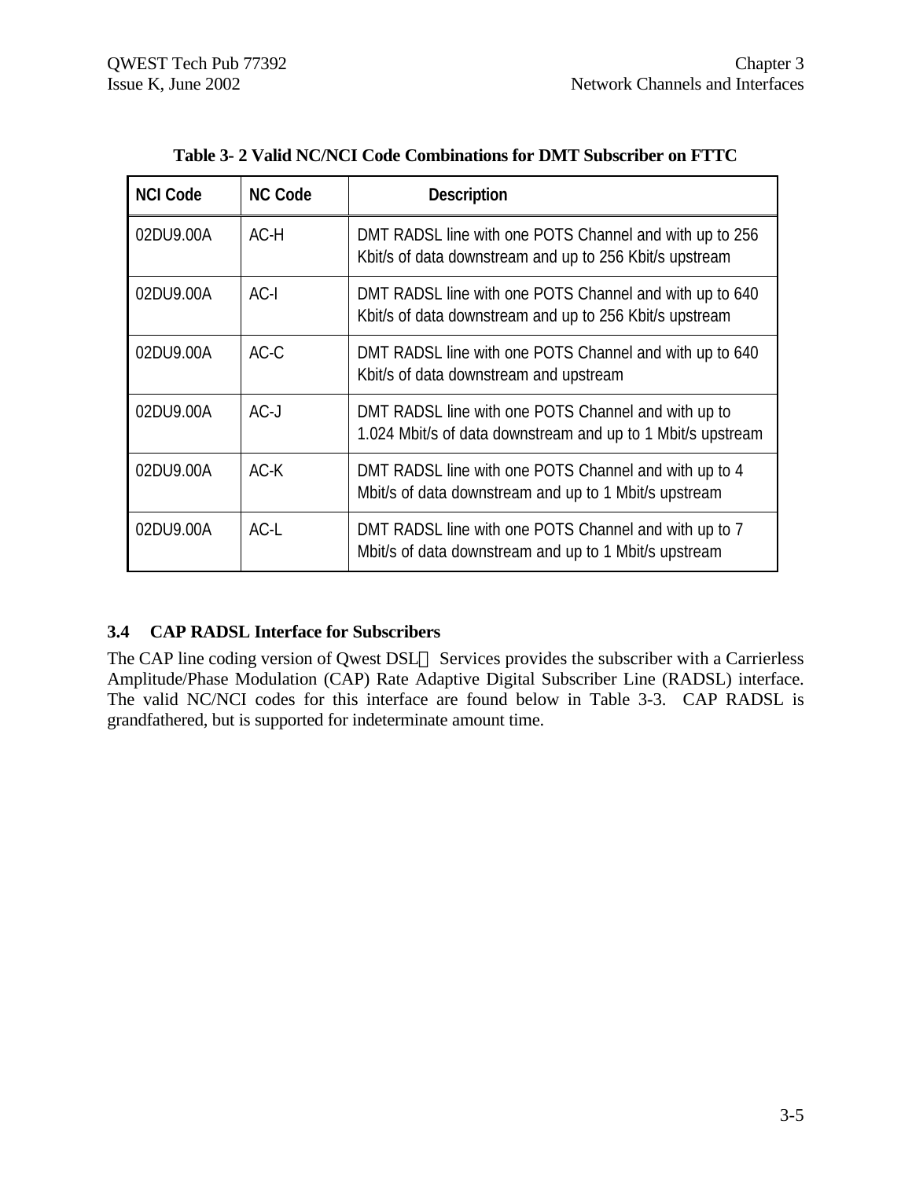**Table 3- 2 Valid NC/NCI Code Combinations for DMT Subscriber on FTTC**

| NCI Code | NC Code | Description |
|---|---|---|
| 02DU9.00A | AC-H | DMT RADSL line with one POTS Channel and with up to 256 Kbit/s of data downstream and up to 256 Kbit/s upstream |
| 02DU9.00A | AC-I | DMT RADSL line with one POTS Channel and with up to 640 Kbit/s of data downstream and up to 256 Kbit/s upstream |
| 02DU9.00A | AC-C | DMT RADSL line with one POTS Channel and with up to 640 Kbit/s of data downstream and upstream |
| 02DU9.00A | AC-J | DMT RADSL line with one POTS Channel and with up to 1.024 Mbit/s of data downstream and up to 1 Mbit/s upstream |
| 02DU9.00A | AC-K | DMT RADSL line with one POTS Channel and with up to 4 Mbit/s of data downstream and up to 1 Mbit/s upstream |
| 02DU9.00A | AC-L | DMT RADSL line with one POTS Channel and with up to 7 Mbit/s of data downstream and up to 1 Mbit/s upstream |

### 3.4 CAP RADSL Interface for Subscribers

The CAP line coding version of Qwest DSL℠ Services provides the subscriber with a Carrierless Amplitude/Phase Modulation (CAP) Rate Adaptive Digital Subscriber Line (RADSL) interface. The valid NC/NCI codes for this interface are found below in Table 3-3. CAP RADSL is grandfathered, but is supported for indeterminate amount time.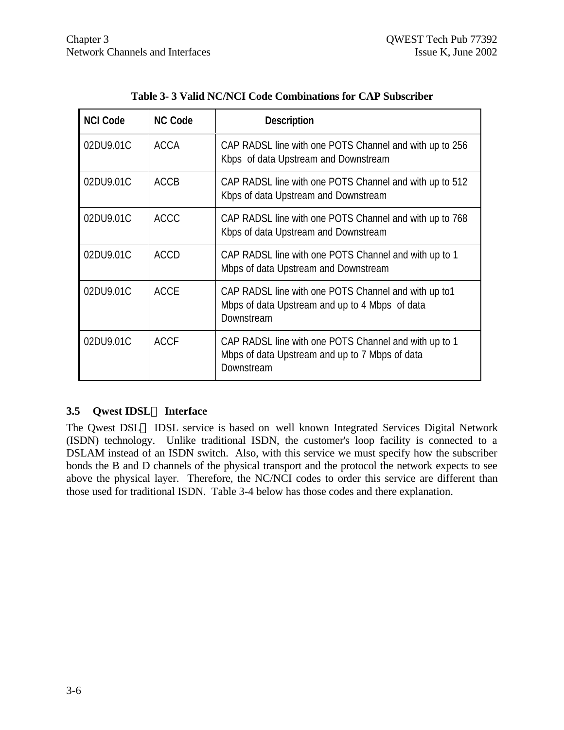**Table 3- 3 Valid NC/NCI Code Combinations for CAP Subscriber**

| NCI Code | NC Code | Description |
| --- | --- | --- |
| 02DU9.01C | ACCA | CAP RADSL line with one POTS Channel and with up to 256 Kbps of data Upstream and Downstream |
| 02DU9.01C | ACCB | CAP RADSL line with one POTS Channel and with up to 512 Kbps of data Upstream and Downstream |
| 02DU9.01C | ACCC | CAP RADSL line with one POTS Channel and with up to 768 Kbps of data Upstream and Downstream |
| 02DU9.01C | ACCD | CAP RADSL line with one POTS Channel and with up to 1 Mbps of data Upstream and Downstream |
| 02DU9.01C | ACCE | CAP RADSL line with one POTS Channel and with up to1 Mbps of data Upstream and up to 4 Mbps of data Downstream |
| 02DU9.01C | ACCF | CAP RADSL line with one POTS Channel and with up to 1 Mbps of data Upstream and up to 7 Mbps of data Downstream |

### 3.5 Qwest IDSL℠ Interface

The Qwest DSL℠ IDSL service is based on well known Integrated Services Digital Network (ISDN) technology. Unlike traditional ISDN, the customer's loop facility is connected to a DSLAM instead of an ISDN switch. Also, with this service we must specify how the subscriber bonds the B and D channels of the physical transport and the protocol the network expects to see above the physical layer. Therefore, the NC/NCI codes to order this service are different than those used for traditional ISDN. Table 3-4 below has those codes and there explanation.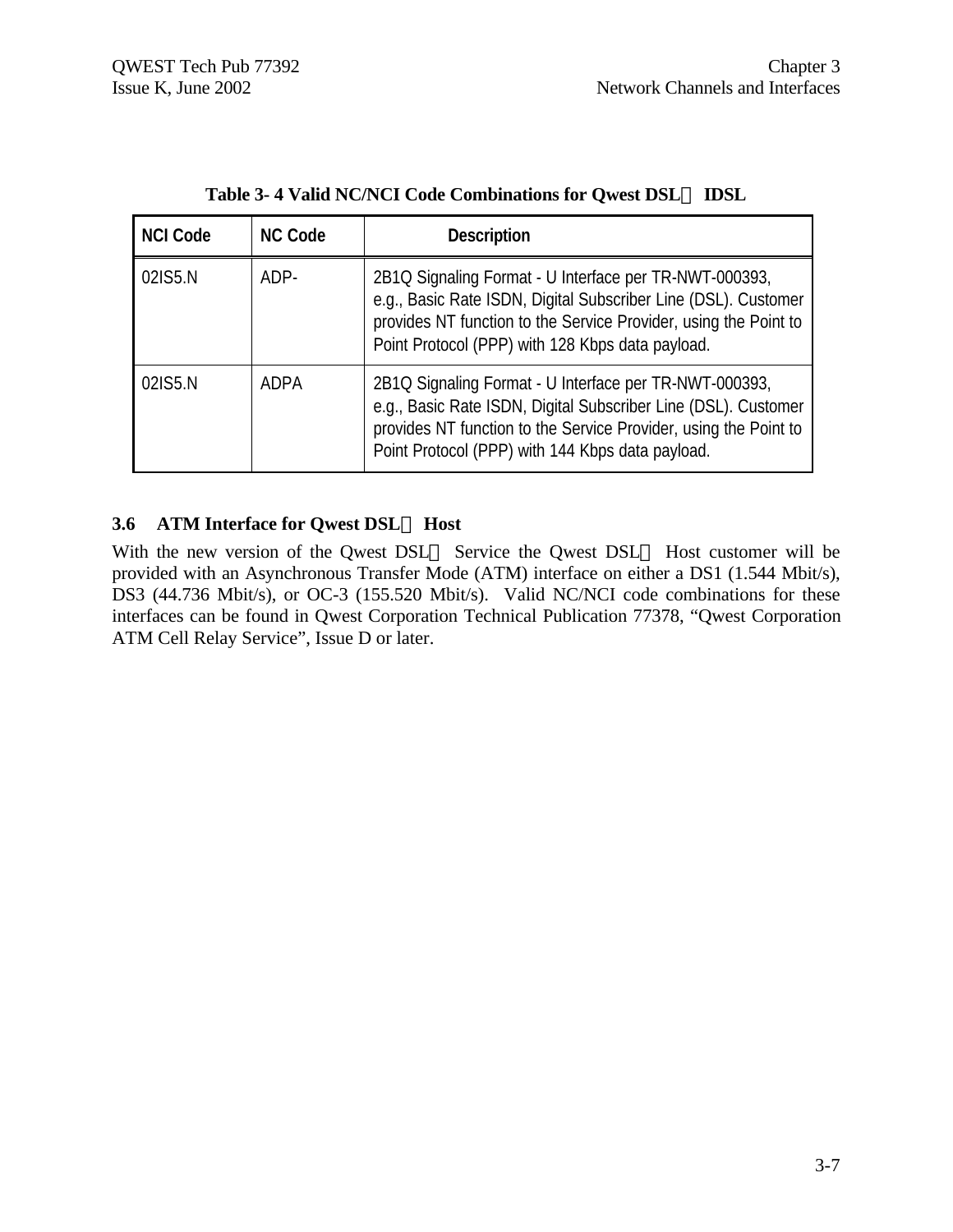**Table 3- 4 Valid NC/NCI Code Combinations for Qwest DSL IDSL**

| NCI Code | NC Code | Description |
|---|---|---|
| 02IS5.N | ADP- | 2B1Q Signaling Format - U Interface per TR-NWT-000393, e.g., Basic Rate ISDN, Digital Subscriber Line (DSL). Customer provides NT function to the Service Provider, using the Point to Point Protocol (PPP) with 128 Kbps data payload. |
| 02IS5.N | ADPA | 2B1Q Signaling Format - U Interface per TR-NWT-000393, e.g., Basic Rate ISDN, Digital Subscriber Line (DSL). Customer provides NT function to the Service Provider, using the Point to Point Protocol (PPP) with 144 Kbps data payload. |

### 3.6 ATM Interface for Qwest DSL Host

With the new version of the Qwest DSL Service the Qwest DSL Host customer will be provided with an Asynchronous Transfer Mode (ATM) interface on either a DS1 (1.544 Mbit/s), DS3 (44.736 Mbit/s), or OC-3 (155.520 Mbit/s). Valid NC/NCI code combinations for these interfaces can be found in Qwest Corporation Technical Publication 77378, "Qwest Corporation ATM Cell Relay Service", Issue D or later.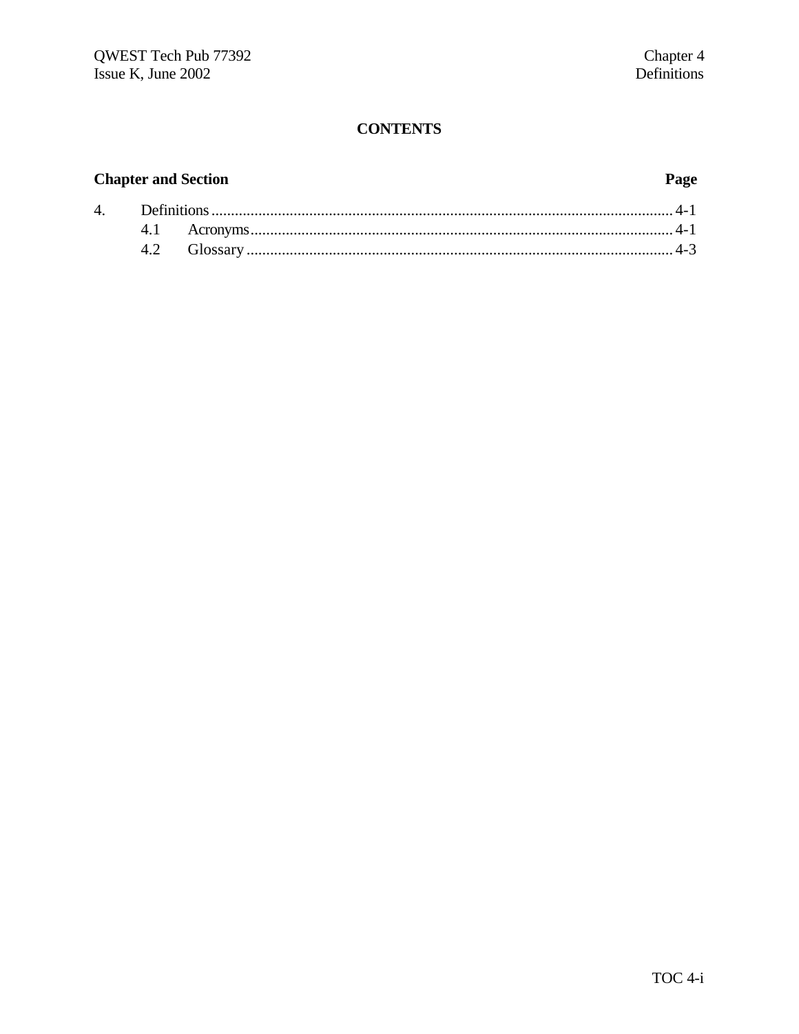# CONTENTS

| Chapter and Section | | Page |
|---|---|---|
| 4. | Definitions | 4-1 |
| | 4.1 Acronyms | 4-1 |
| | 4.2 Glossary | 4-3 |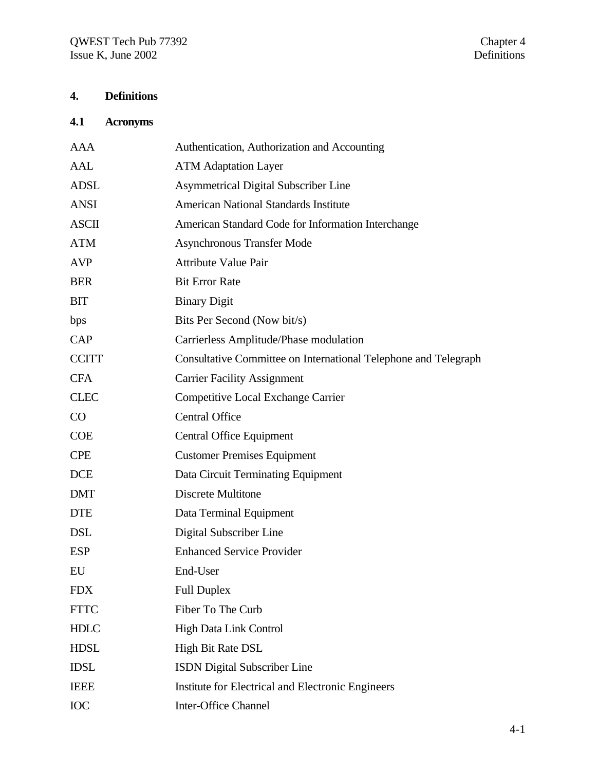# 4. Definitions

## 4.1 Acronyms

| | |
|---|---|
| AAA | Authentication, Authorization and Accounting |
| AAL | ATM Adaptation Layer |
| ADSL | Asymmetrical Digital Subscriber Line |
| ANSI | American National Standards Institute |
| ASCII | American Standard Code for Information Interchange |
| ATM | Asynchronous Transfer Mode |
| AVP | Attribute Value Pair |
| BER | Bit Error Rate |
| BIT | Binary Digit |
| bps | Bits Per Second (Now bit/s) |
| CAP | Carrierless Amplitude/Phase modulation |
| CCITT | Consultative Committee on International Telephone and Telegraph |
| CFA | Carrier Facility Assignment |
| CLEC | Competitive Local Exchange Carrier |
| CO | Central Office |
| COE | Central Office Equipment |
| CPE | Customer Premises Equipment |
| DCE | Data Circuit Terminating Equipment |
| DMT | Discrete Multitone |
| DTE | Data Terminal Equipment |
| DSL | Digital Subscriber Line |
| ESP | Enhanced Service Provider |
| EU | End-User |
| FDX | Full Duplex |
| FTTC | Fiber To The Curb |
| HDLC | High Data Link Control |
| HDSL | High Bit Rate DSL |
| IDSL | ISDN Digital Subscriber Line |
| IEEE | Institute for Electrical and Electronic Engineers |
| IOC | Inter-Office Channel |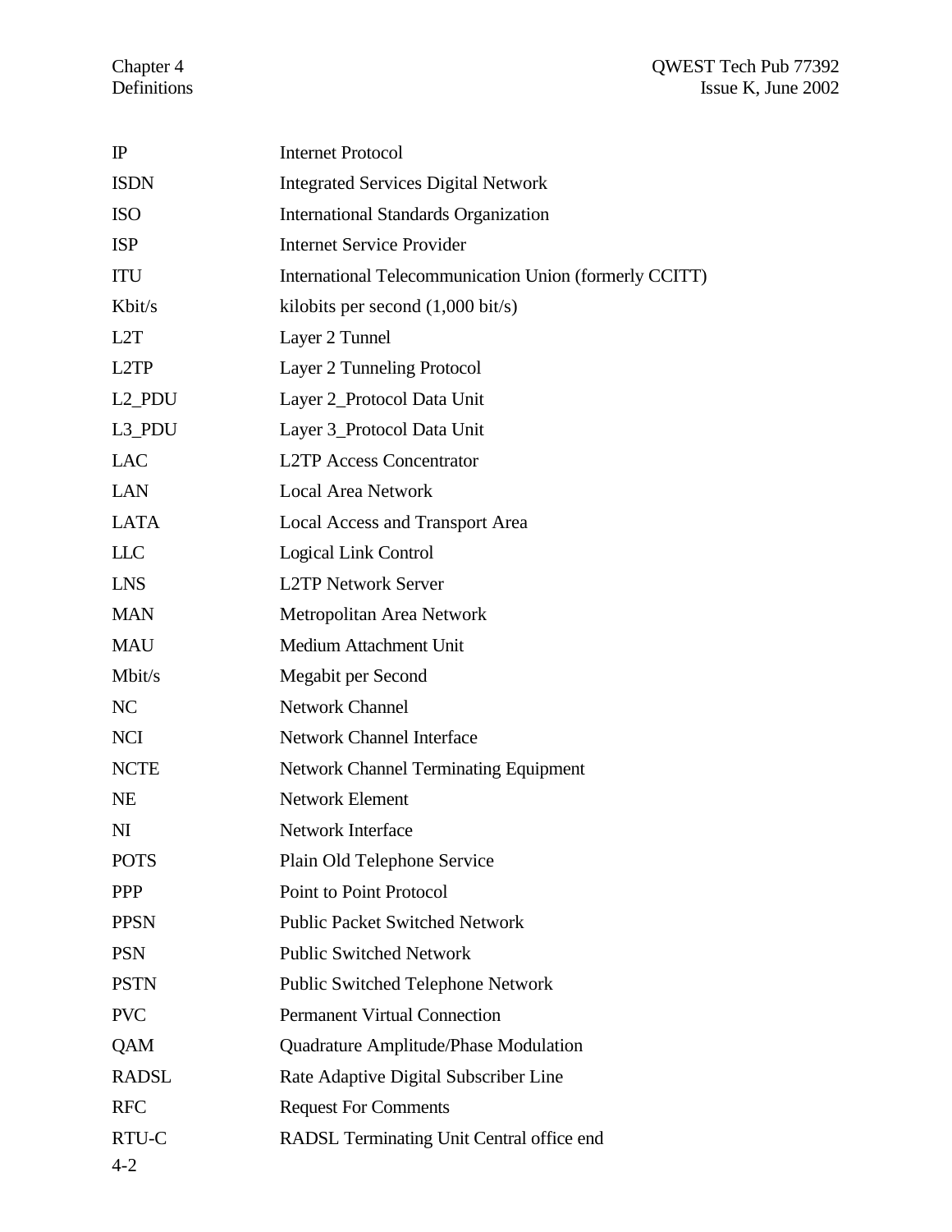| | |
|---|---|
| IP | Internet Protocol |
| ISDN | Integrated Services Digital Network |
| ISO | International Standards Organization |
| ISP | Internet Service Provider |
| ITU | International Telecommunication Union (formerly CCITT) |
| Kbit/s | kilobits per second (1,000 bit/s) |
| L2T | Layer 2 Tunnel |
| L2TP | Layer 2 Tunneling Protocol |
| L2_PDU | Layer 2_Protocol Data Unit |
| L3_PDU | Layer 3_Protocol Data Unit |
| LAC | L2TP Access Concentrator |
| LAN | Local Area Network |
| LATA | Local Access and Transport Area |
| LLC | Logical Link Control |
| LNS | L2TP Network Server |
| MAN | Metropolitan Area Network |
| MAU | Medium Attachment Unit |
| Mbit/s | Megabit per Second |
| NC | Network Channel |
| NCI | Network Channel Interface |
| NCTE | Network Channel Terminating Equipment |
| NE | Network Element |
| NI | Network Interface |
| POTS | Plain Old Telephone Service |
| PPP | Point to Point Protocol |
| PPSN | Public Packet Switched Network |
| PSN | Public Switched Network |
| PSTN | Public Switched Telephone Network |
| PVC | Permanent Virtual Connection |
| QAM | Quadrature Amplitude/Phase Modulation |
| RADSL | Rate Adaptive Digital Subscriber Line |
| RFC | Request For Comments |
| RTU-C | RADSL Terminating Unit Central office end |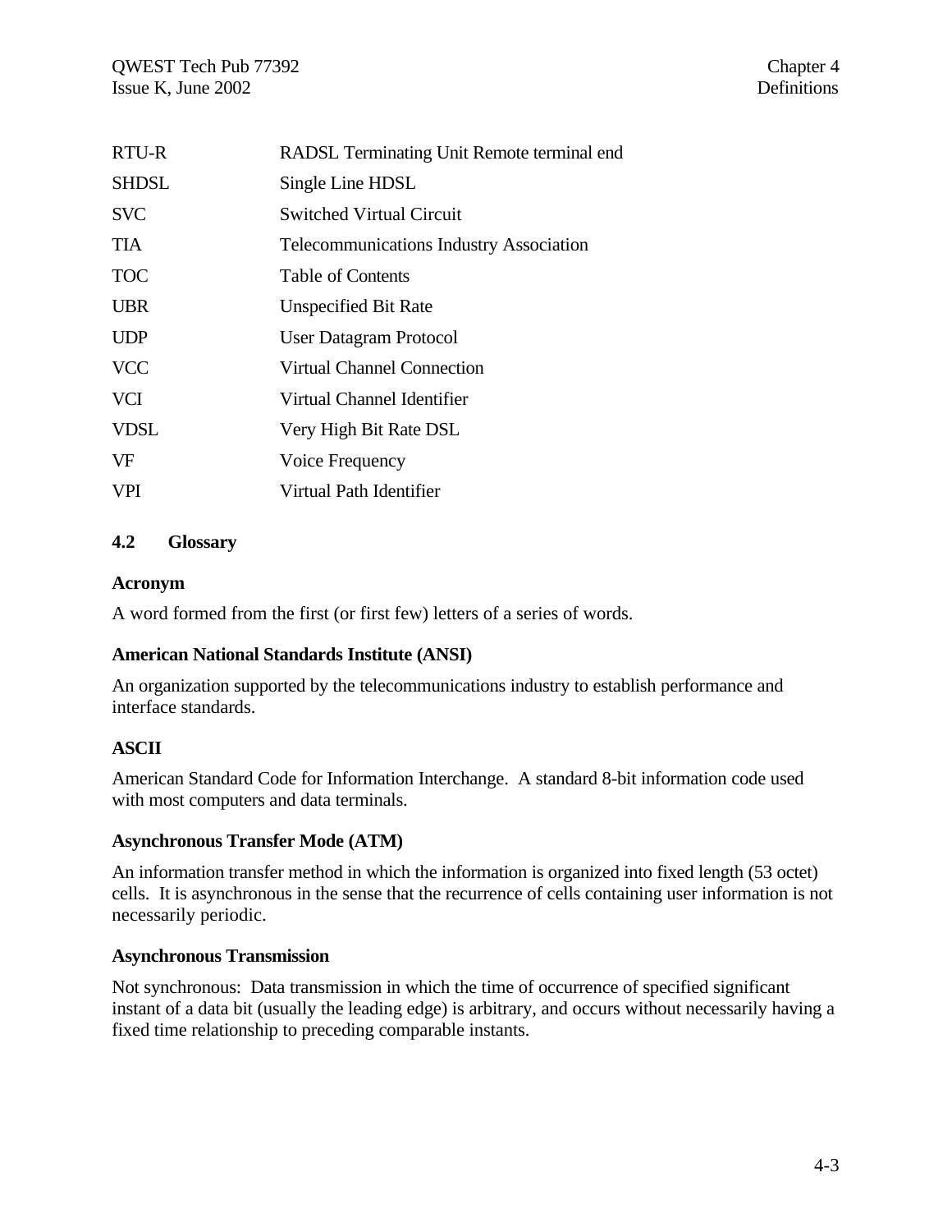| | |
|---|---|
| RTU-R | RADSL Terminating Unit Remote terminal end |
| SHDSL | Single Line HDSL |
| SVC | Switched Virtual Circuit |
| TIA | Telecommunications Industry Association |
| TOC | Table of Contents |
| UBR | Unspecified Bit Rate |
| UDP | User Datagram Protocol |
| VCC | Virtual Channel Connection |
| VCI | Virtual Channel Identifier |
| VDSL | Very High Bit Rate DSL |
| VF | Voice Frequency |
| VPI | Virtual Path Identifier |

## 4.2 Glossary

**Acronym**

A word formed from the first (or first few) letters of a series of words.

**American National Standards Institute (ANSI)**

An organization supported by the telecommunications industry to establish performance and interface standards.

**ASCII**

American Standard Code for Information Interchange. A standard 8-bit information code used with most computers and data terminals.

**Asynchronous Transfer Mode (ATM)**

An information transfer method in which the information is organized into fixed length (53 octet) cells. It is asynchronous in the sense that the recurrence of cells containing user information is not necessarily periodic.

**Asynchronous Transmission**

Not synchronous: Data transmission in which the time of occurrence of specified significant instant of a data bit (usually the leading edge) is arbitrary, and occurs without necessarily having a fixed time relationship to preceding comparable instants.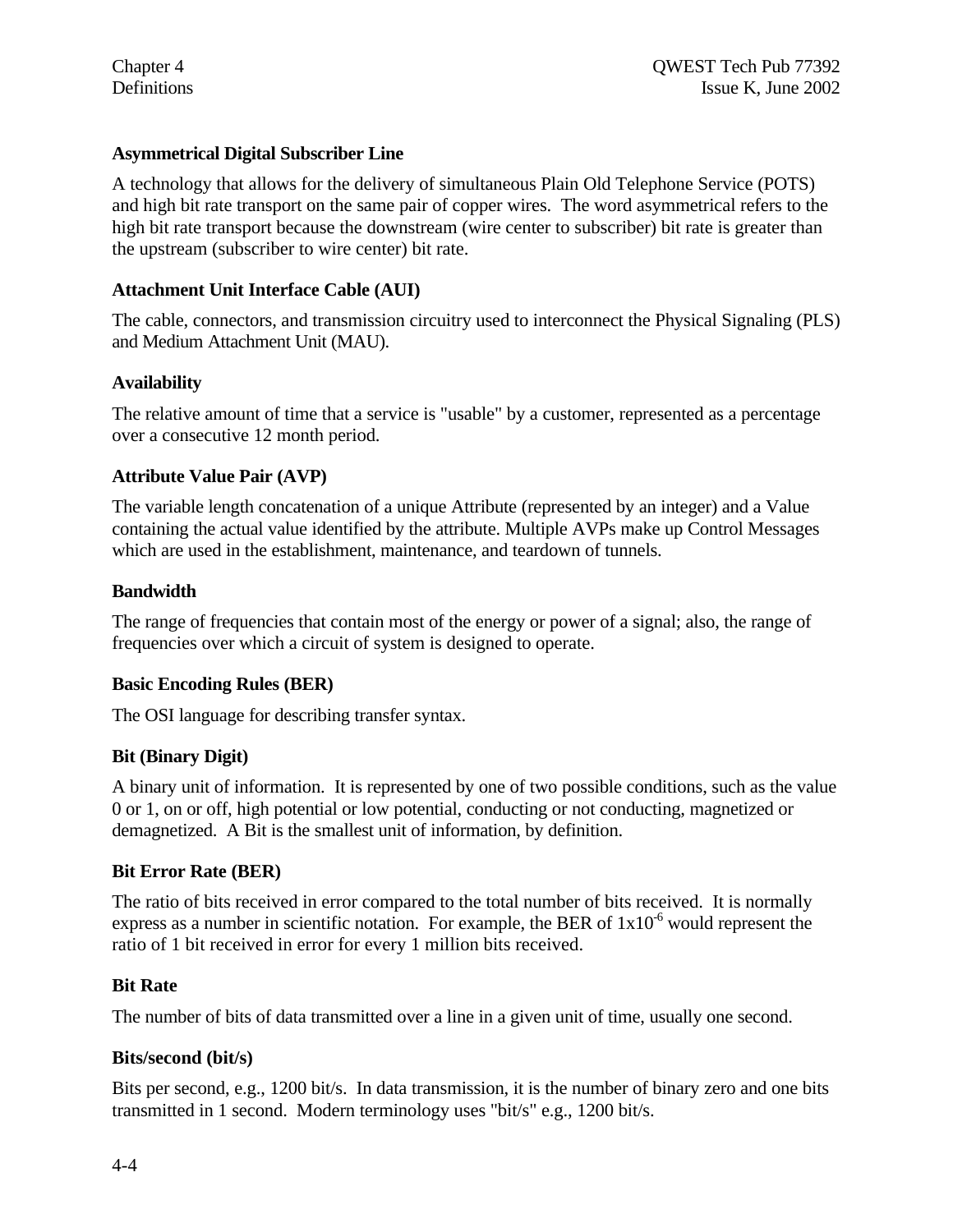**Asymmetrical Digital Subscriber Line**

A technology that allows for the delivery of simultaneous Plain Old Telephone Service (POTS) and high bit rate transport on the same pair of copper wires. The word asymmetrical refers to the high bit rate transport because the downstream (wire center to subscriber) bit rate is greater than the upstream (subscriber to wire center) bit rate.

**Attachment Unit Interface Cable (AUI)**

The cable, connectors, and transmission circuitry used to interconnect the Physical Signaling (PLS) and Medium Attachment Unit (MAU).

**Availability**

The relative amount of time that a service is "usable" by a customer, represented as a percentage over a consecutive 12 month period.

**Attribute Value Pair (AVP)**

The variable length concatenation of a unique Attribute (represented by an integer) and a Value containing the actual value identified by the attribute. Multiple AVPs make up Control Messages which are used in the establishment, maintenance, and teardown of tunnels.

**Bandwidth**

The range of frequencies that contain most of the energy or power of a signal; also, the range of frequencies over which a circuit of system is designed to operate.

**Basic Encoding Rules (BER)**

The OSI language for describing transfer syntax.

**Bit (Binary Digit)**

A binary unit of information. It is represented by one of two possible conditions, such as the value 0 or 1, on or off, high potential or low potential, conducting or not conducting, magnetized or demagnetized. A Bit is the smallest unit of information, by definition.

**Bit Error Rate (BER)**

The ratio of bits received in error compared to the total number of bits received. It is normally express as a number in scientific notation. For example, the BER of $1x10^{-6}$ would represent the ratio of 1 bit received in error for every 1 million bits received.

**Bit Rate**

The number of bits of data transmitted over a line in a given unit of time, usually one second.

**Bits/second (bit/s)**

Bits per second, e.g., 1200 bit/s. In data transmission, it is the number of binary zero and one bits transmitted in 1 second. Modern terminology uses "bit/s" e.g., 1200 bit/s.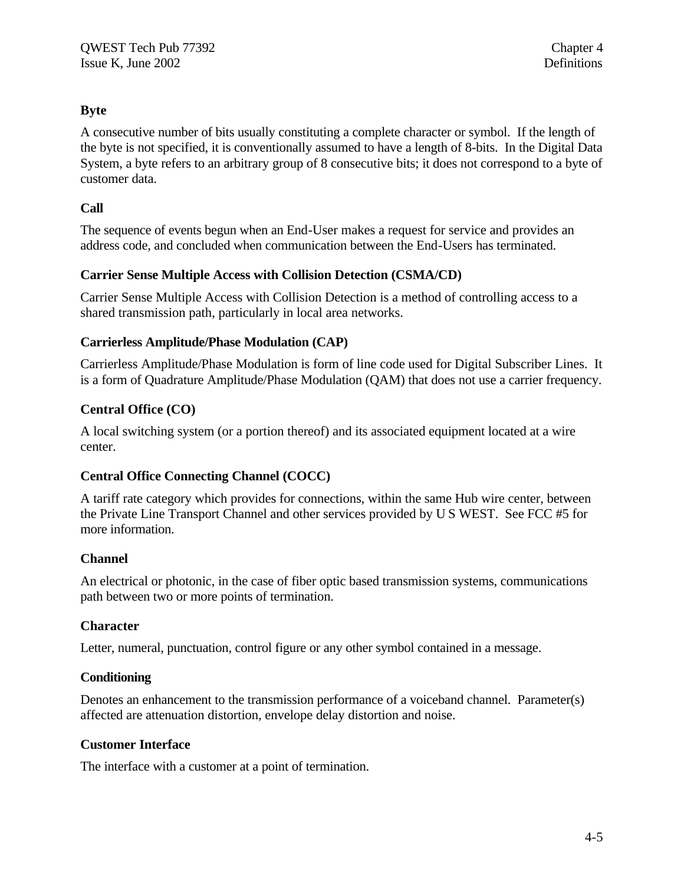**Byte**

A consecutive number of bits usually constituting a complete character or symbol. If the length of the byte is not specified, it is conventionally assumed to have a length of 8-bits. In the Digital Data System, a byte refers to an arbitrary group of 8 consecutive bits; it does not correspond to a byte of customer data.

**Call**

The sequence of events begun when an End-User makes a request for service and provides an address code, and concluded when communication between the End-Users has terminated.

**Carrier Sense Multiple Access with Collision Detection (CSMA/CD)**

Carrier Sense Multiple Access with Collision Detection is a method of controlling access to a shared transmission path, particularly in local area networks.

**Carrierless Amplitude/Phase Modulation (CAP)**

Carrierless Amplitude/Phase Modulation is form of line code used for Digital Subscriber Lines. It is a form of Quadrature Amplitude/Phase Modulation (QAM) that does not use a carrier frequency.

**Central Office (CO)**

A local switching system (or a portion thereof) and its associated equipment located at a wire center.

**Central Office Connecting Channel (COCC)**

A tariff rate category which provides for connections, within the same Hub wire center, between the Private Line Transport Channel and other services provided by U S WEST. See FCC #5 for more information.

**Channel**

An electrical or photonic, in the case of fiber optic based transmission systems, communications path between two or more points of termination.

**Character**

Letter, numeral, punctuation, control figure or any other symbol contained in a message.

**Conditioning**

Denotes an enhancement to the transmission performance of a voiceband channel. Parameter(s) affected are attenuation distortion, envelope delay distortion and noise.

**Customer Interface**

The interface with a customer at a point of termination.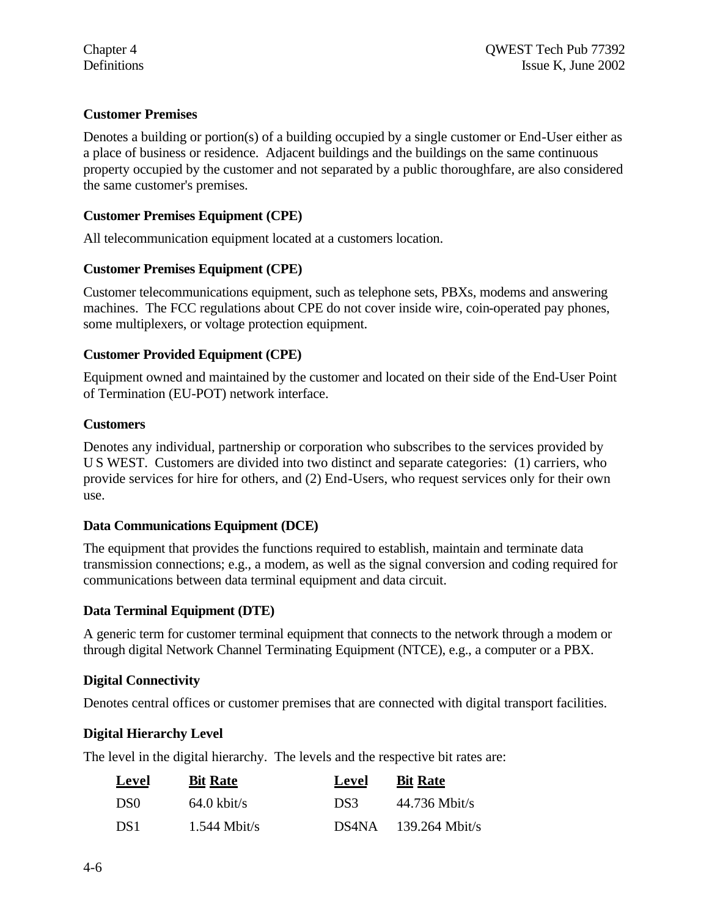### Customer Premises

Denotes a building or portion(s) of a building occupied by a single customer or End-User either as a place of business or residence. Adjacent buildings and the buildings on the same continuous property occupied by the customer and not separated by a public thoroughfare, are also considered the same customer's premises.

### Customer Premises Equipment (CPE)

All telecommunication equipment located at a customers location.

### Customer Premises Equipment (CPE)

Customer telecommunications equipment, such as telephone sets, PBXs, modems and answering machines. The FCC regulations about CPE do not cover inside wire, coin-operated pay phones, some multiplexers, or voltage protection equipment.

### Customer Provided Equipment (CPE)

Equipment owned and maintained by the customer and located on their side of the End-User Point of Termination (EU-POT) network interface.

### Customers

Denotes any individual, partnership or corporation who subscribes to the services provided by U S WEST. Customers are divided into two distinct and separate categories: (1) carriers, who provide services for hire for others, and (2) End-Users, who request services only for their own use.

### Data Communications Equipment (DCE)

The equipment that provides the functions required to establish, maintain and terminate data transmission connections; e.g., a modem, as well as the signal conversion and coding required for communications between data terminal equipment and data circuit.

### Data Terminal Equipment (DTE)

A generic term for customer terminal equipment that connects to the network through a modem or through digital Network Channel Terminating Equipment (NTCE), e.g., a computer or a PBX.

### Digital Connectivity

Denotes central offices or customer premises that are connected with digital transport facilities.

### Digital Hierarchy Level

The level in the digital hierarchy. The levels and the respective bit rates are:

| Level | Bit Rate | Level | Bit Rate |
|---|---|---|---|
| DS0 | 64.0 kbit/s | DS3 | 44.736 Mbit/s |
| DS1 | 1.544 Mbit/s | DS4NA | 139.264 Mbit/s |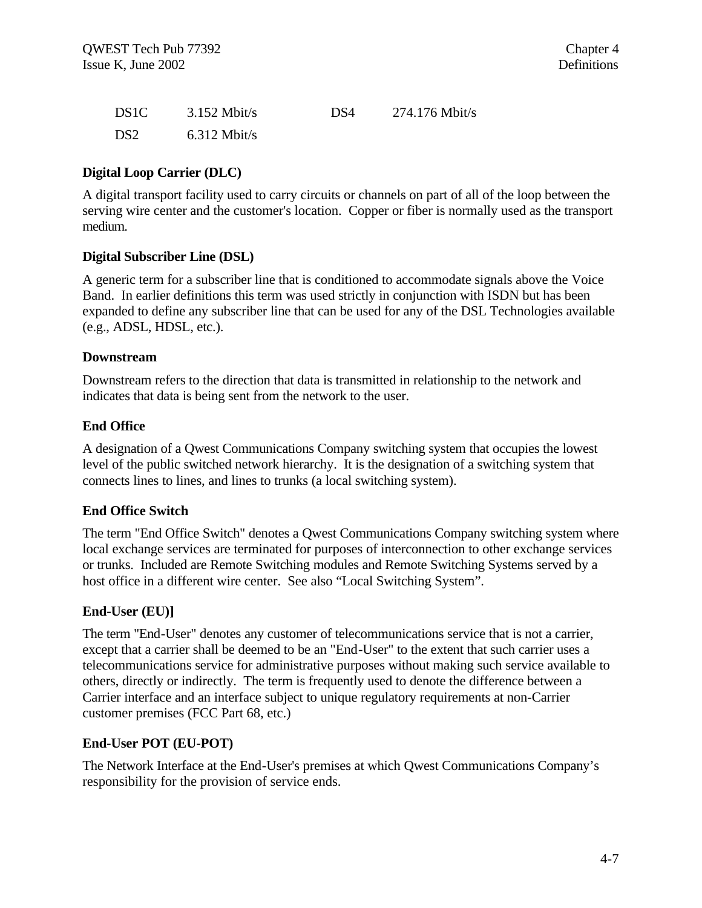| DS1C | 3.152 Mbit/s | DS4 | 274.176 Mbit/s |
|---|---|---|---|
| DS2 | 6.312 Mbit/s | | |

**Digital Loop Carrier (DLC)**

A digital transport facility used to carry circuits or channels on part of all of the loop between the serving wire center and the customer's location. Copper or fiber is normally used as the transport medium.

**Digital Subscriber Line (DSL)**

A generic term for a subscriber line that is conditioned to accommodate signals above the Voice Band. In earlier definitions this term was used strictly in conjunction with ISDN but has been expanded to define any subscriber line that can be used for any of the DSL Technologies available (e.g., ADSL, HDSL, etc.).

**Downstream**

Downstream refers to the direction that data is transmitted in relationship to the network and indicates that data is being sent from the network to the user.

**End Office**

A designation of a Qwest Communications Company switching system that occupies the lowest level of the public switched network hierarchy. It is the designation of a switching system that connects lines to lines, and lines to trunks (a local switching system).

**End Office Switch**

The term "End Office Switch" denotes a Qwest Communications Company switching system where local exchange services are terminated for purposes of interconnection to other exchange services or trunks. Included are Remote Switching modules and Remote Switching Systems served by a host office in a different wire center. See also “Local Switching System”.

**End-User (EU)]**

The term "End-User" denotes any customer of telecommunications service that is not a carrier, except that a carrier shall be deemed to be an "End-User" to the extent that such carrier uses a telecommunications service for administrative purposes without making such service available to others, directly or indirectly. The term is frequently used to denote the difference between a Carrier interface and an interface subject to unique regulatory requirements at non-Carrier customer premises (FCC Part 68, etc.)

**End-User POT (EU-POT)**

The Network Interface at the End-User's premises at which Qwest Communications Company’s responsibility for the provision of service ends.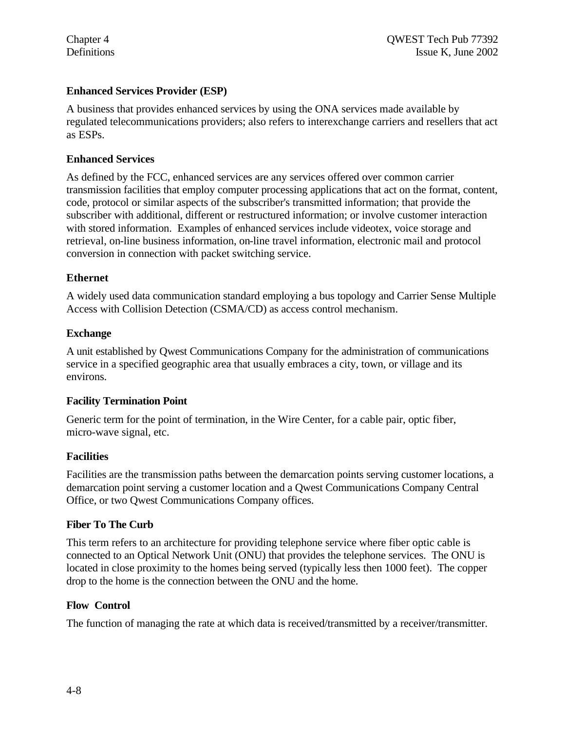**Enhanced Services Provider (ESP)**

A business that provides enhanced services by using the ONA services made available by regulated telecommunications providers; also refers to interexchange carriers and resellers that act as ESPs.

**Enhanced Services**

As defined by the FCC, enhanced services are any services offered over common carrier transmission facilities that employ computer processing applications that act on the format, content, code, protocol or similar aspects of the subscriber's transmitted information; that provide the subscriber with additional, different or restructured information; or involve customer interaction with stored information. Examples of enhanced services include videotex, voice storage and retrieval, on-line business information, on-line travel information, electronic mail and protocol conversion in connection with packet switching service.

**Ethernet**

A widely used data communication standard employing a bus topology and Carrier Sense Multiple Access with Collision Detection (CSMA/CD) as access control mechanism.

**Exchange**

A unit established by Qwest Communications Company for the administration of communications service in a specified geographic area that usually embraces a city, town, or village and its environs.

**Facility Termination Point**

Generic term for the point of termination, in the Wire Center, for a cable pair, optic fiber, micro-wave signal, etc.

**Facilities**

Facilities are the transmission paths between the demarcation points serving customer locations, a demarcation point serving a customer location and a Qwest Communications Company Central Office, or two Qwest Communications Company offices.

**Fiber To The Curb**

This term refers to an architecture for providing telephone service where fiber optic cable is connected to an Optical Network Unit (ONU) that provides the telephone services. The ONU is located in close proximity to the homes being served (typically less then 1000 feet). The copper drop to the home is the connection between the ONU and the home.

**Flow Control**

The function of managing the rate at which data is received/transmitted by a receiver/transmitter.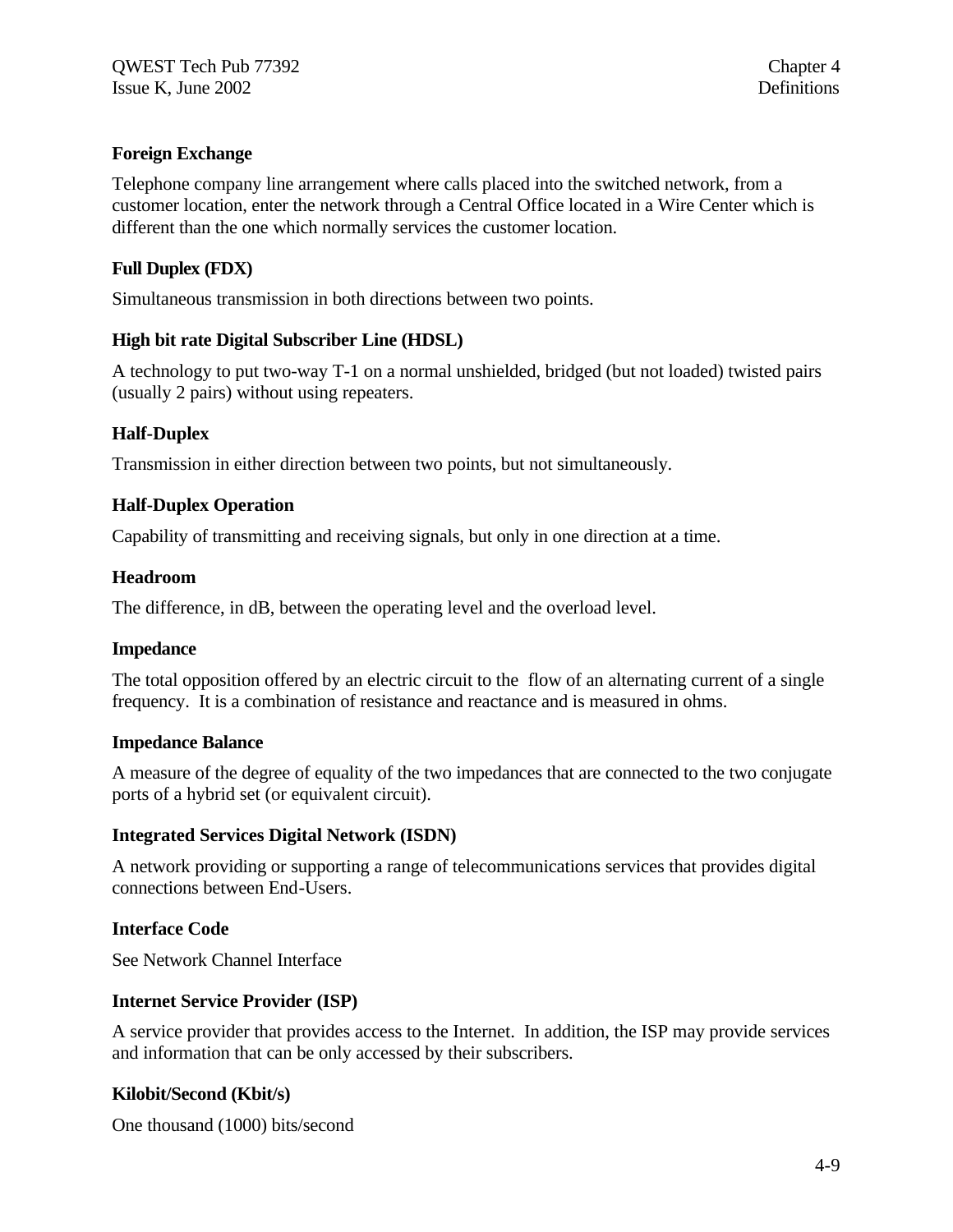**Foreign Exchange**

Telephone company line arrangement where calls placed into the switched network, from a customer location, enter the network through a Central Office located in a Wire Center which is different than the one which normally services the customer location.

**Full Duplex (FDX)**

Simultaneous transmission in both directions between two points.

**High bit rate Digital Subscriber Line (HDSL)**

A technology to put two-way T-1 on a normal unshielded, bridged (but not loaded) twisted pairs (usually 2 pairs) without using repeaters.

**Half-Duplex**

Transmission in either direction between two points, but not simultaneously.

**Half-Duplex Operation**

Capability of transmitting and receiving signals, but only in one direction at a time.

**Headroom**

The difference, in dB, between the operating level and the overload level.

**Impedance**

The total opposition offered by an electric circuit to the flow of an alternating current of a single frequency. It is a combination of resistance and reactance and is measured in ohms.

**Impedance Balance**

A measure of the degree of equality of the two impedances that are connected to the two conjugate ports of a hybrid set (or equivalent circuit).

**Integrated Services Digital Network (ISDN)**

A network providing or supporting a range of telecommunications services that provides digital connections between End-Users.

**Interface Code**

See Network Channel Interface

**Internet Service Provider (ISP)**

A service provider that provides access to the Internet. In addition, the ISP may provide services and information that can be only accessed by their subscribers.

**Kilobit/Second (Kbit/s)**

One thousand (1000) bits/second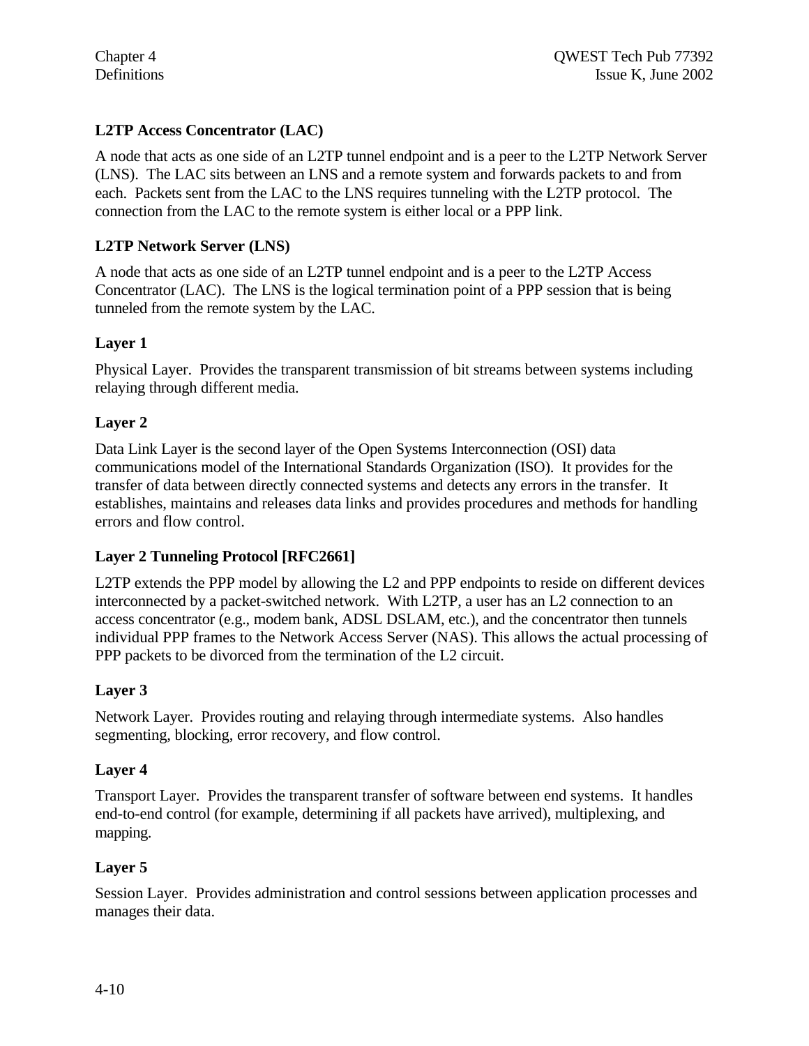**L2TP Access Concentrator (LAC)**

A node that acts as one side of an L2TP tunnel endpoint and is a peer to the L2TP Network Server (LNS). The LAC sits between an LNS and a remote system and forwards packets to and from each. Packets sent from the LAC to the LNS requires tunneling with the L2TP protocol. The connection from the LAC to the remote system is either local or a PPP link.

**L2TP Network Server (LNS)**

A node that acts as one side of an L2TP tunnel endpoint and is a peer to the L2TP Access Concentrator (LAC). The LNS is the logical termination point of a PPP session that is being tunneled from the remote system by the LAC.

**Layer 1**

Physical Layer. Provides the transparent transmission of bit streams between systems including relaying through different media.

**Layer 2**

Data Link Layer is the second layer of the Open Systems Interconnection (OSI) data communications model of the International Standards Organization (ISO). It provides for the transfer of data between directly connected systems and detects any errors in the transfer. It establishes, maintains and releases data links and provides procedures and methods for handling errors and flow control.

**Layer 2 Tunneling Protocol [RFC2661]**

L2TP extends the PPP model by allowing the L2 and PPP endpoints to reside on different devices interconnected by a packet-switched network. With L2TP, a user has an L2 connection to an access concentrator (e.g., modem bank, ADSL DSLAM, etc.), and the concentrator then tunnels individual PPP frames to the Network Access Server (NAS). This allows the actual processing of PPP packets to be divorced from the termination of the L2 circuit.

**Layer 3**

Network Layer. Provides routing and relaying through intermediate systems. Also handles segmenting, blocking, error recovery, and flow control.

**Layer 4**

Transport Layer. Provides the transparent transfer of software between end systems. It handles end-to-end control (for example, determining if all packets have arrived), multiplexing, and mapping.

**Layer 5**

Session Layer. Provides administration and control sessions between application processes and manages their data.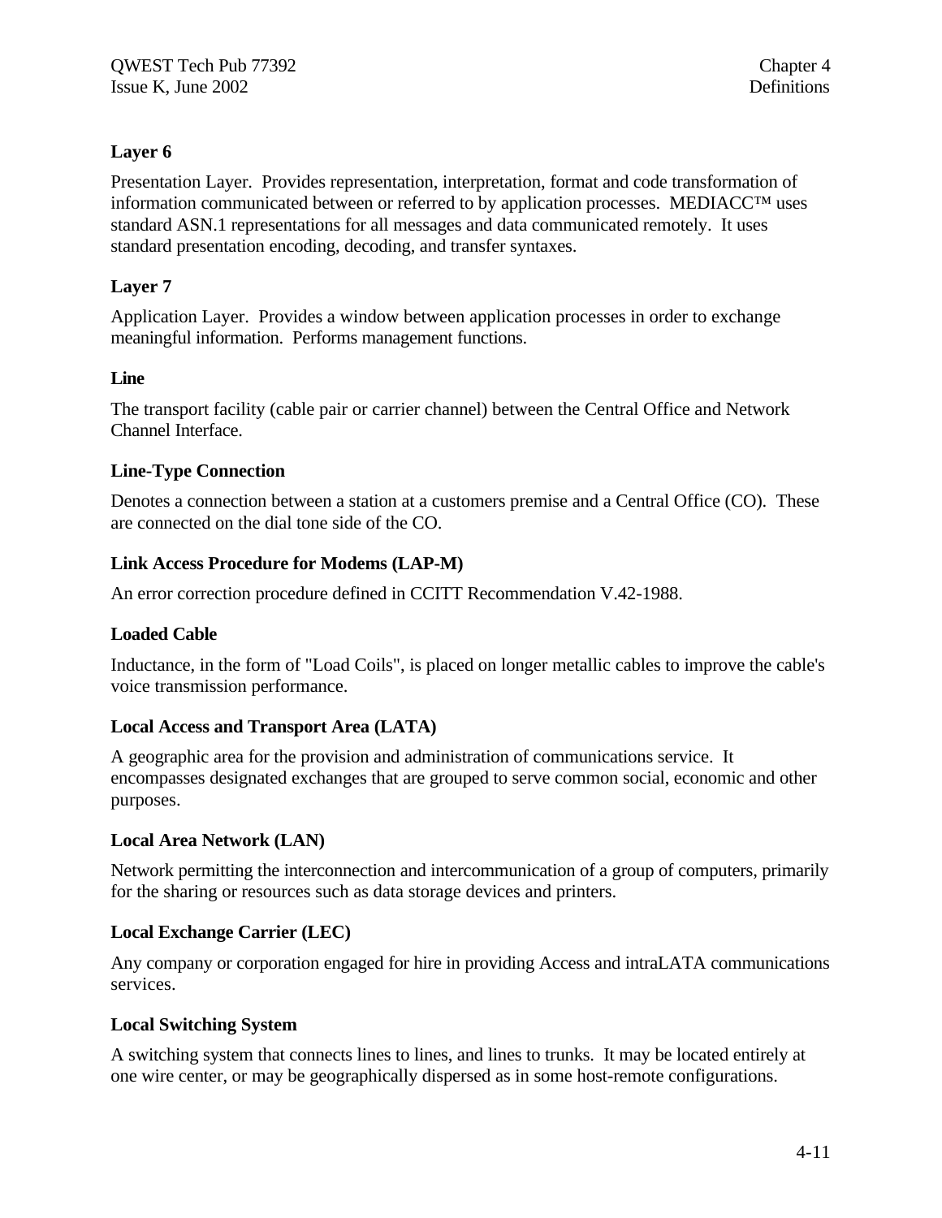**Layer 6**

Presentation Layer. Provides representation, interpretation, format and code transformation of information communicated between or referred to by application processes. MEDIACC™ uses standard ASN.1 representations for all messages and data communicated remotely. It uses standard presentation encoding, decoding, and transfer syntaxes.

**Layer 7**

Application Layer. Provides a window between application processes in order to exchange meaningful information. Performs management functions.

**Line**

The transport facility (cable pair or carrier channel) between the Central Office and Network Channel Interface.

**Line-Type Connection**

Denotes a connection between a station at a customers premise and a Central Office (CO). These are connected on the dial tone side of the CO.

**Link Access Procedure for Modems (LAP-M)**

An error correction procedure defined in CCITT Recommendation V.42-1988.

**Loaded Cable**

Inductance, in the form of "Load Coils", is placed on longer metallic cables to improve the cable's voice transmission performance.

**Local Access and Transport Area (LATA)**

A geographic area for the provision and administration of communications service. It encompasses designated exchanges that are grouped to serve common social, economic and other purposes.

**Local Area Network (LAN)**

Network permitting the interconnection and intercommunication of a group of computers, primarily for the sharing or resources such as data storage devices and printers.

**Local Exchange Carrier (LEC)**

Any company or corporation engaged for hire in providing Access and intraLATA communications services.

**Local Switching System**

A switching system that connects lines to lines, and lines to trunks. It may be located entirely at one wire center, or may be geographically dispersed as in some host-remote configurations.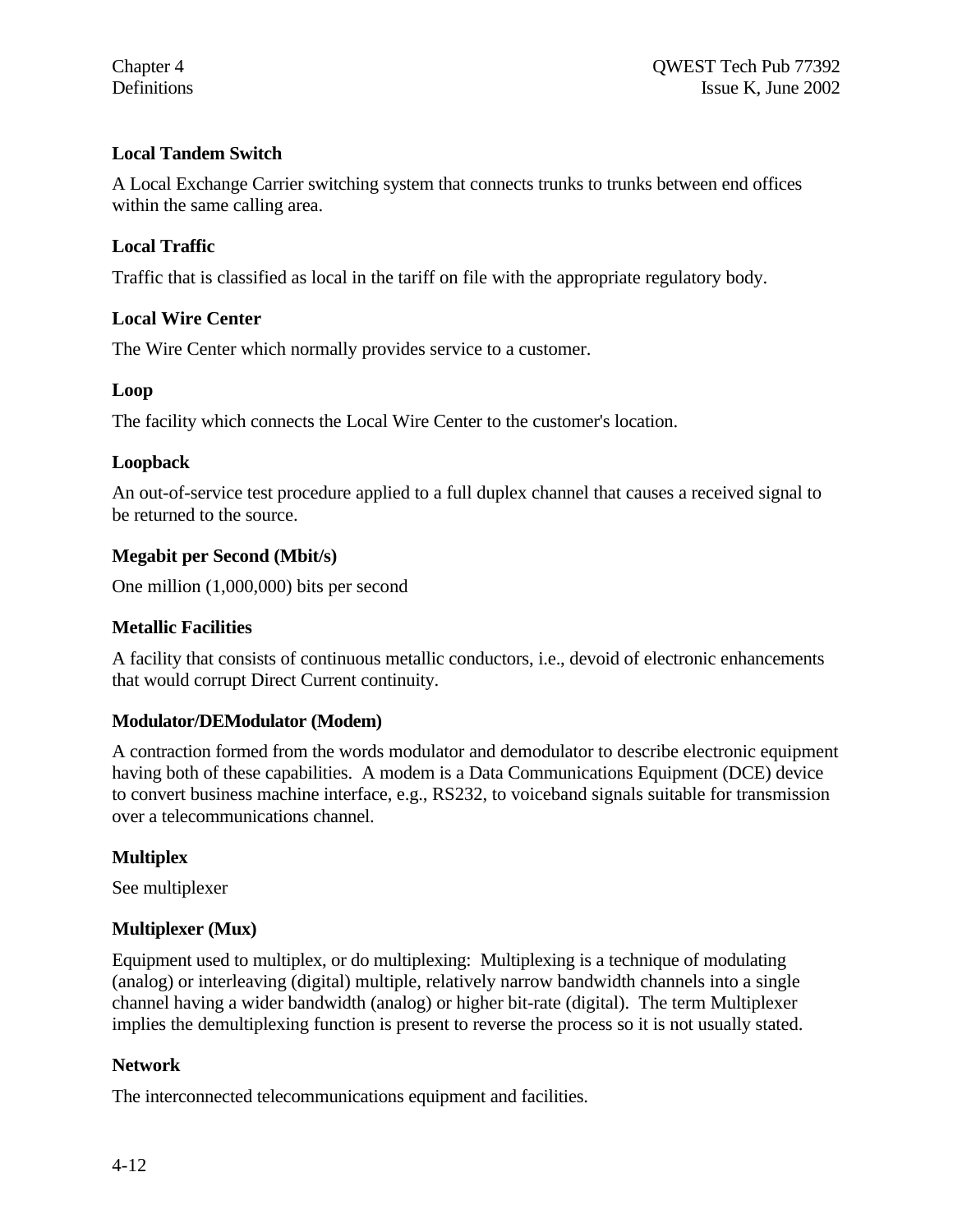**Local Tandem Switch**

A Local Exchange Carrier switching system that connects trunks to trunks between end offices within the same calling area.

**Local Traffic**

Traffic that is classified as local in the tariff on file with the appropriate regulatory body.

**Local Wire Center**

The Wire Center which normally provides service to a customer.

**Loop**

The facility which connects the Local Wire Center to the customer's location.

**Loopback**

An out-of-service test procedure applied to a full duplex channel that causes a received signal to be returned to the source.

**Megabit per Second (Mbit/s)**

One million (1,000,000) bits per second

**Metallic Facilities**

A facility that consists of continuous metallic conductors, i.e., devoid of electronic enhancements that would corrupt Direct Current continuity.

**Modulator/DEModulator (Modem)**

A contraction formed from the words modulator and demodulator to describe electronic equipment having both of these capabilities. A modem is a Data Communications Equipment (DCE) device to convert business machine interface, e.g., RS232, to voiceband signals suitable for transmission over a telecommunications channel.

**Multiplex**

See multiplexer

**Multiplexer (Mux)**

Equipment used to multiplex, or do multiplexing: Multiplexing is a technique of modulating (analog) or interleaving (digital) multiple, relatively narrow bandwidth channels into a single channel having a wider bandwidth (analog) or higher bit-rate (digital). The term Multiplexer implies the demultiplexing function is present to reverse the process so it is not usually stated.

**Network**

The interconnected telecommunications equipment and facilities.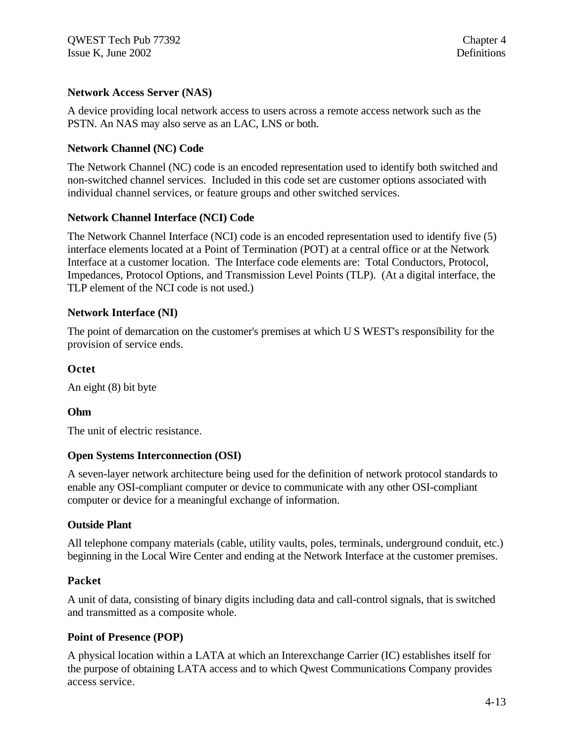**Network Access Server (NAS)**

A device providing local network access to users across a remote access network such as the PSTN. An NAS may also serve as an LAC, LNS or both.

**Network Channel (NC) Code**

The Network Channel (NC) code is an encoded representation used to identify both switched and non-switched channel services. Included in this code set are customer options associated with individual channel services, or feature groups and other switched services.

**Network Channel Interface (NCI) Code**

The Network Channel Interface (NCI) code is an encoded representation used to identify five (5) interface elements located at a Point of Termination (POT) at a central office or at the Network Interface at a customer location. The Interface code elements are: Total Conductors, Protocol, Impedances, Protocol Options, and Transmission Level Points (TLP). (At a digital interface, the TLP element of the NCI code is not used.)

**Network Interface (NI)**

The point of demarcation on the customer's premises at which U S WEST's responsibility for the provision of service ends.

**Octet**

An eight (8) bit byte

**Ohm**

The unit of electric resistance.

**Open Systems Interconnection (OSI)**

A seven-layer network architecture being used for the definition of network protocol standards to enable any OSI-compliant computer or device to communicate with any other OSI-compliant computer or device for a meaningful exchange of information.

**Outside Plant**

All telephone company materials (cable, utility vaults, poles, terminals, underground conduit, etc.) beginning in the Local Wire Center and ending at the Network Interface at the customer premises.

**Packet**

A unit of data, consisting of binary digits including data and call-control signals, that is switched and transmitted as a composite whole.

**Point of Presence (POP)**

A physical location within a LATA at which an Interexchange Carrier (IC) establishes itself for the purpose of obtaining LATA access and to which Qwest Communications Company provides access service.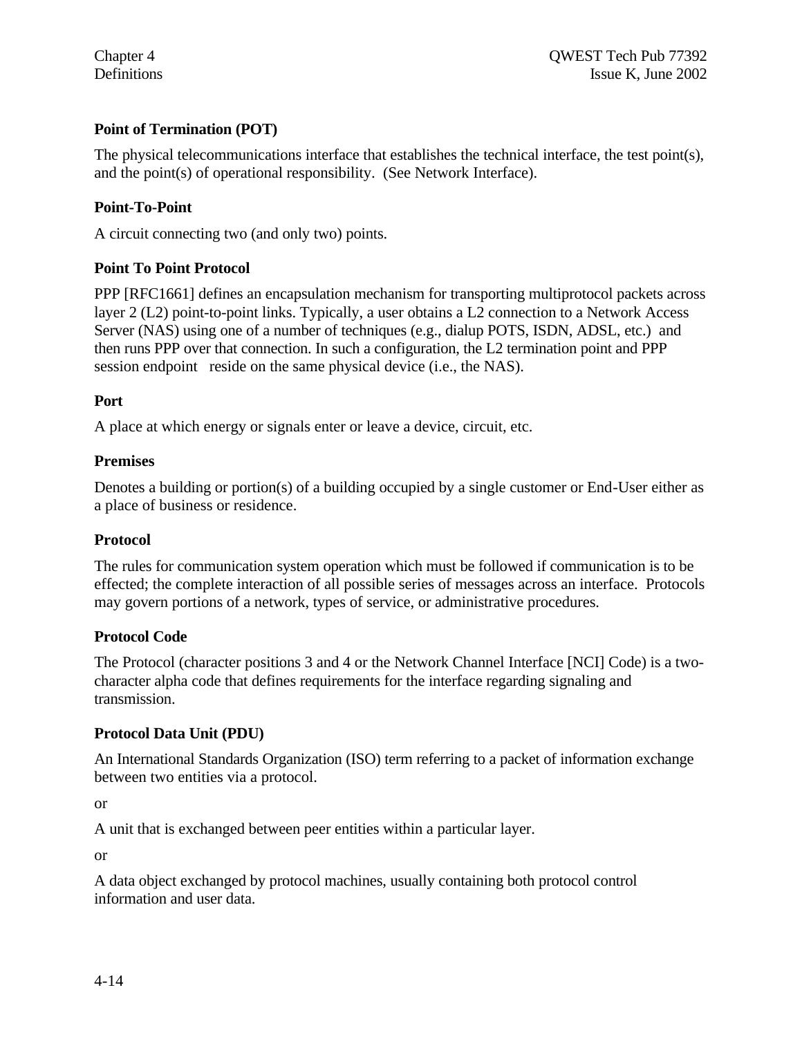**Point of Termination (POT)**

The physical telecommunications interface that establishes the technical interface, the test point(s), and the point(s) of operational responsibility. (See Network Interface).

**Point-To-Point**

A circuit connecting two (and only two) points.

**Point To Point Protocol**

PPP [RFC1661] defines an encapsulation mechanism for transporting multiprotocol packets across layer 2 (L2) point-to-point links. Typically, a user obtains a L2 connection to a Network Access Server (NAS) using one of a number of techniques (e.g., dialup POTS, ISDN, ADSL, etc.) and then runs PPP over that connection. In such a configuration, the L2 termination point and PPP session endpoint reside on the same physical device (i.e., the NAS).

**Port**

A place at which energy or signals enter or leave a device, circuit, etc.

**Premises**

Denotes a building or portion(s) of a building occupied by a single customer or End-User either as a place of business or residence.

**Protocol**

The rules for communication system operation which must be followed if communication is to be effected; the complete interaction of all possible series of messages across an interface. Protocols may govern portions of a network, types of service, or administrative procedures.

**Protocol Code**

The Protocol (character positions 3 and 4 or the Network Channel Interface [NCI] Code) is a two-character alpha code that defines requirements for the interface regarding signaling and transmission.

**Protocol Data Unit (PDU)**

An International Standards Organization (ISO) term referring to a packet of information exchange between two entities via a protocol.

or

A unit that is exchanged between peer entities within a particular layer.

or

A data object exchanged by protocol machines, usually containing both protocol control information and user data.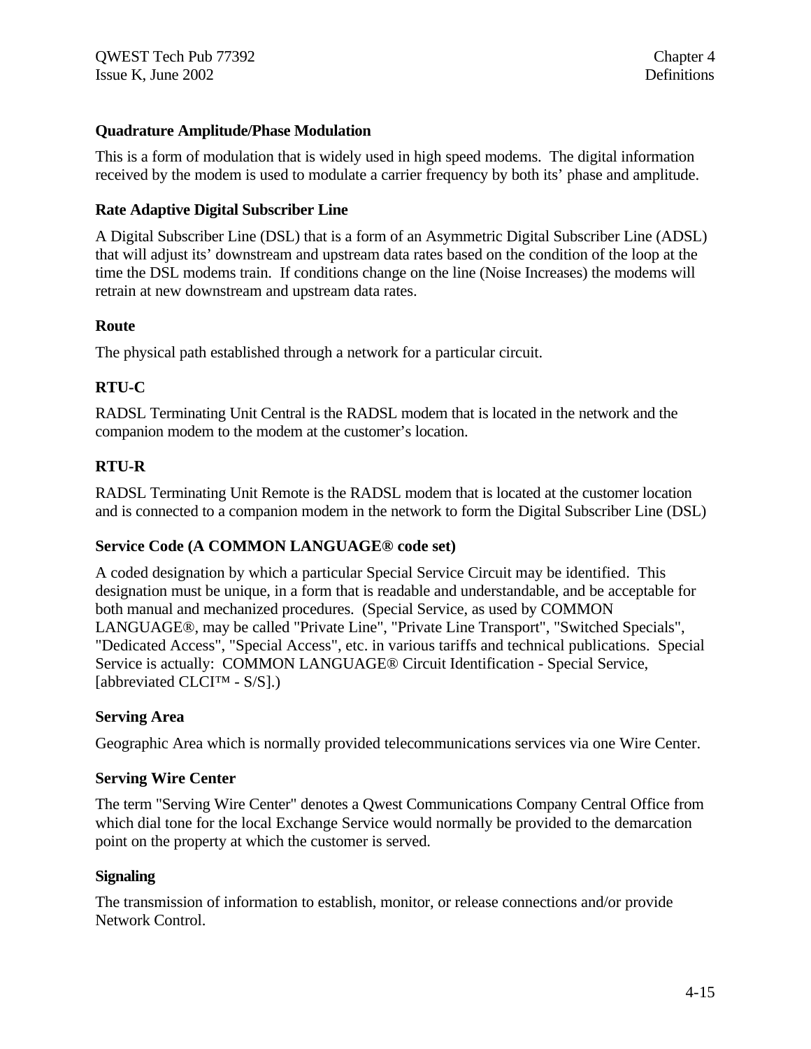**Quadrature Amplitude/Phase Modulation**

This is a form of modulation that is widely used in high speed modems. The digital information received by the modem is used to modulate a carrier frequency by both its' phase and amplitude.

**Rate Adaptive Digital Subscriber Line**

A Digital Subscriber Line (DSL) that is a form of an Asymmetric Digital Subscriber Line (ADSL) that will adjust its' downstream and upstream data rates based on the condition of the loop at the time the DSL modems train. If conditions change on the line (Noise Increases) the modems will retrain at new downstream and upstream data rates.

**Route**

The physical path established through a network for a particular circuit.

**RTU-C**

RADSL Terminating Unit Central is the RADSL modem that is located in the network and the companion modem to the modem at the customer's location.

**RTU-R**

RADSL Terminating Unit Remote is the RADSL modem that is located at the customer location and is connected to a companion modem in the network to form the Digital Subscriber Line (DSL)

**Service Code (A COMMON LANGUAGE® code set)**

A coded designation by which a particular Special Service Circuit may be identified. This designation must be unique, in a form that is readable and understandable, and be acceptable for both manual and mechanized procedures. (Special Service, as used by COMMON LANGUAGE®, may be called "Private Line", "Private Line Transport", "Switched Specials", "Dedicated Access", "Special Access", etc. in various tariffs and technical publications. Special Service is actually: COMMON LANGUAGE® Circuit Identification - Special Service, [abbreviated CLCI™ - S/S].)

**Serving Area**

Geographic Area which is normally provided telecommunications services via one Wire Center.

**Serving Wire Center**

The term "Serving Wire Center" denotes a Qwest Communications Company Central Office from which dial tone for the local Exchange Service would normally be provided to the demarcation point on the property at which the customer is served.

**Signaling**

The transmission of information to establish, monitor, or release connections and/or provide Network Control.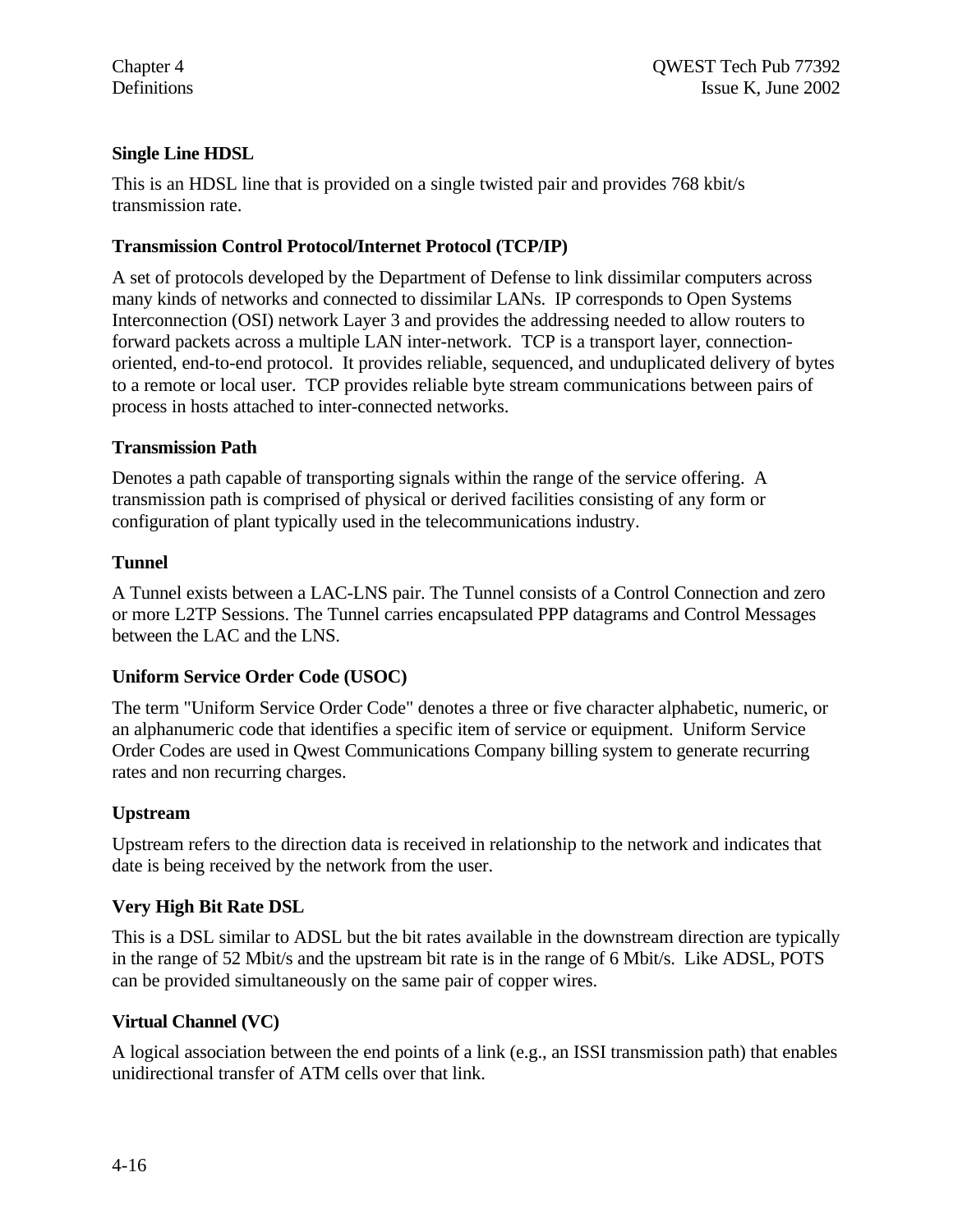### Single Line HDSL

This is an HDSL line that is provided on a single twisted pair and provides 768 kbit/s transmission rate.

### Transmission Control Protocol/Internet Protocol (TCP/IP)

A set of protocols developed by the Department of Defense to link dissimilar computers across many kinds of networks and connected to dissimilar LANs. IP corresponds to Open Systems Interconnection (OSI) network Layer 3 and provides the addressing needed to allow routers to forward packets across a multiple LAN inter-network. TCP is a transport layer, connection-oriented, end-to-end protocol. It provides reliable, sequenced, and unduplicated delivery of bytes to a remote or local user. TCP provides reliable byte stream communications between pairs of process in hosts attached to inter-connected networks.

### Transmission Path

Denotes a path capable of transporting signals within the range of the service offering. A transmission path is comprised of physical or derived facilities consisting of any form or configuration of plant typically used in the telecommunications industry.

### Tunnel

A Tunnel exists between a LAC-LNS pair. The Tunnel consists of a Control Connection and zero or more L2TP Sessions. The Tunnel carries encapsulated PPP datagrams and Control Messages between the LAC and the LNS.

### Uniform Service Order Code (USOC)

The term "Uniform Service Order Code" denotes a three or five character alphabetic, numeric, or an alphanumeric code that identifies a specific item of service or equipment. Uniform Service Order Codes are used in Qwest Communications Company billing system to generate recurring rates and non recurring charges.

### Upstream

Upstream refers to the direction data is received in relationship to the network and indicates that date is being received by the network from the user.

### Very High Bit Rate DSL

This is a DSL similar to ADSL but the bit rates available in the downstream direction are typically in the range of 52 Mbit/s and the upstream bit rate is in the range of 6 Mbit/s. Like ADSL, POTS can be provided simultaneously on the same pair of copper wires.

### Virtual Channel (VC)

A logical association between the end points of a link (e.g., an ISSI transmission path) that enables unidirectional transfer of ATM cells over that link.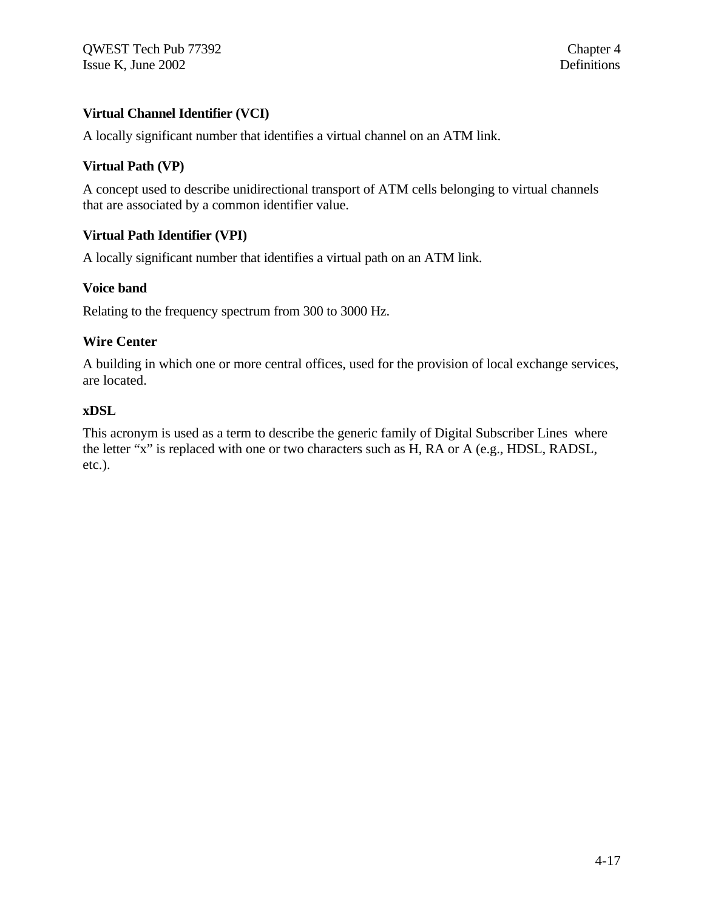**Virtual Channel Identifier (VCI)**

A locally significant number that identifies a virtual channel on an ATM link.

**Virtual Path (VP)**

A concept used to describe unidirectional transport of ATM cells belonging to virtual channels that are associated by a common identifier value.

**Virtual Path Identifier (VPI)**

A locally significant number that identifies a virtual path on an ATM link.

**Voice band**

Relating to the frequency spectrum from 300 to 3000 Hz.

**Wire Center**

A building in which one or more central offices, used for the provision of local exchange services, are located.

**xDSL**

This acronym is used as a term to describe the generic family of Digital Subscriber Lines where the letter "x" is replaced with one or two characters such as H, RA or A (e.g., HDSL, RADSL, etc.).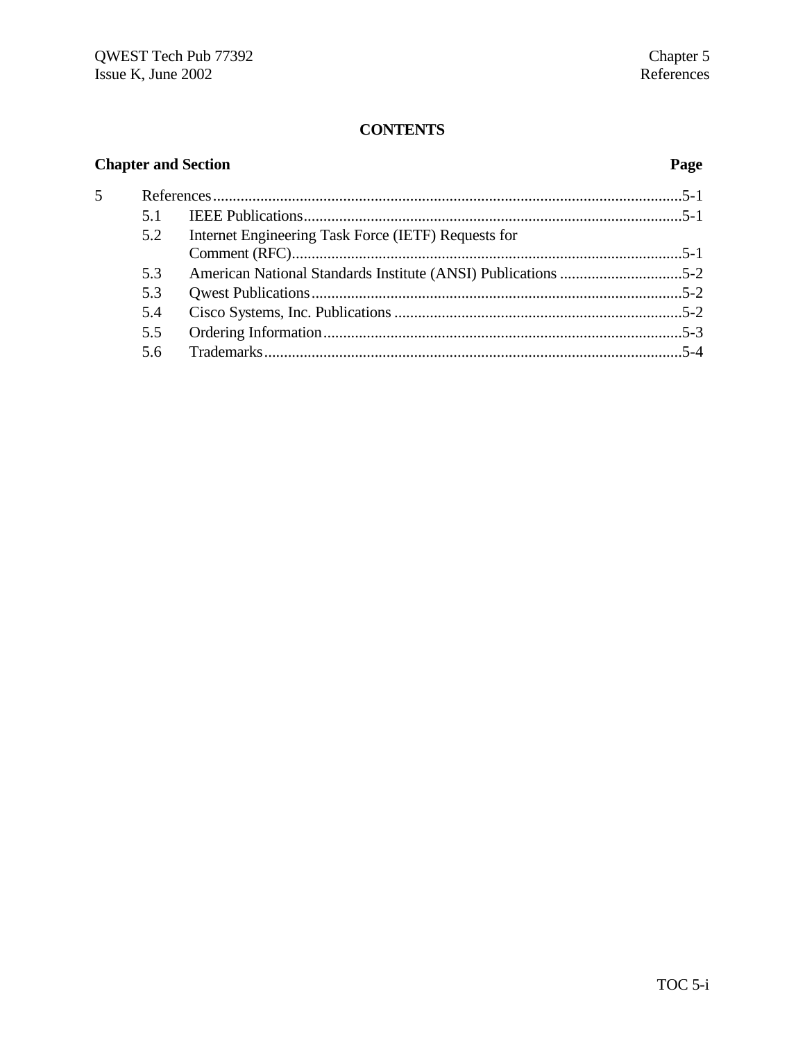**CONTENTS**

| Chapter and Section | | Page |
|---|---|---|
| 5 | References | 5-1 |
| 5.1 | IEEE Publications | 5-1 |
| 5.2 | Internet Engineering Task Force (IETF) Requests for Comment (RFC) | 5-1 |
| 5.3 | American National Standards Institute (ANSI) Publications | 5-2 |
| 5.3 | Qwest Publications | 5-2 |
| 5.4 | Cisco Systems, Inc. Publications | 5-2 |
| 5.5 | Ordering Information | 5-3 |
| 5.6 | Trademarks | 5-4 |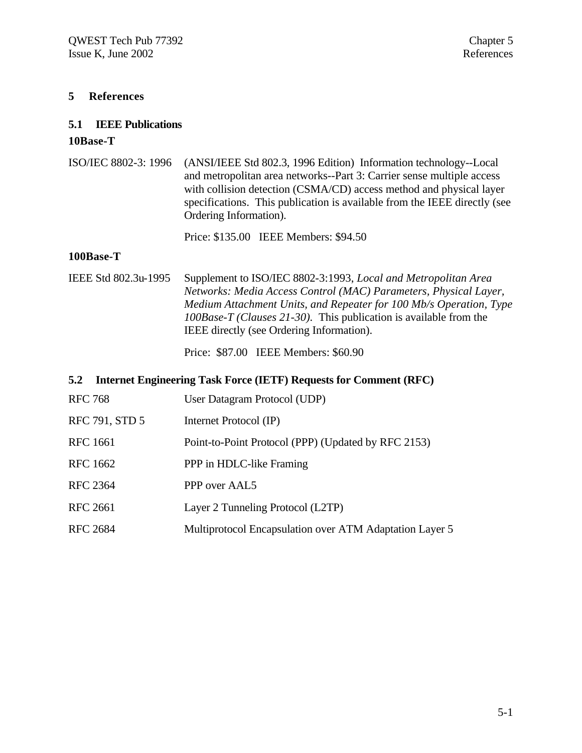# 5 References

## 5.1 IEEE Publications

### 10Base-T

| | |
|---|---|
| ISO/IEC 8802-3: 1996 | (ANSI/IEEE Std 802.3, 1996 Edition) Information technology--Local and metropolitan area networks--Part 3: Carrier sense multiple access with collision detection (CSMA/CD) access method and physical layer specifications. This publication is available from the IEEE directly (see Ordering Information).<br><br>Price: $135.00 IEEE Members: $94.50 |

### 100Base-T

| | |
|---|---|
| IEEE Std 802.3u-1995 | Supplement to ISO/IEC 8802-3:1993, *Local and Metropolitan Area Networks: Media Access Control (MAC) Parameters, Physical Layer, Medium Attachment Units, and Repeater for 100 Mb/s Operation, Type 100Base-T (Clauses 21-30)*. This publication is available from the IEEE directly (see Ordering Information).<br><br>Price: $87.00 IEEE Members: $60.90 |

## 5.2 Internet Engineering Task Force (IETF) Requests for Comment (RFC)

| | |
|---|---|
| RFC 768 | User Datagram Protocol (UDP) |
| RFC 791, STD 5 | Internet Protocol (IP) |
| RFC 1661 | Point-to-Point Protocol (PPP) (Updated by RFC 2153) |
| RFC 1662 | PPP in HDLC-like Framing |
| RFC 2364 | PPP over AAL5 |
| RFC 2661 | Layer 2 Tunneling Protocol (L2TP) |
| RFC 2684 | Multiprotocol Encapsulation over ATM Adaptation Layer 5 |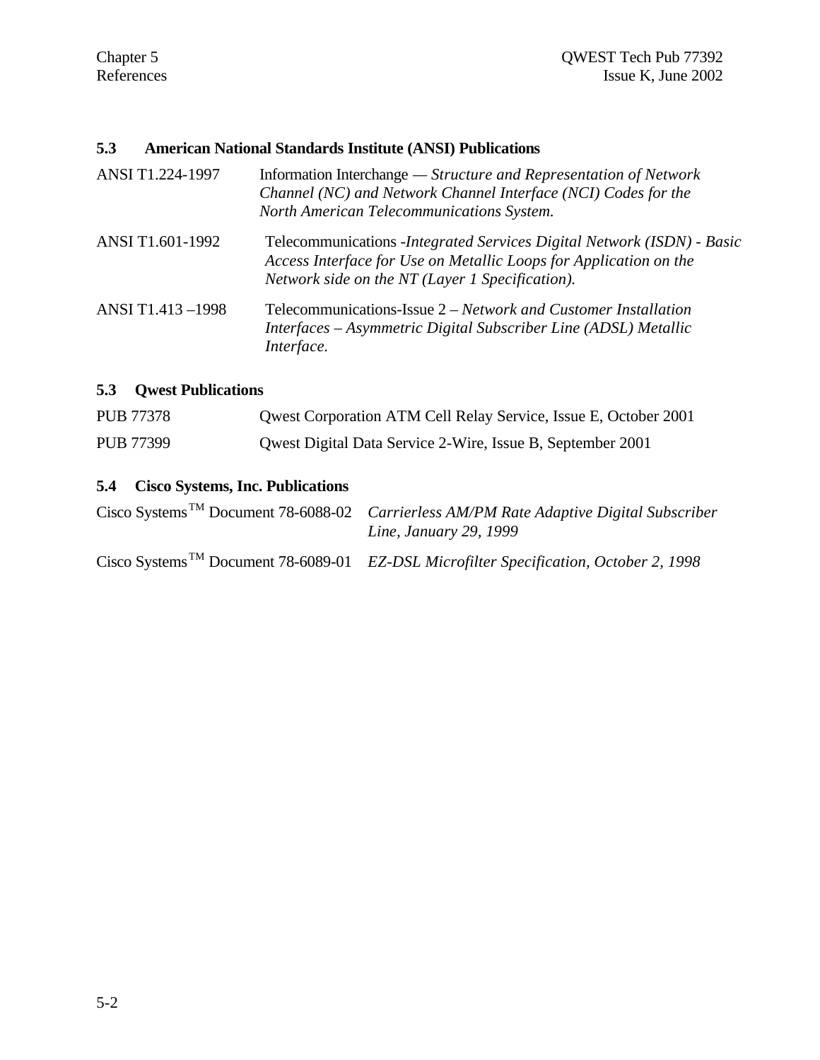## 5.3 American National Standards Institute (ANSI) Publications

| | |
|---|---|
| ANSI T1.224-1997 | Information Interchange — *Structure and Representation of Network Channel (NC) and Network Channel Interface (NCI) Codes for the North American Telecommunications System.* |
| ANSI T1.601-1992 | Telecommunications -*Integrated Services Digital Network (ISDN) - Basic Access Interface for Use on Metallic Loops for Application on the Network side on the NT (Layer 1 Specification).* |
| ANSI T1.413 –1998 | Telecommunications-Issue 2 – *Network and Customer Installation Interfaces – Asymmetric Digital Subscriber Line (ADSL) Metallic Interface.* |

## 5.3 Qwest Publications

| | |
|---|---|
| PUB 77378 | Qwest Corporation ATM Cell Relay Service, Issue E, October 2001 |
| PUB 77399 | Qwest Digital Data Service 2-Wire, Issue B, September 2001 |

## 5.4 Cisco Systems, Inc. Publications

| | |
|---|---|
| Cisco Systems™ Document 78-6088-02 | *Carrierless AM/PM Rate Adaptive Digital Subscriber Line, January 29, 1999* |
| Cisco Systems™ Document 78-6089-01 | *EZ-DSL Microfilter Specification, October 2, 1998* |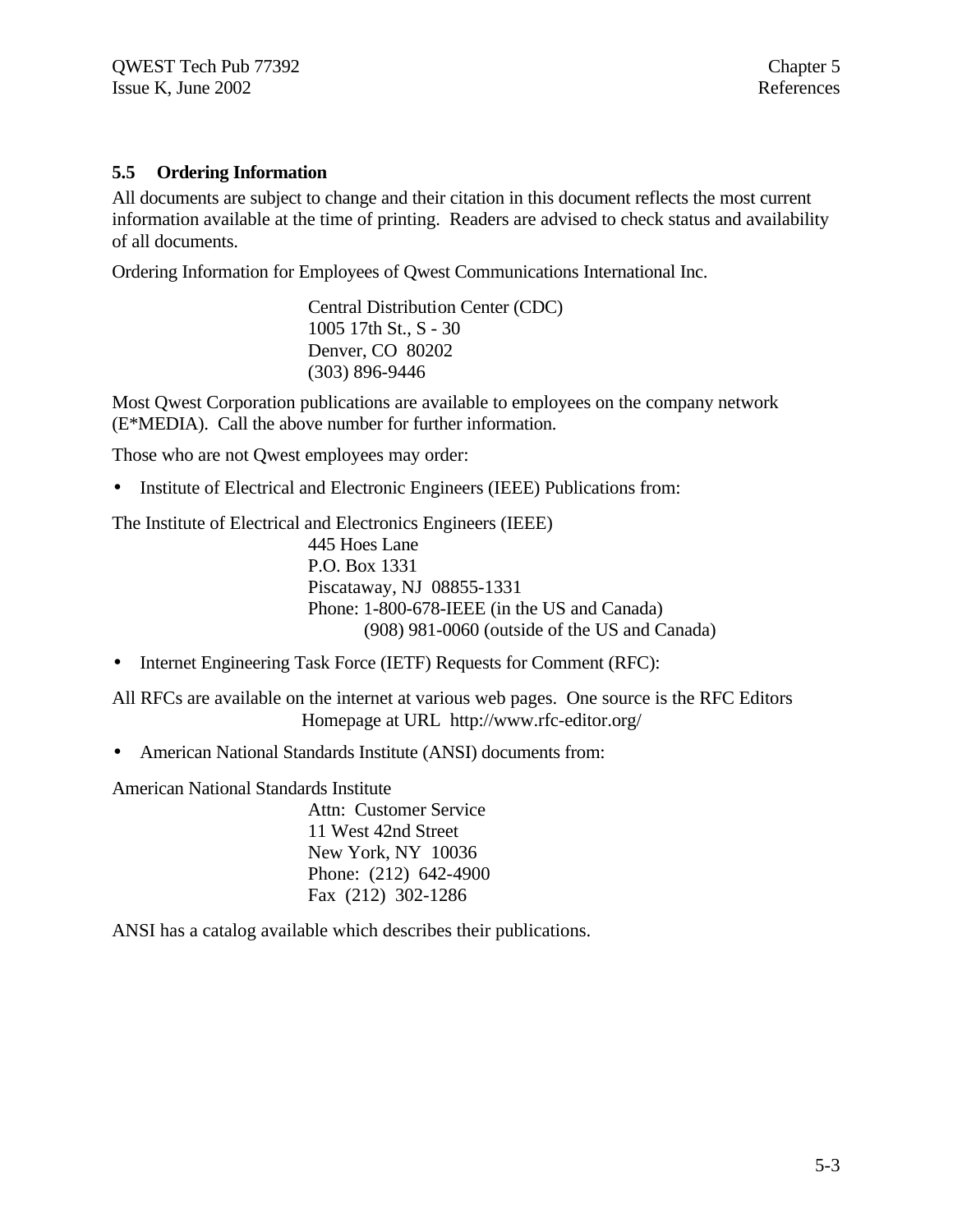## 5.5 Ordering Information

All documents are subject to change and their citation in this document reflects the most current information available at the time of printing. Readers are advised to check status and availability of all documents.

Ordering Information for Employees of Qwest Communications International Inc.

> Central Distribution Center (CDC)
> 1005 17th St., S - 30
> Denver, CO 80202
> (303) 896-9446

Most Qwest Corporation publications are available to employees on the company network (E*MEDIA). Call the above number for further information.

Those who are not Qwest employees may order:

- Institute of Electrical and Electronic Engineers (IEEE) Publications from:

The Institute of Electrical and Electronics Engineers (IEEE)

> 445 Hoes Lane
> P.O. Box 1331
> Piscataway, NJ 08855-1331
> Phone: 1-800-678-IEEE (in the US and Canada)
> (908) 981-0060 (outside of the US and Canada)

- Internet Engineering Task Force (IETF) Requests for Comment (RFC):

All RFCs are available on the internet at various web pages. One source is the RFC Editors Homepage at URL http://www.rfc-editor.org/

- American National Standards Institute (ANSI) documents from:

American National Standards Institute

> Attn: Customer Service
> 11 West 42nd Street
> New York, NY 10036
> Phone: (212) 642-4900
> Fax (212) 302-1286

ANSI has a catalog available which describes their publications.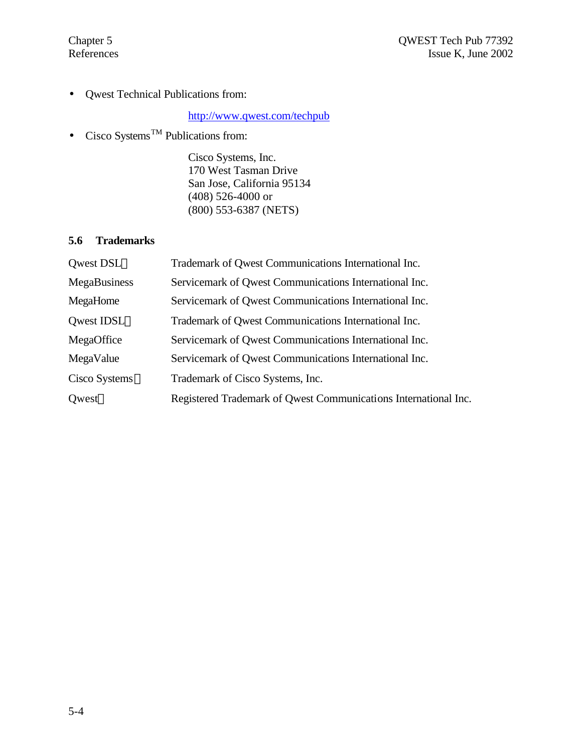- Qwest Technical Publications from:

  http://www.qwest.com/techpub

- Cisco Systems™ Publications from:

  Cisco Systems, Inc.
  170 West Tasman Drive
  San Jose, California 95134
  (408) 526-4000 or
  (800) 553-6387 (NETS)

### 5.6 Trademarks

| | |
|---|---|
| Qwest DSL℠ | Trademark of Qwest Communications International Inc. |
| MegaBusiness | Servicemark of Qwest Communications International Inc. |
| MegaHome | Servicemark of Qwest Communications International Inc. |
| Qwest IDSL℠ | Trademark of Qwest Communications International Inc. |
| MegaOffice | Servicemark of Qwest Communications International Inc. |
| MegaValue | Servicemark of Qwest Communications International Inc. |
| Cisco Systems™ | Trademark of Cisco Systems, Inc. |
| Qwest® | Registered Trademark of Qwest Communications International Inc. |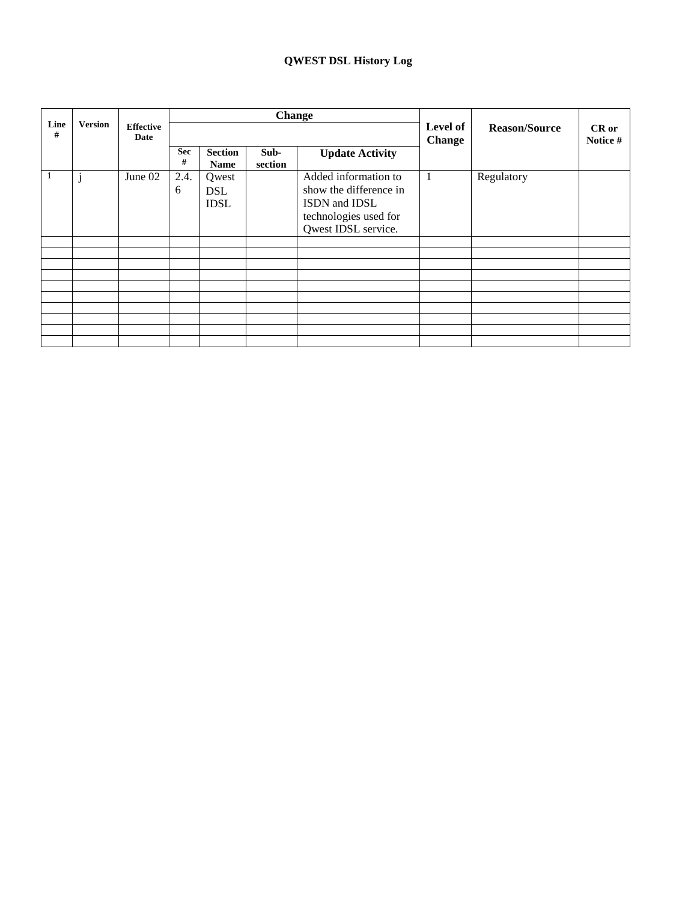# QWEST DSL History Log

| Line # | Version | Effective Date | Change | | | | Level of Change | Reason/Source | CR or Notice # |
|---|---|---|---|---|---|---|---|---|---|
| | | | Sec # | Section Name | Sub-section | Update Activity | | | |
| 1 | j | June 02 | 2.4.6 | Qwest DSL IDSL | | Added information to show the difference in ISDN and IDSL technologies used for Qwest IDSL service. | 1 | Regulatory | |
| | | | | | | | | | |
| | | | | | | | | | |
| | | | | | | | | | |
| | | | | | | | | | |
| | | | | | | | | | |
| | | | | | | | | | |
| | | | | | | | | | |
| | | | | | | | | | |
| | | | | | | | | | |
| | | | | | | | | | |